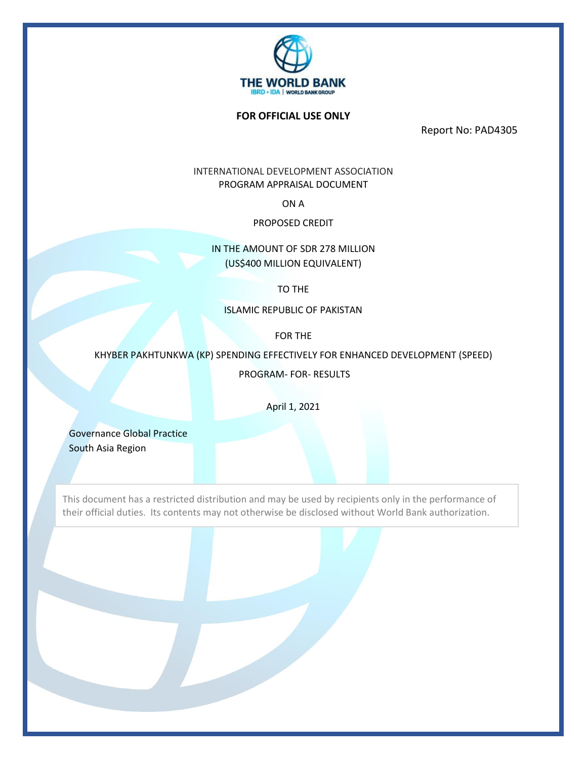**FOR OFFICIAL USE ONLY**

Report No: PAD4305

INTERNATIONAL DEVELOPMENT ASSOCIATION

PROGRAM APPRAISAL DOCUMENT

ON A

PROPOSED CREDIT

IN THE AMOUNT OF SDR 278 MILLION

(US$400 MILLION EQUIVALENT)

TO THE

ISLAMIC REPUBLIC OF PAKISTAN

FOR THE

KHYBER PAKHTUNKWA (KP) SPENDING EFFECTIVELY FOR ENHANCED DEVELOPMENT (SPEED)

PROGRAM- FOR- RESULTS

April 1, 2021

Governance Global Practice

South Asia Region

This document has a restricted distribution and may be used by recipients only in the performance of their official duties. Its contents may not otherwise be disclosed without World Bank authorization.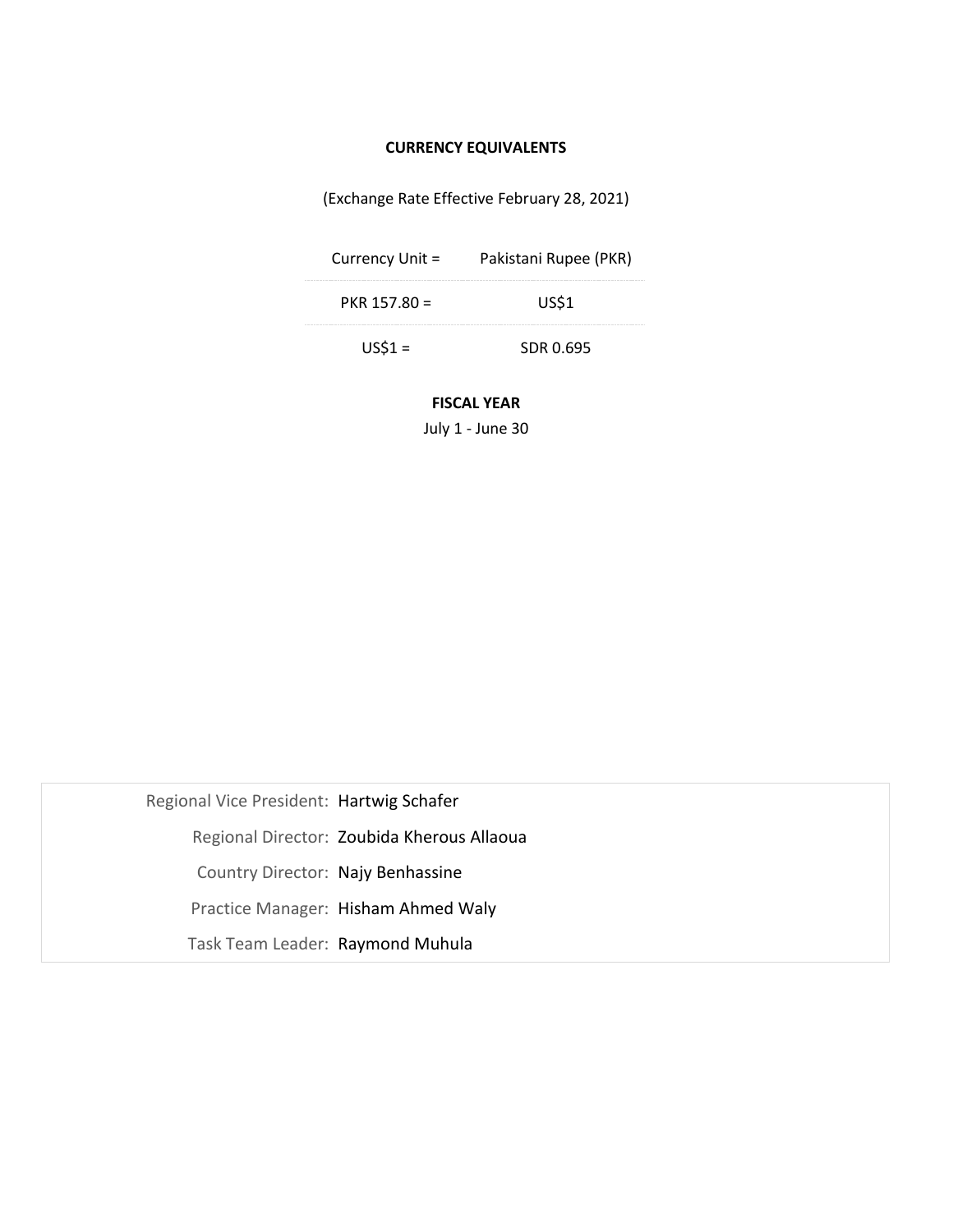**CURRENCY EQUIVALENTS**

(Exchange Rate Effective February 28, 2021)

| Currency Unit = | Pakistani Rupee (PKR) |
|---|---|
| PKR 157.80 = | US$1 |
| US$1 = | SDR 0.695 |

**FISCAL YEAR**

July 1 - June 30

| | |
|---|---|
| Regional Vice President: | Hartwig Schafer |
| Regional Director: | Zoubida Kherous Allaoua |
| Country Director: | Najy Benhassine |
| Practice Manager: | Hisham Ahmed Waly |
| Task Team Leader: | Raymond Muhula |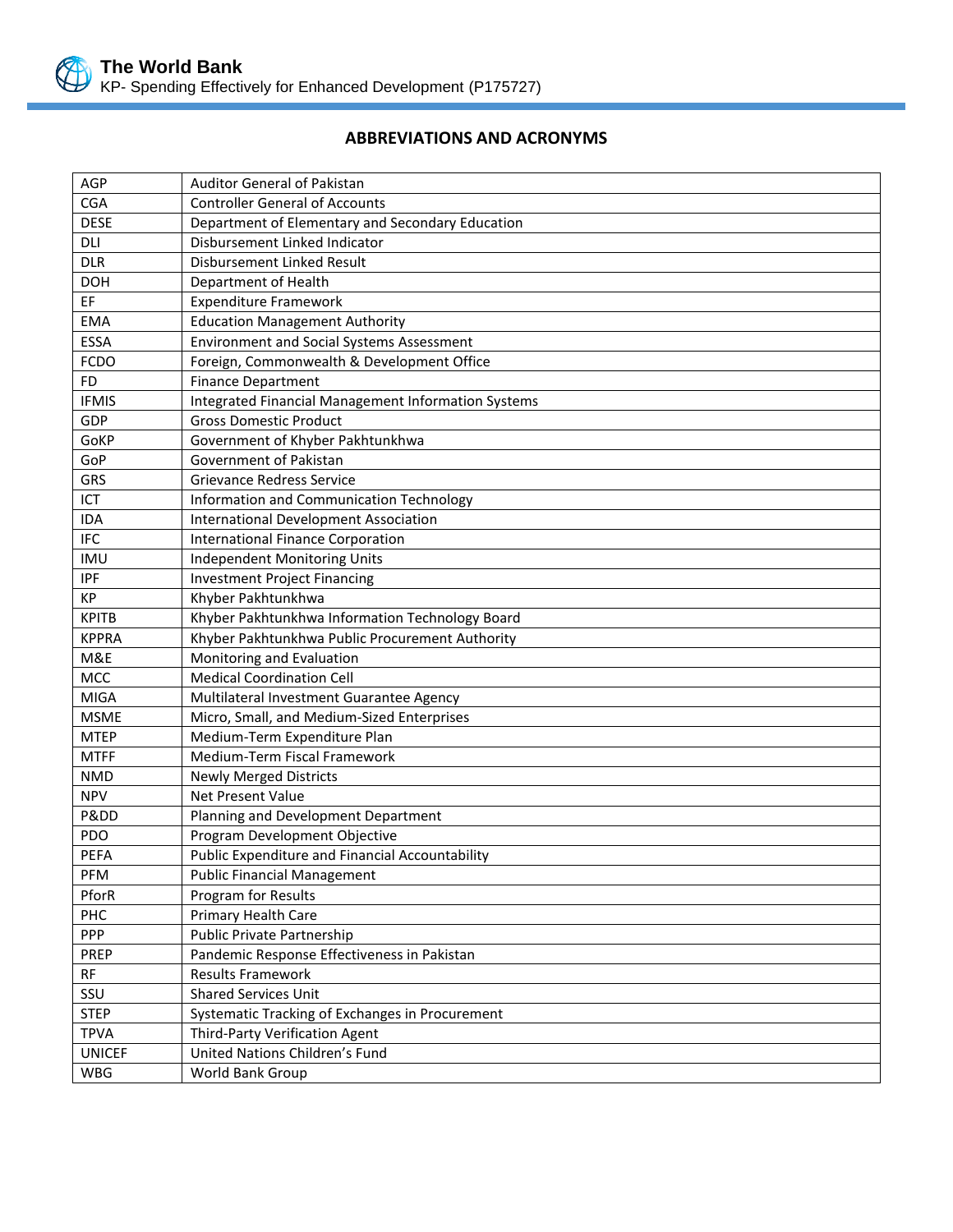## ABBREVIATIONS AND ACRONYMS

| | |
|---|---|
| AGP | Auditor General of Pakistan |
| CGA | Controller General of Accounts |
| DESE | Department of Elementary and Secondary Education |
| DLI | Disbursement Linked Indicator |
| DLR | Disbursement Linked Result |
| DOH | Department of Health |
| EF | Expenditure Framework |
| EMA | Education Management Authority |
| ESSA | Environment and Social Systems Assessment |
| FCDO | Foreign, Commonwealth & Development Office |
| FD | Finance Department |
| IFMIS | Integrated Financial Management Information Systems |
| GDP | Gross Domestic Product |
| GoKP | Government of Khyber Pakhtunkhwa |
| GoP | Government of Pakistan |
| GRS | Grievance Redress Service |
| ICT | Information and Communication Technology |
| IDA | International Development Association |
| IFC | International Finance Corporation |
| IMU | Independent Monitoring Units |
| IPF | Investment Project Financing |
| KP | Khyber Pakhtunkhwa |
| KPITB | Khyber Pakhtunkhwa Information Technology Board |
| KPPRA | Khyber Pakhtunkhwa Public Procurement Authority |
| M&E | Monitoring and Evaluation |
| MCC | Medical Coordination Cell |
| MIGA | Multilateral Investment Guarantee Agency |
| MSME | Micro, Small, and Medium-Sized Enterprises |
| MTEP | Medium-Term Expenditure Plan |
| MTFF | Medium-Term Fiscal Framework |
| NMD | Newly Merged Districts |
| NPV | Net Present Value |
| P&DD | Planning and Development Department |
| PDO | Program Development Objective |
| PEFA | Public Expenditure and Financial Accountability |
| PFM | Public Financial Management |
| PforR | Program for Results |
| PHC | Primary Health Care |
| PPP | Public Private Partnership |
| PREP | Pandemic Response Effectiveness in Pakistan |
| RF | Results Framework |
| SSU | Shared Services Unit |
| STEP | Systematic Tracking of Exchanges in Procurement |
| TPVA | Third-Party Verification Agent |
| UNICEF | United Nations Children's Fund |
| WBG | World Bank Group |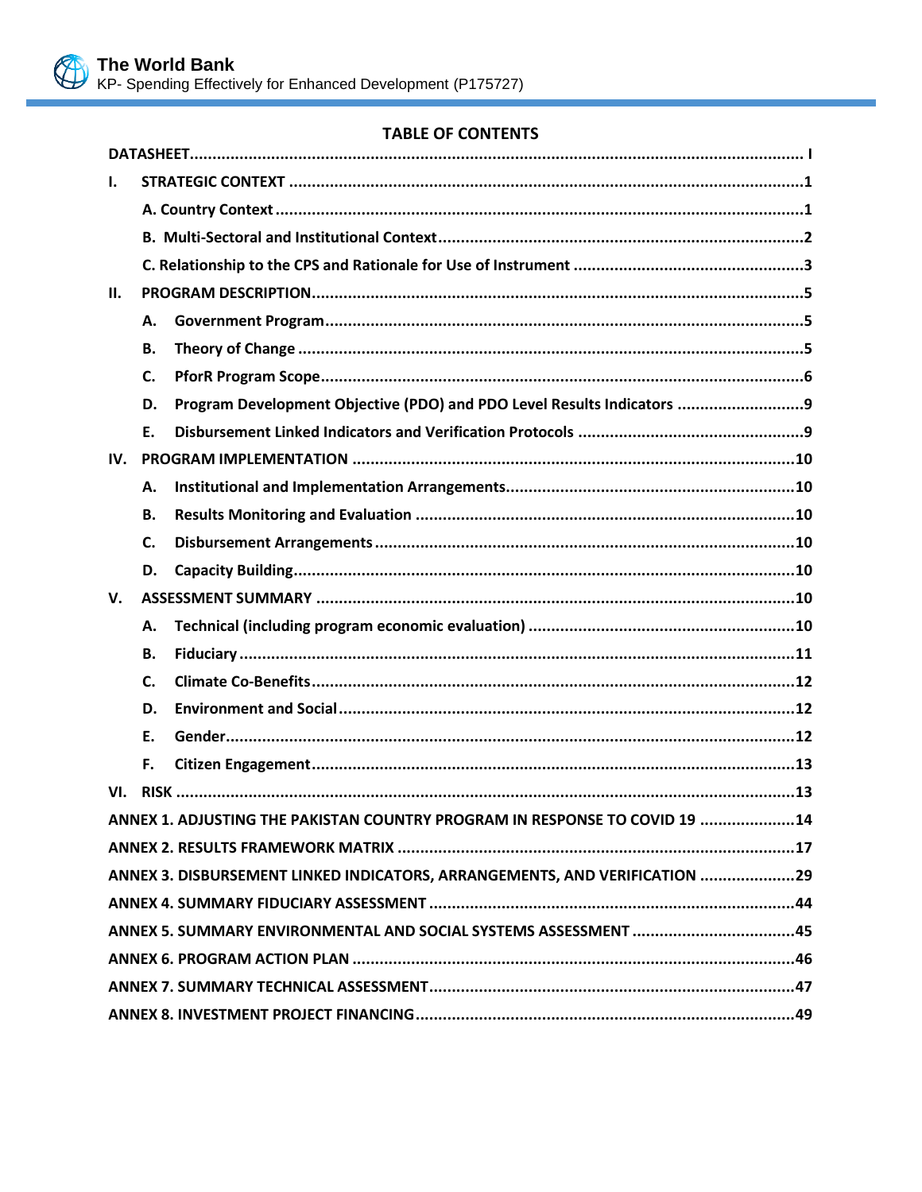## TABLE OF CONTENTS

DATASHEET ..... I

I. STRATEGIC CONTEXT ..... 1

- A. Country Context ..... 1
- B. Multi-Sectoral and Institutional Context ..... 2
- C. Relationship to the CPS and Rationale for Use of Instrument ..... 3

II. PROGRAM DESCRIPTION ..... 5

- A. Government Program ..... 5
- B. Theory of Change ..... 5
- C. PforR Program Scope ..... 6
- D. Program Development Objective (PDO) and PDO Level Results Indicators ..... 9
- E. Disbursement Linked Indicators and Verification Protocols ..... 9

IV. PROGRAM IMPLEMENTATION ..... 10

- A. Institutional and Implementation Arrangements ..... 10
- B. Results Monitoring and Evaluation ..... 10
- C. Disbursement Arrangements ..... 10
- D. Capacity Building ..... 10

V. ASSESSMENT SUMMARY ..... 10

- A. Technical (including program economic evaluation) ..... 10
- B. Fiduciary ..... 11
- C. Climate Co-Benefits ..... 12
- D. Environment and Social ..... 12
- E. Gender ..... 12
- F. Citizen Engagement ..... 13

VI. RISK ..... 13

ANNEX 1. ADJUSTING THE PAKISTAN COUNTRY PROGRAM IN RESPONSE TO COVID 19 ..... 14

ANNEX 2. RESULTS FRAMEWORK MATRIX ..... 17

ANNEX 3. DISBURSEMENT LINKED INDICATORS, ARRANGEMENTS, AND VERIFICATION ..... 29

ANNEX 4. SUMMARY FIDUCIARY ASSESSMENT ..... 44

ANNEX 5. SUMMARY ENVIRONMENTAL AND SOCIAL SYSTEMS ASSESSMENT ..... 45

ANNEX 6. PROGRAM ACTION PLAN ..... 46

ANNEX 7. SUMMARY TECHNICAL ASSESSMENT ..... 47

ANNEX 8. INVESTMENT PROJECT FINANCING ..... 49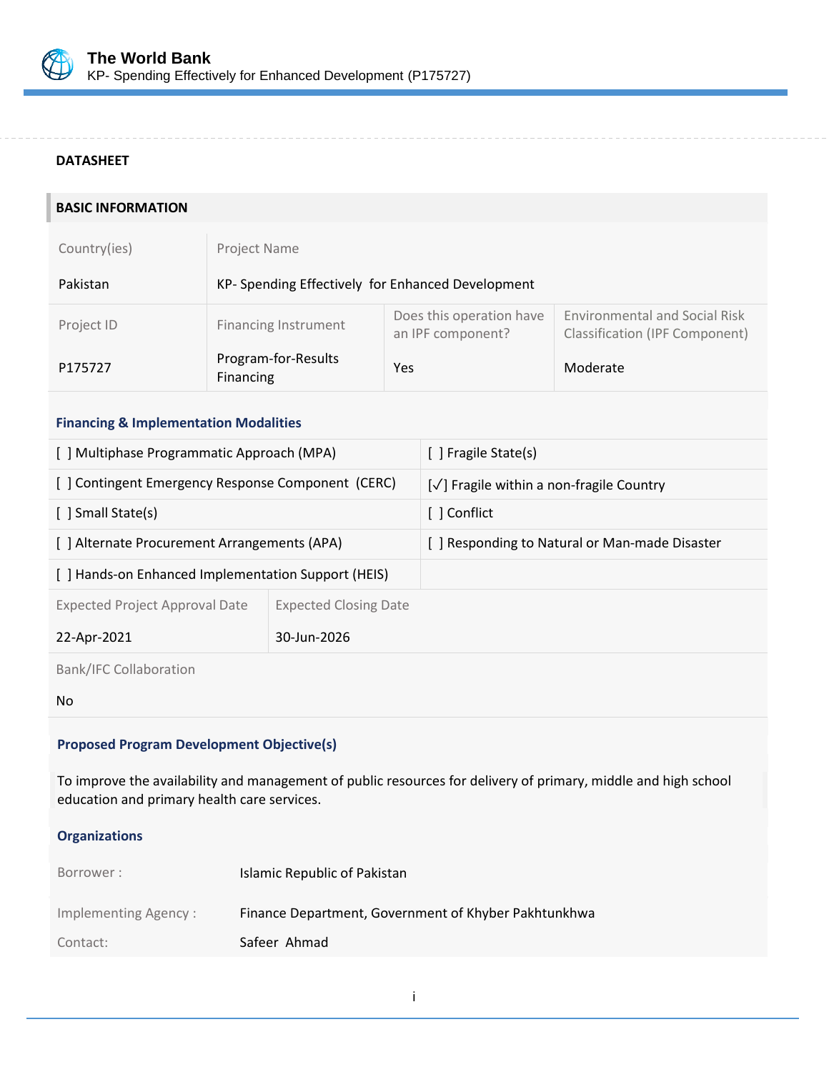## DATASHEET

### BASIC INFORMATION

| Country(ies) | Project Name | | |
|---|---|---|---|
| Pakistan | KP- Spending Effectively for Enhanced Development | | |

| Project ID | Financing Instrument | Does this operation have an IPF component? | Environmental and Social Risk Classification (IPF Component) |
|---|---|---|---|
| P175727 | Program-for-Results Financing | Yes | Moderate |

#### Financing & Implementation Modalities

| | |
|---|---|
| [ ] Multiphase Programmatic Approach (MPA) | [ ] Fragile State(s) |
| [ ] Contingent Emergency Response Component (CERC) | [√] Fragile within a non-fragile Country |
| [ ] Small State(s) | [ ] Conflict |
| [ ] Alternate Procurement Arrangements (APA) | [ ] Responding to Natural or Man-made Disaster |
| [ ] Hands-on Enhanced Implementation Support (HEIS) | |

| Expected Project Approval Date | Expected Closing Date |
|---|---|
| 22-Apr-2021 | 30-Jun-2026 |

Bank/IFC Collaboration

No

#### Proposed Program Development Objective(s)

To improve the availability and management of public resources for delivery of primary, middle and high school education and primary health care services.

#### Organizations

| | |
|---|---|
| Borrower : | Islamic Republic of Pakistan |
| Implementing Agency : | Finance Department, Government of Khyber Pakhtunkhwa |
| Contact: | Safeer Ahmad |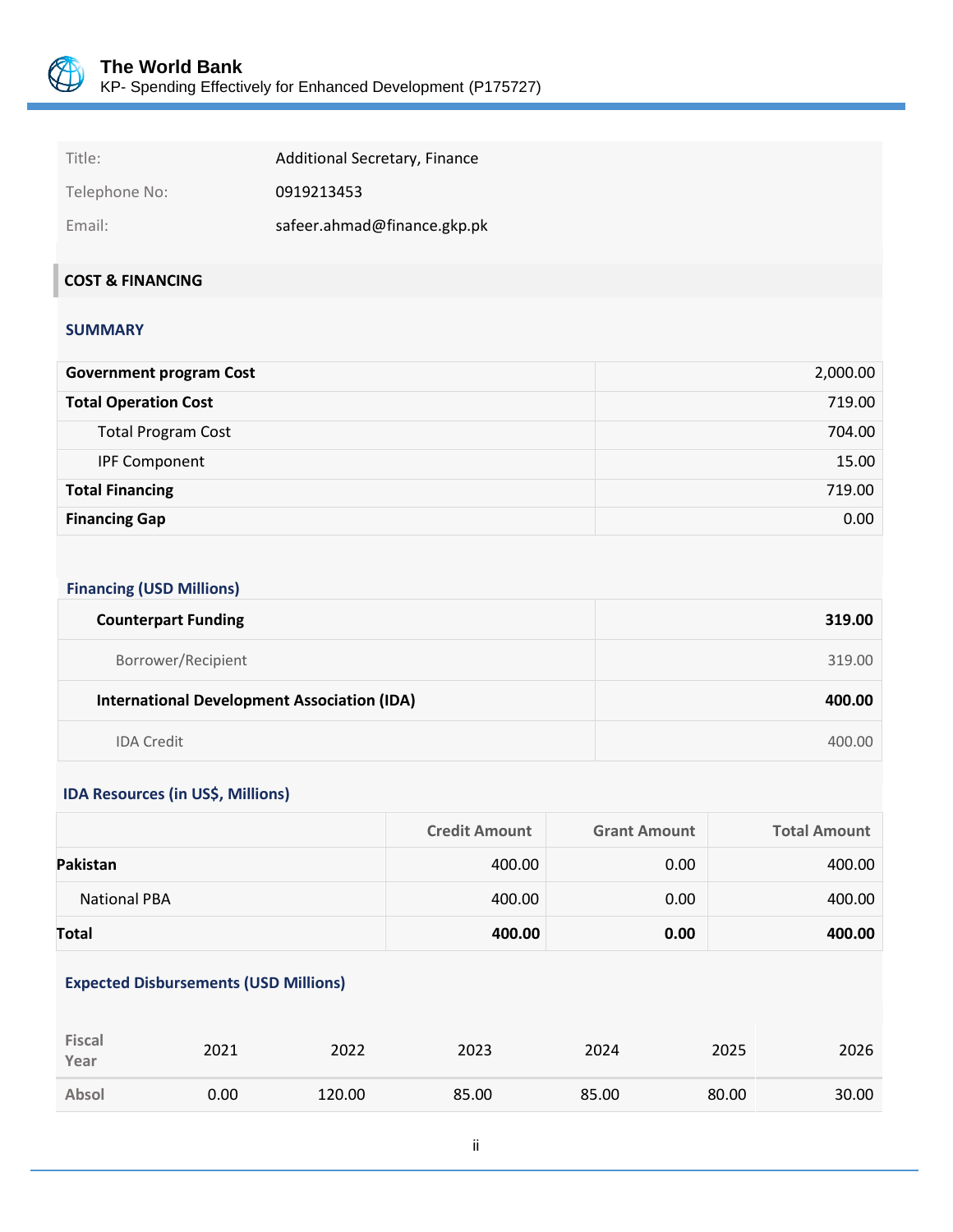| | |
|---|---|
| Title: | Additional Secretary, Finance |
| Telephone No: | 0919213453 |
| Email: | safeer.ahmad@finance.gkp.pk |

## COST & FINANCING

### SUMMARY

| | |
|---|---:|
| **Government program Cost** | 2,000.00 |
| **Total Operation Cost** | 719.00 |
| Total Program Cost | 704.00 |
| IPF Component | 15.00 |
| **Total Financing** | 719.00 |
| **Financing Gap** | 0.00 |

### Financing (USD Millions)

| | |
|---|---:|
| **Counterpart Funding** | **319.00** |
| Borrower/Recipient | 319.00 |
| **International Development Association (IDA)** | **400.00** |
| IDA Credit | 400.00 |

### IDA Resources (in US$, Millions)

| | Credit Amount | Grant Amount | Total Amount |
|---|---:|---:|---:|
| **Pakistan** | 400.00 | 0.00 | 400.00 |
| National PBA | 400.00 | 0.00 | 400.00 |
| **Total** | **400.00** | **0.00** | **400.00** |

### Expected Disbursements (USD Millions)

| Fiscal Year | 2021 | 2022 | 2023 | 2024 | 2025 | 2026 |
|---|---:|---:|---:|---:|---:|---:|
| Absol | 0.00 | 120.00 | 85.00 | 85.00 | 80.00 | 30.00 |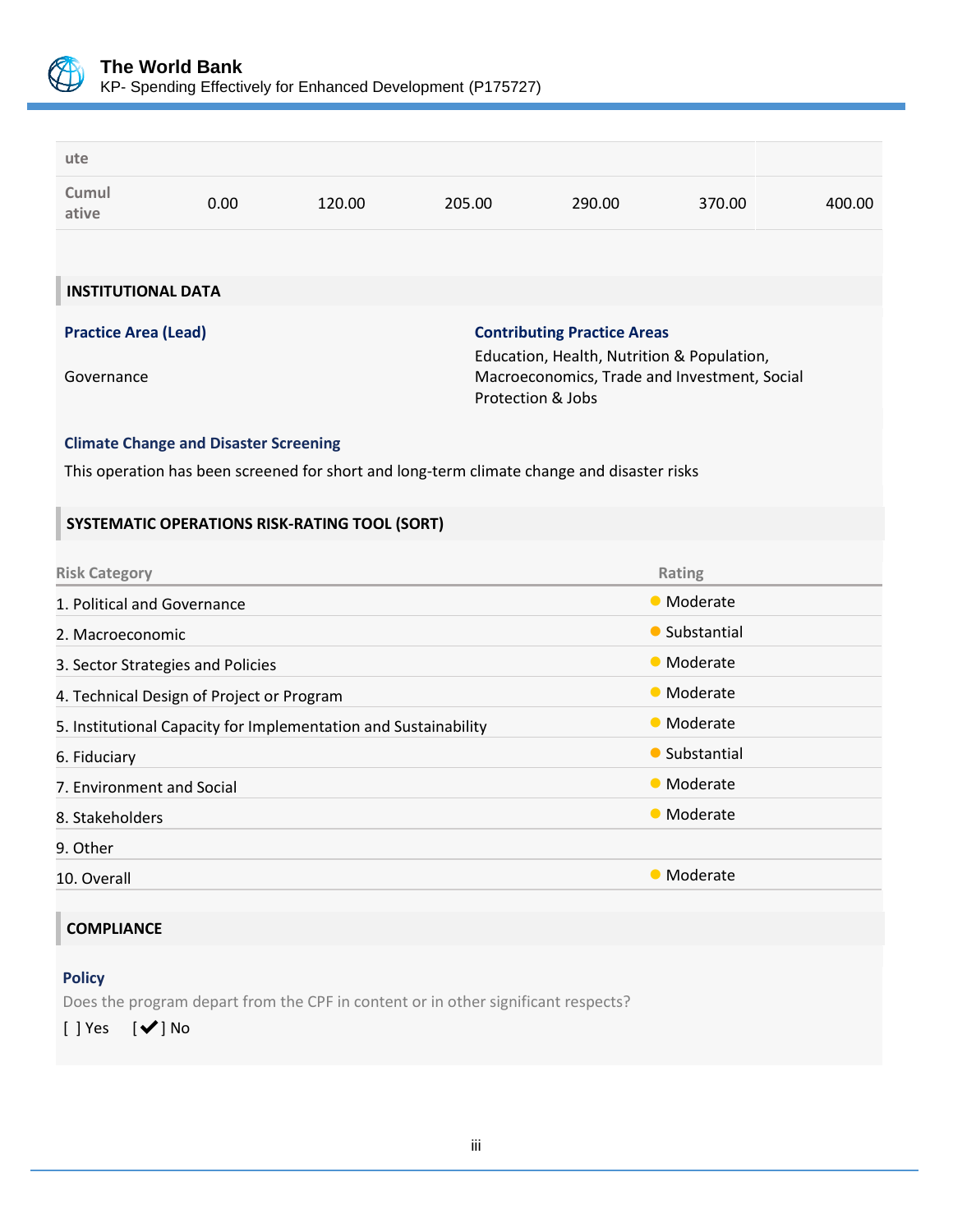| ute | | | | | | |
|---|---|---|---|---|---|---|
| Cumulative | 0.00 | 120.00 | 205.00 | 290.00 | 370.00 | 400.00 |

## INSTITUTIONAL DATA

**Practice Area (Lead)**

Governance

**Contributing Practice Areas**

Education, Health, Nutrition & Population, Macroeconomics, Trade and Investment, Social Protection & Jobs

**Climate Change and Disaster Screening**

This operation has been screened for short and long-term climate change and disaster risks

## SYSTEMATIC OPERATIONS RISK-RATING TOOL (SORT)

| Risk Category | Rating |
|---|---|
| 1. Political and Governance | Moderate |
| 2. Macroeconomic | Substantial |
| 3. Sector Strategies and Policies | Moderate |
| 4. Technical Design of Project or Program | Moderate |
| 5. Institutional Capacity for Implementation and Sustainability | Moderate |
| 6. Fiduciary | Substantial |
| 7. Environment and Social | Moderate |
| 8. Stakeholders | Moderate |
| 9. Other | |
| 10. Overall | Moderate |

## COMPLIANCE

**Policy**

Does the program depart from the CPF in content or in other significant respects?

[ ] Yes [✔] No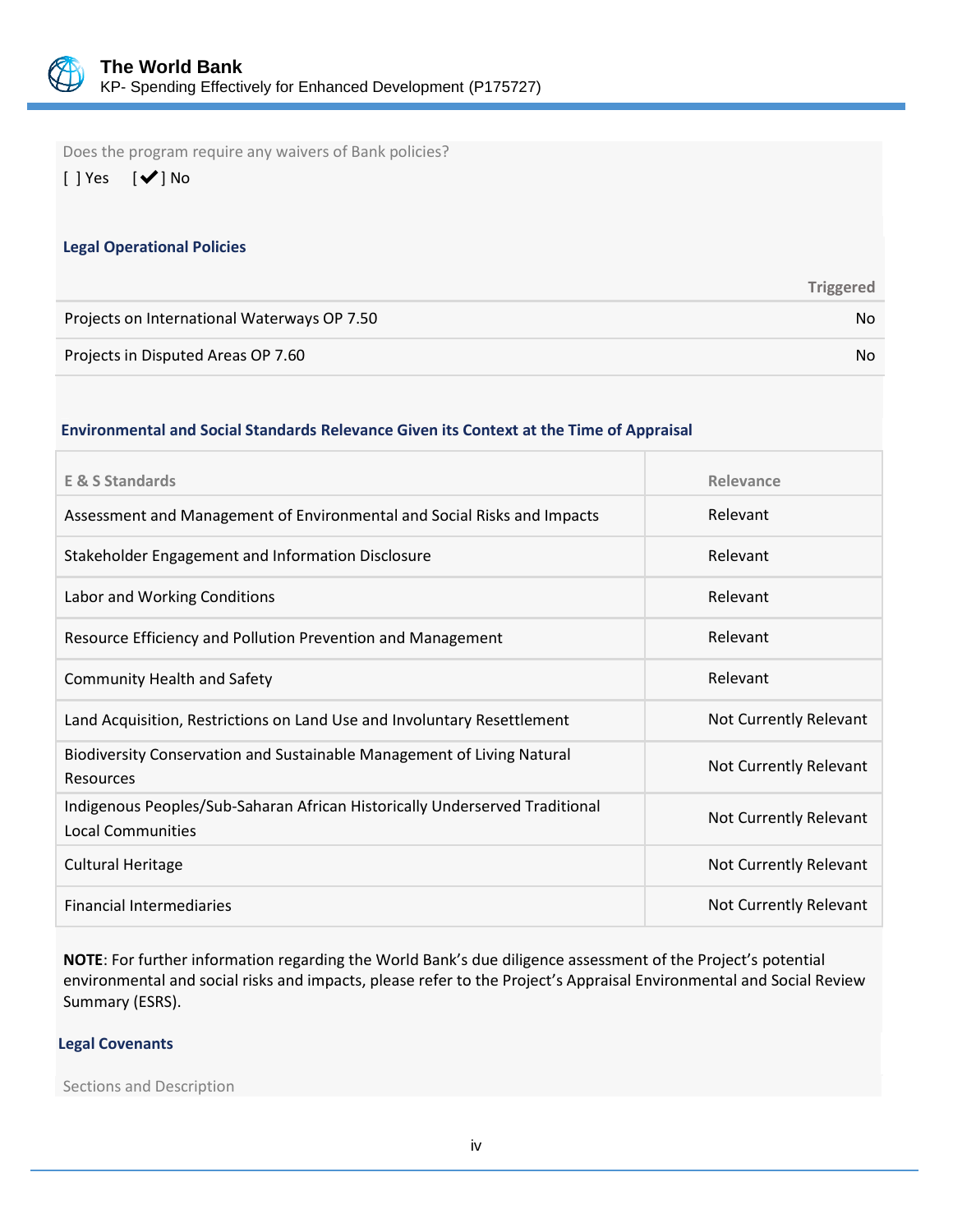Does the program require any waivers of Bank policies?

[ ] Yes [✔] No

### Legal Operational Policies

| | Triggered |
|---|---|
| Projects on International Waterways OP 7.50 | No |
| Projects in Disputed Areas OP 7.60 | No |

### Environmental and Social Standards Relevance Given its Context at the Time of Appraisal

| E & S Standards | Relevance |
|---|---|
| Assessment and Management of Environmental and Social Risks and Impacts | Relevant |
| Stakeholder Engagement and Information Disclosure | Relevant |
| Labor and Working Conditions | Relevant |
| Resource Efficiency and Pollution Prevention and Management | Relevant |
| Community Health and Safety | Relevant |
| Land Acquisition, Restrictions on Land Use and Involuntary Resettlement | Not Currently Relevant |
| Biodiversity Conservation and Sustainable Management of Living Natural Resources | Not Currently Relevant |
| Indigenous Peoples/Sub-Saharan African Historically Underserved Traditional Local Communities | Not Currently Relevant |
| Cultural Heritage | Not Currently Relevant |
| Financial Intermediaries | Not Currently Relevant |

**NOTE**: For further information regarding the World Bank's due diligence assessment of the Project's potential environmental and social risks and impacts, please refer to the Project's Appraisal Environmental and Social Review Summary (ESRS).

### Legal Covenants

Sections and Description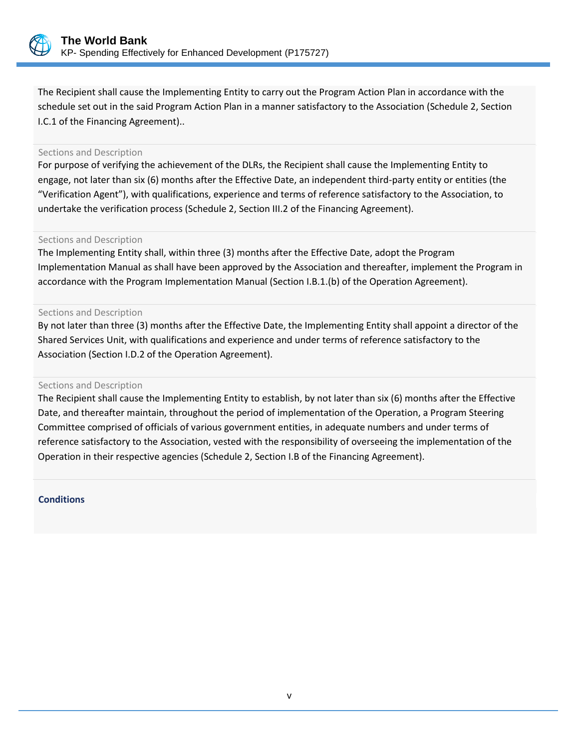The Recipient shall cause the Implementing Entity to carry out the Program Action Plan in accordance with the schedule set out in the said Program Action Plan in a manner satisfactory to the Association (Schedule 2, Section I.C.1 of the Financing Agreement)..

Sections and Description

For purpose of verifying the achievement of the DLRs, the Recipient shall cause the Implementing Entity to engage, not later than six (6) months after the Effective Date, an independent third-party entity or entities (the "Verification Agent"), with qualifications, experience and terms of reference satisfactory to the Association, to undertake the verification process (Schedule 2, Section III.2 of the Financing Agreement).

Sections and Description

The Implementing Entity shall, within three (3) months after the Effective Date, adopt the Program Implementation Manual as shall have been approved by the Association and thereafter, implement the Program in accordance with the Program Implementation Manual (Section I.B.1.(b) of the Operation Agreement).

Sections and Description

By not later than three (3) months after the Effective Date, the Implementing Entity shall appoint a director of the Shared Services Unit, with qualifications and experience and under terms of reference satisfactory to the Association (Section I.D.2 of the Operation Agreement).

Sections and Description

The Recipient shall cause the Implementing Entity to establish, by not later than six (6) months after the Effective Date, and thereafter maintain, throughout the period of implementation of the Operation, a Program Steering Committee comprised of officials of various government entities, in adequate numbers and under terms of reference satisfactory to the Association, vested with the responsibility of overseeing the implementation of the Operation in their respective agencies (Schedule 2, Section I.B of the Financing Agreement).

**Conditions**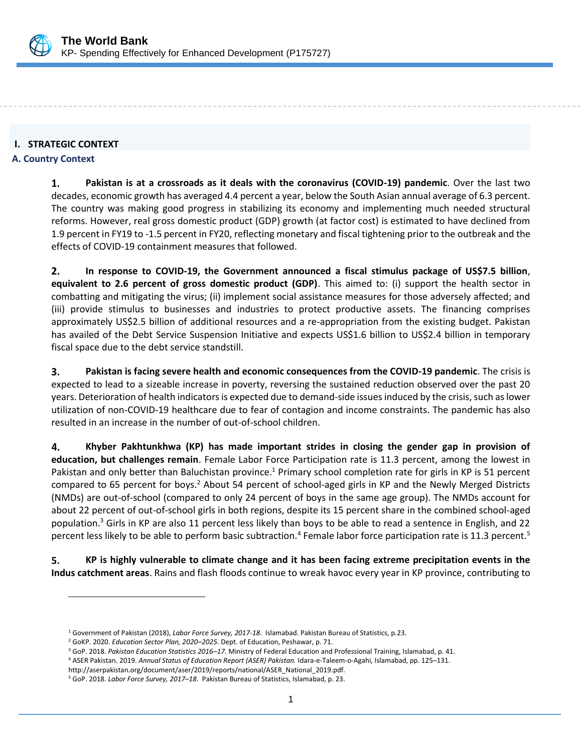## I. STRATEGIC CONTEXT

### A. Country Context

1. **Pakistan is at a crossroads as it deals with the coronavirus (COVID-19) pandemic**. Over the last two decades, economic growth has averaged 4.4 percent a year, below the South Asian annual average of 6.3 percent. The country was making good progress in stabilizing its economy and implementing much needed structural reforms. However, real gross domestic product (GDP) growth (at factor cost) is estimated to have declined from 1.9 percent in FY19 to -1.5 percent in FY20, reflecting monetary and fiscal tightening prior to the outbreak and the effects of COVID-19 containment measures that followed.

2. **In response to COVID-19, the Government announced a fiscal stimulus package of US$7.5 billion**, **equivalent to 2.6 percent of gross domestic product (GDP)**. This aimed to: (i) support the health sector in combatting and mitigating the virus; (ii) implement social assistance measures for those adversely affected; and (iii) provide stimulus to businesses and industries to protect productive assets. The financing comprises approximately US$2.5 billion of additional resources and a re-appropriation from the existing budget. Pakistan has availed of the Debt Service Suspension Initiative and expects US$1.6 billion to US$2.4 billion in temporary fiscal space due to the debt service standstill.

3. **Pakistan is facing severe health and economic consequences from the COVID-19 pandemic**. The crisis is expected to lead to a sizeable increase in poverty, reversing the sustained reduction observed over the past 20 years. Deterioration of health indicators is expected due to demand-side issues induced by the crisis, such as lower utilization of non-COVID-19 healthcare due to fear of contagion and income constraints. The pandemic has also resulted in an increase in the number of out-of-school children.

4. **Khyber Pakhtunkhwa (KP) has made important strides in closing the gender gap in provision of education, but challenges remain**. Female Labor Force Participation rate is 11.3 percent, among the lowest in Pakistan and only better than Baluchistan province.[1] Primary school completion rate for girls in KP is 51 percent compared to 65 percent for boys.[2] About 54 percent of school-aged girls in KP and the Newly Merged Districts (NMDs) are out-of-school (compared to only 24 percent of boys in the same age group). The NMDs account for about 22 percent of out-of-school girls in both regions, despite its 15 percent share in the combined school-aged population.[3] Girls in KP are also 11 percent less likely than boys to be able to read a sentence in English, and 22 percent less likely to be able to perform basic subtraction.[4] Female labor force participation rate is 11.3 percent.[5]

5. **KP is highly vulnerable to climate change and it has been facing extreme precipitation events in the Indus catchment areas**. Rains and flash floods continue to wreak havoc every year in KP province, contributing to

---

[1] Government of Pakistan (2018), *Labor Force Survey, 2017-18*. Islamabad. Pakistan Bureau of Statistics, p.23.

[2] GoKP. 2020. *Education Sector Plan, 2020–2025*. Dept. of Education, Peshawar, p. 71.

[3] GoP. 2018. *Pakistan Education Statistics 2016–17*. Ministry of Federal Education and Professional Training, Islamabad, p. 41.

[4] ASER Pakistan. 2019. *Annual Status of Education Report (ASER) Pakistan.* Idara-e-Taleem-o-Agahi, Islamabad, pp. 125–131. http://aserpakistan.org/document/aser/2019/reports/national/ASER_National_2019.pdf.

[5] GoP. 2018. *Labor Force Survey, 2017–18*. Pakistan Bureau of Statistics, Islamabad, p. 23.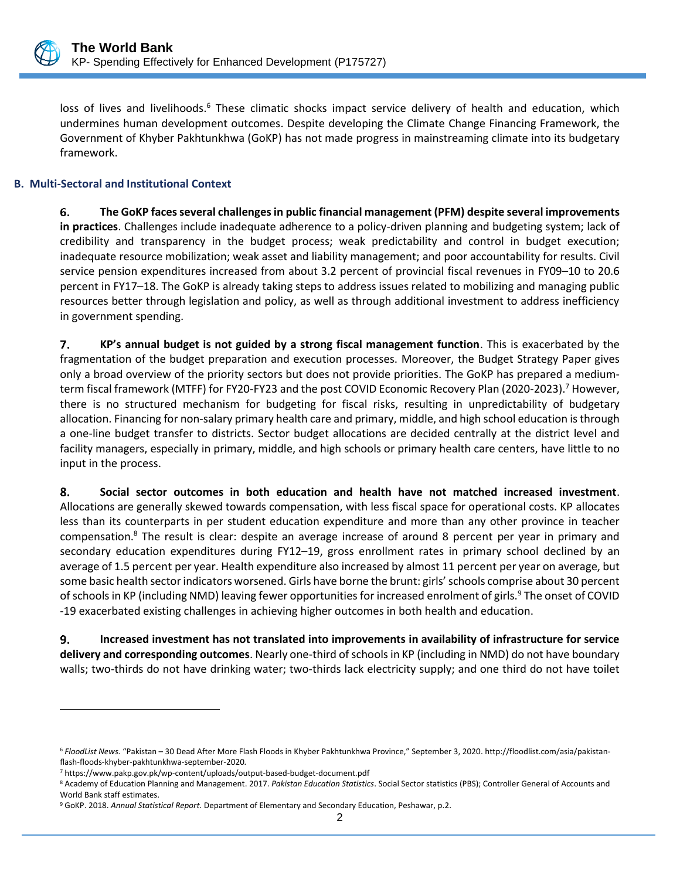loss of lives and livelihoods.[6] These climatic shocks impact service delivery of health and education, which undermines human development outcomes. Despite developing the Climate Change Financing Framework, the Government of Khyber Pakhtunkhwa (GoKP) has not made progress in mainstreaming climate into its budgetary framework.

### B. Multi-Sectoral and Institutional Context

6. **The GoKP faces several challenges in public financial management (PFM) despite several improvements in practices**. Challenges include inadequate adherence to a policy-driven planning and budgeting system; lack of credibility and transparency in the budget process; weak predictability and control in budget execution; inadequate resource mobilization; weak asset and liability management; and poor accountability for results. Civil service pension expenditures increased from about 3.2 percent of provincial fiscal revenues in FY09–10 to 20.6 percent in FY17–18. The GoKP is already taking steps to address issues related to mobilizing and managing public resources better through legislation and policy, as well as through additional investment to address inefficiency in government spending.

7. **KP's annual budget is not guided by a strong fiscal management function**. This is exacerbated by the fragmentation of the budget preparation and execution processes. Moreover, the Budget Strategy Paper gives only a broad overview of the priority sectors but does not provide priorities. The GoKP has prepared a medium-term fiscal framework (MTFF) for FY20-FY23 and the post COVID Economic Recovery Plan (2020-2023).[7] However, there is no structured mechanism for budgeting for fiscal risks, resulting in unpredictability of budgetary allocation. Financing for non-salary primary health care and primary, middle, and high school education is through a one-line budget transfer to districts. Sector budget allocations are decided centrally at the district level and facility managers, especially in primary, middle, and high schools or primary health care centers, have little to no input in the process.

8. **Social sector outcomes in both education and health have not matched increased investment**. Allocations are generally skewed towards compensation, with less fiscal space for operational costs. KP allocates less than its counterparts in per student education expenditure and more than any other province in teacher compensation.[8] The result is clear: despite an average increase of around 8 percent per year in primary and secondary education expenditures during FY12–19, gross enrollment rates in primary school declined by an average of 1.5 percent per year. Health expenditure also increased by almost 11 percent per year on average, but some basic health sector indicators worsened. Girls have borne the brunt: girls' schools comprise about 30 percent of schools in KP (including NMD) leaving fewer opportunities for increased enrolment of girls.[9] The onset of COVID -19 exacerbated existing challenges in achieving higher outcomes in both health and education.

9. **Increased investment has not translated into improvements in availability of infrastructure for service delivery and corresponding outcomes**. Nearly one-third of schools in KP (including in NMD) do not have boundary walls; two-thirds do not have drinking water; two-thirds lack electricity supply; and one third do not have toilet

---

[6] *FloodList News.* "Pakistan – 30 Dead After More Flash Floods in Khyber Pakhtunkhwa Province," September 3, 2020. http://floodlist.com/asia/pakistan-flash-floods-khyber-pakhtunkhwa-september-2020.

[7] https://www.pakp.gov.pk/wp-content/uploads/output-based-budget-document.pdf

[8] Academy of Education Planning and Management. 2017. *Pakistan Education Statistics*. Social Sector statistics (PBS); Controller General of Accounts and World Bank staff estimates.

[9] GoKP. 2018. *Annual Statistical Report.* Department of Elementary and Secondary Education, Peshawar, p.2.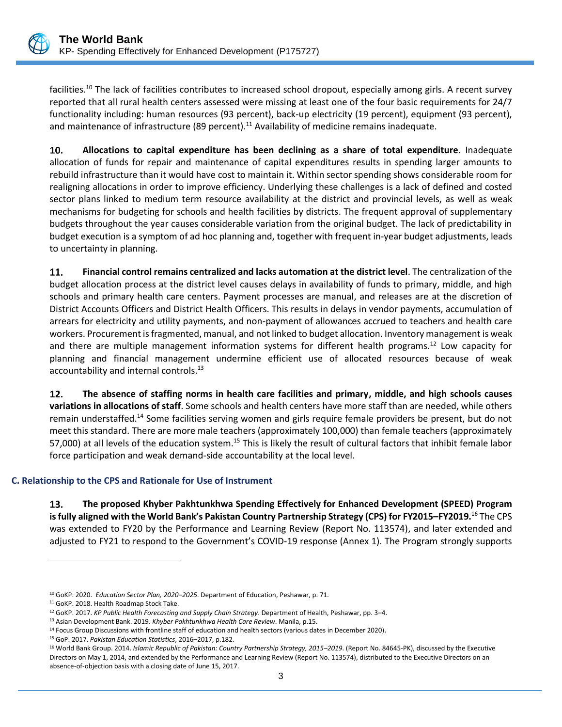facilities.[10] The lack of facilities contributes to increased school dropout, especially among girls. A recent survey reported that all rural health centers assessed were missing at least one of the four basic requirements for 24/7 functionality including: human resources (93 percent), back-up electricity (19 percent), equipment (93 percent), and maintenance of infrastructure (89 percent).[11] Availability of medicine remains inadequate.

10. **Allocations to capital expenditure has been declining as a share of total expenditure**. Inadequate allocation of funds for repair and maintenance of capital expenditures results in spending larger amounts to rebuild infrastructure than it would have cost to maintain it. Within sector spending shows considerable room for realigning allocations in order to improve efficiency. Underlying these challenges is a lack of defined and costed sector plans linked to medium term resource availability at the district and provincial levels, as well as weak mechanisms for budgeting for schools and health facilities by districts. The frequent approval of supplementary budgets throughout the year causes considerable variation from the original budget. The lack of predictability in budget execution is a symptom of ad hoc planning and, together with frequent in-year budget adjustments, leads to uncertainty in planning.

11. **Financial control remains centralized and lacks automation at the district level**. The centralization of the budget allocation process at the district level causes delays in availability of funds to primary, middle, and high schools and primary health care centers. Payment processes are manual, and releases are at the discretion of District Accounts Officers and District Health Officers. This results in delays in vendor payments, accumulation of arrears for electricity and utility payments, and non-payment of allowances accrued to teachers and health care workers. Procurement is fragmented, manual, and not linked to budget allocation. Inventory management is weak and there are multiple management information systems for different health programs.[12] Low capacity for planning and financial management undermine efficient use of allocated resources because of weak accountability and internal controls.[13]

12. **The absence of staffing norms in health care facilities and primary, middle, and high schools causes variations in allocations of staff**. Some schools and health centers have more staff than are needed, while others remain understaffed.[14] Some facilities serving women and girls require female providers be present, but do not meet this standard. There are more male teachers (approximately 100,000) than female teachers (approximately 57,000) at all levels of the education system.[15] This is likely the result of cultural factors that inhibit female labor force participation and weak demand-side accountability at the local level.

### C. Relationship to the CPS and Rationale for Use of Instrument

13. **The proposed Khyber Pakhtunkhwa Spending Effectively for Enhanced Development (SPEED) Program is fully aligned with the World Bank's Pakistan Country Partnership Strategy (CPS) for FY2015–FY2019.**[16] The CPS was extended to FY20 by the Performance and Learning Review (Report No. 113574), and later extended and adjusted to FY21 to respond to the Government's COVID-19 response (Annex 1). The Program strongly supports

---

[10] GoKP. 2020. *Education Sector Plan, 2020–2025*. Department of Education, Peshawar, p. 71.

[11] GoKP. 2018. Health Roadmap Stock Take.

[12] GoKP. 2017. *KP Public Health Forecasting and Supply Chain Strategy*. Department of Health, Peshawar, pp. 3–4.

[13] Asian Development Bank. 2019. *Khyber Pakhtunkhwa Health Care Review*. Manila, p.15.

[14] Focus Group Discussions with frontline staff of education and health sectors (various dates in December 2020).

[15] GoP. 2017. *Pakistan Education Statistics*, 2016–2017, p.182.

[16] World Bank Group. 2014. *Islamic Republic of Pakistan: Country Partnership Strategy, 2015–2019*. (Report No. 84645-PK), discussed by the Executive Directors on May 1, 2014, and extended by the Performance and Learning Review (Report No. 113574), distributed to the Executive Directors on an absence-of-objection basis with a closing date of June 15, 2017.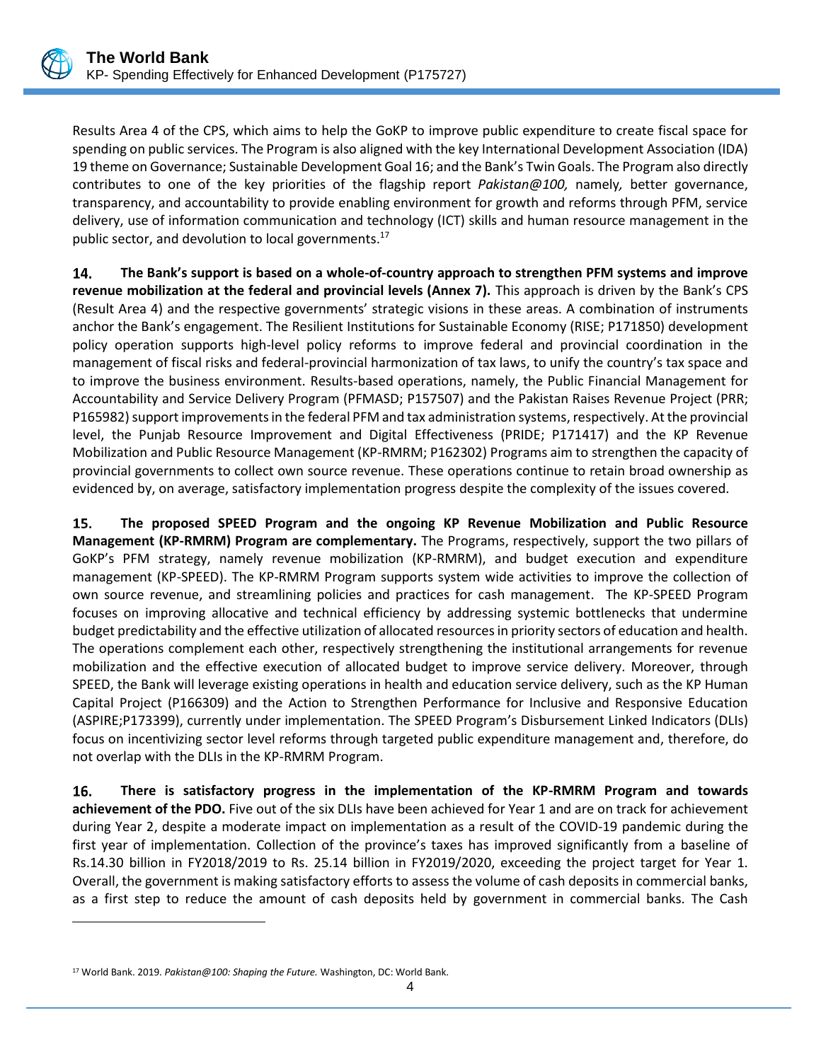Results Area 4 of the CPS, which aims to help the GoKP to improve public expenditure to create fiscal space for spending on public services. The Program is also aligned with the key International Development Association (IDA) 19 theme on Governance; Sustainable Development Goal 16; and the Bank's Twin Goals. The Program also directly contributes to one of the key priorities of the flagship report *Pakistan@100,* namely*,* better governance, transparency, and accountability to provide enabling environment for growth and reforms through PFM, service delivery, use of information communication and technology (ICT) skills and human resource management in the public sector, and devolution to local governments.[17]

14. **The Bank's support is based on a whole-of-country approach to strengthen PFM systems and improve revenue mobilization at the federal and provincial levels (Annex 7).** This approach is driven by the Bank's CPS (Result Area 4) and the respective governments' strategic visions in these areas. A combination of instruments anchor the Bank's engagement. The Resilient Institutions for Sustainable Economy (RISE; P171850) development policy operation supports high-level policy reforms to improve federal and provincial coordination in the management of fiscal risks and federal-provincial harmonization of tax laws, to unify the country's tax space and to improve the business environment. Results-based operations, namely, the Public Financial Management for Accountability and Service Delivery Program (PFMASD; P157507) and the Pakistan Raises Revenue Project (PRR; P165982) support improvements in the federal PFM and tax administration systems, respectively. At the provincial level, the Punjab Resource Improvement and Digital Effectiveness (PRIDE; P171417) and the KP Revenue Mobilization and Public Resource Management (KP-RMRM; P162302) Programs aim to strengthen the capacity of provincial governments to collect own source revenue. These operations continue to retain broad ownership as evidenced by, on average, satisfactory implementation progress despite the complexity of the issues covered.

15. **The proposed SPEED Program and the ongoing KP Revenue Mobilization and Public Resource Management (KP-RMRM) Program are complementary.** The Programs, respectively, support the two pillars of GoKP's PFM strategy, namely revenue mobilization (KP-RMRM), and budget execution and expenditure management (KP-SPEED). The KP-RMRM Program supports system wide activities to improve the collection of own source revenue, and streamlining policies and practices for cash management. The KP-SPEED Program focuses on improving allocative and technical efficiency by addressing systemic bottlenecks that undermine budget predictability and the effective utilization of allocated resources in priority sectors of education and health. The operations complement each other, respectively strengthening the institutional arrangements for revenue mobilization and the effective execution of allocated budget to improve service delivery. Moreover, through SPEED, the Bank will leverage existing operations in health and education service delivery, such as the KP Human Capital Project (P166309) and the Action to Strengthen Performance for Inclusive and Responsive Education (ASPIRE;P173399), currently under implementation. The SPEED Program's Disbursement Linked Indicators (DLIs) focus on incentivizing sector level reforms through targeted public expenditure management and, therefore, do not overlap with the DLIs in the KP-RMRM Program.

16. **There is satisfactory progress in the implementation of the KP-RMRM Program and towards achievement of the PDO.** Five out of the six DLIs have been achieved for Year 1 and are on track for achievement during Year 2, despite a moderate impact on implementation as a result of the COVID-19 pandemic during the first year of implementation. Collection of the province's taxes has improved significantly from a baseline of Rs.14.30 billion in FY2018/2019 to Rs. 25.14 billion in FY2019/2020, exceeding the project target for Year 1. Overall, the government is making satisfactory efforts to assess the volume of cash deposits in commercial banks, as a first step to reduce the amount of cash deposits held by government in commercial banks. The Cash

[17] World Bank. 2019. *Pakistan@100: Shaping the Future.* Washington, DC: World Bank.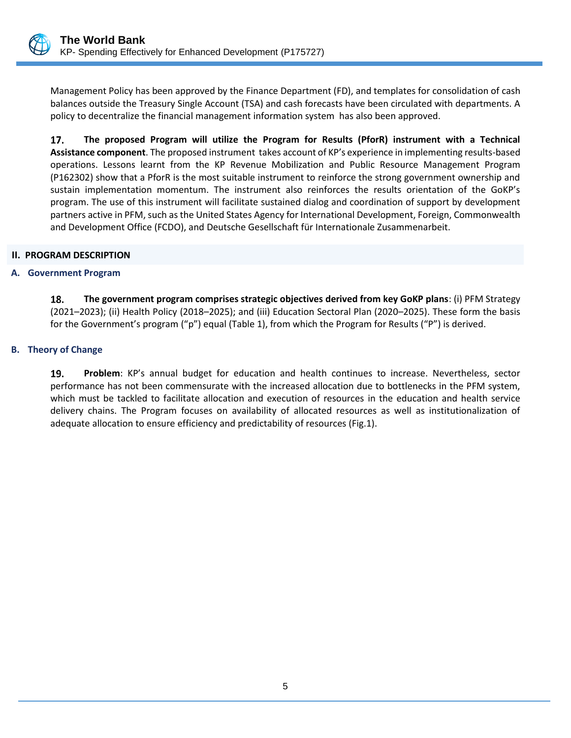Management Policy has been approved by the Finance Department (FD), and templates for consolidation of cash balances outside the Treasury Single Account (TSA) and cash forecasts have been circulated with departments. A policy to decentralize the financial management information system has also been approved.

17. **The proposed Program will utilize the Program for Results (PforR) instrument with a Technical Assistance component**. The proposed instrument takes account of KP's experience in implementing results-based operations. Lessons learnt from the KP Revenue Mobilization and Public Resource Management Program (P162302) show that a PforR is the most suitable instrument to reinforce the strong government ownership and sustain implementation momentum. The instrument also reinforces the results orientation of the GoKP's program. The use of this instrument will facilitate sustained dialog and coordination of support by development partners active in PFM, such as the United States Agency for International Development, Foreign, Commonwealth and Development Office (FCDO), and Deutsche Gesellschaft für Internationale Zusammenarbeit.

## II. PROGRAM DESCRIPTION

### A. Government Program

18. **The government program comprises strategic objectives derived from key GoKP plans**: (i) PFM Strategy (2021–2023); (ii) Health Policy (2018–2025); and (iii) Education Sectoral Plan (2020–2025). These form the basis for the Government's program ("p") equal (Table 1), from which the Program for Results ("P") is derived.

### B. Theory of Change

19. **Problem**: KP's annual budget for education and health continues to increase. Nevertheless, sector performance has not been commensurate with the increased allocation due to bottlenecks in the PFM system, which must be tackled to facilitate allocation and execution of resources in the education and health service delivery chains. The Program focuses on availability of allocated resources as well as institutionalization of adequate allocation to ensure efficiency and predictability of resources (Fig.1).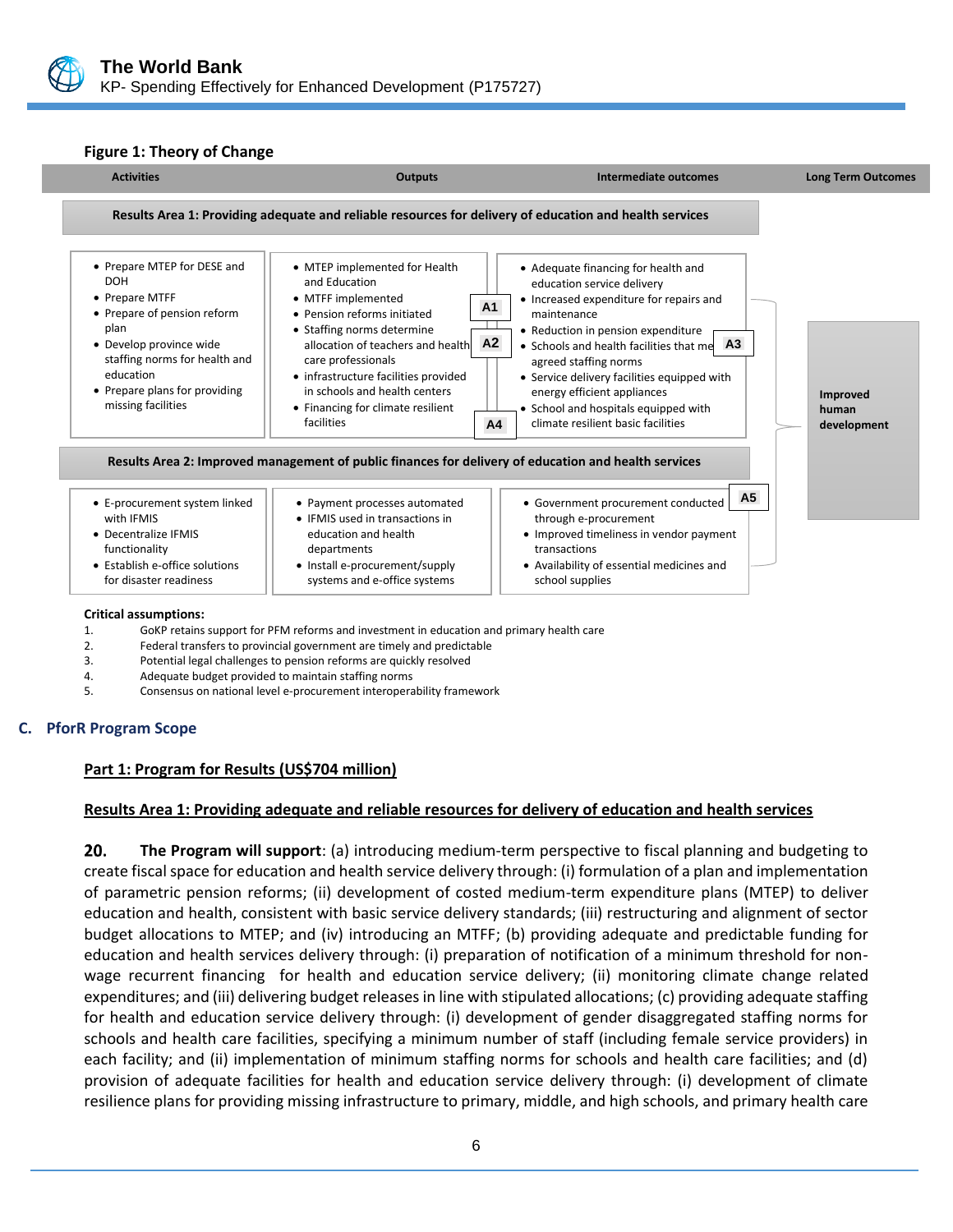**Figure 1: Theory of Change**

| Activities | Outputs | Intermediate outcomes | Long Term Outcomes |
|---|---|---|---|
| **Results Area 1: Providing adequate and reliable resources for delivery of education and health services** | | | |
| • Prepare MTEP for DESE and DOH<br>• Prepare MTFF<br>• Prepare of pension reform plan<br>• Develop province wide staffing norms for health and education<br>• Prepare plans for providing missing facilities | • MTEP implemented for Health and Education<br>• MTFF implemented<br>• Pension reforms initiated<br>• Staffing norms determine allocation of teachers and health care professionals<br>• infrastructure facilities provided in schools and health centers<br>• Financing for climate resilient facilities<br>(A1, A2, A4) | • Adequate financing for health and education service delivery<br>• Increased expenditure for repairs and maintenance<br>• Reduction in pension expenditure<br>• Schools and health facilities that meet agreed staffing norms (A3)<br>• Service delivery facilities equipped with energy efficient appliances<br>• School and hospitals equipped with climate resilient basic facilities | **Improved human development** |
| **Results Area 2: Improved management of public finances for delivery of education and health services** | | | |
| • E-procurement system linked with IFMIS<br>• Decentralize IFMIS functionality<br>• Establish e-office solutions for disaster readiness | • Payment processes automated<br>• IFMIS used in transactions in education and health departments<br>• Install e-procurement/supply systems and e-office systems | • Government procurement conducted through e-procurement (A5)<br>• Improved timeliness in vendor payment transactions<br>• Availability of essential medicines and school supplies | |

**Critical assumptions:**

1. GoKP retains support for PFM reforms and investment in education and primary health care
2. Federal transfers to provincial government are timely and predictable
3. Potential legal challenges to pension reforms are quickly resolved
4. Adequate budget provided to maintain staffing norms
5. Consensus on national level e-procurement interoperability framework

## C. PforR Program Scope

### Part 1: Program for Results (US$704 million)

### Results Area 1: Providing adequate and reliable resources for delivery of education and health services

**20. The Program will support**: (a) introducing medium-term perspective to fiscal planning and budgeting to create fiscal space for education and health service delivery through: (i) formulation of a plan and implementation of parametric pension reforms; (ii) development of costed medium-term expenditure plans (MTEP) to deliver education and health, consistent with basic service delivery standards; (iii) restructuring and alignment of sector budget allocations to MTEP; and (iv) introducing an MTFF; (b) providing adequate and predictable funding for education and health services delivery through: (i) preparation of notification of a minimum threshold for non-wage recurrent financing for health and education service delivery; (ii) monitoring climate change related expenditures; and (iii) delivering budget releases in line with stipulated allocations; (c) providing adequate staffing for health and education service delivery through: (i) development of gender disaggregated staffing norms for schools and health care facilities, specifying a minimum number of staff (including female service providers) in each facility; and (ii) implementation of minimum staffing norms for schools and health care facilities; and (d) provision of adequate facilities for health and education service delivery through: (i) development of climate resilience plans for providing missing infrastructure to primary, middle, and high schools, and primary health care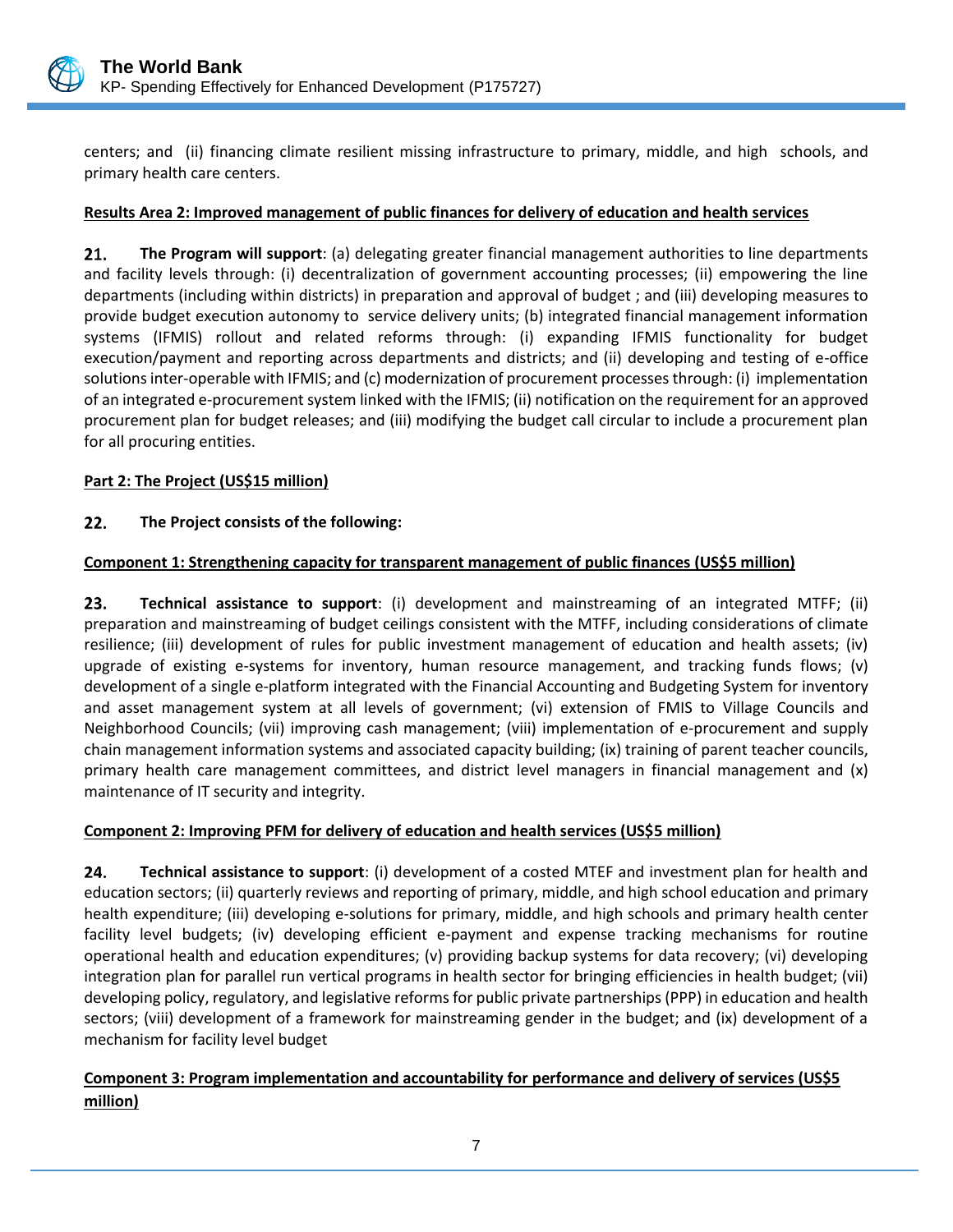centers; and (ii) financing climate resilient missing infrastructure to primary, middle, and high schools, and primary health care centers.

**Results Area 2: Improved management of public finances for delivery of education and health services**

**21.** **The Program will support**: (a) delegating greater financial management authorities to line departments and facility levels through: (i) decentralization of government accounting processes; (ii) empowering the line departments (including within districts) in preparation and approval of budget ; and (iii) developing measures to provide budget execution autonomy to service delivery units; (b) integrated financial management information systems (IFMIS) rollout and related reforms through: (i) expanding IFMIS functionality for budget execution/payment and reporting across departments and districts; and (ii) developing and testing of e-office solutions inter-operable with IFMIS; and (c) modernization of procurement processes through: (i) implementation of an integrated e-procurement system linked with the IFMIS; (ii) notification on the requirement for an approved procurement plan for budget releases; and (iii) modifying the budget call circular to include a procurement plan for all procuring entities.

**Part 2: The Project (US$15 million)**

**22.** **The Project consists of the following:**

**Component 1: Strengthening capacity for transparent management of public finances (US$5 million)**

**23.** **Technical assistance to support**: (i) development and mainstreaming of an integrated MTFF; (ii) preparation and mainstreaming of budget ceilings consistent with the MTFF, including considerations of climate resilience; (iii) development of rules for public investment management of education and health assets; (iv) upgrade of existing e-systems for inventory, human resource management, and tracking funds flows; (v) development of a single e-platform integrated with the Financial Accounting and Budgeting System for inventory and asset management system at all levels of government; (vi) extension of FMIS to Village Councils and Neighborhood Councils; (vii) improving cash management; (viii) implementation of e-procurement and supply chain management information systems and associated capacity building; (ix) training of parent teacher councils, primary health care management committees, and district level managers in financial management and (x) maintenance of IT security and integrity.

**Component 2: Improving PFM for delivery of education and health services (US$5 million)**

**24.** **Technical assistance to support**: (i) development of a costed MTEF and investment plan for health and education sectors; (ii) quarterly reviews and reporting of primary, middle, and high school education and primary health expenditure; (iii) developing e-solutions for primary, middle, and high schools and primary health center facility level budgets; (iv) developing efficient e-payment and expense tracking mechanisms for routine operational health and education expenditures; (v) providing backup systems for data recovery; (vi) developing integration plan for parallel run vertical programs in health sector for bringing efficiencies in health budget; (vii) developing policy, regulatory, and legislative reforms for public private partnerships (PPP) in education and health sectors; (viii) development of a framework for mainstreaming gender in the budget; and (ix) development of a mechanism for facility level budget

**Component 3: Program implementation and accountability for performance and delivery of services (US$5 million)**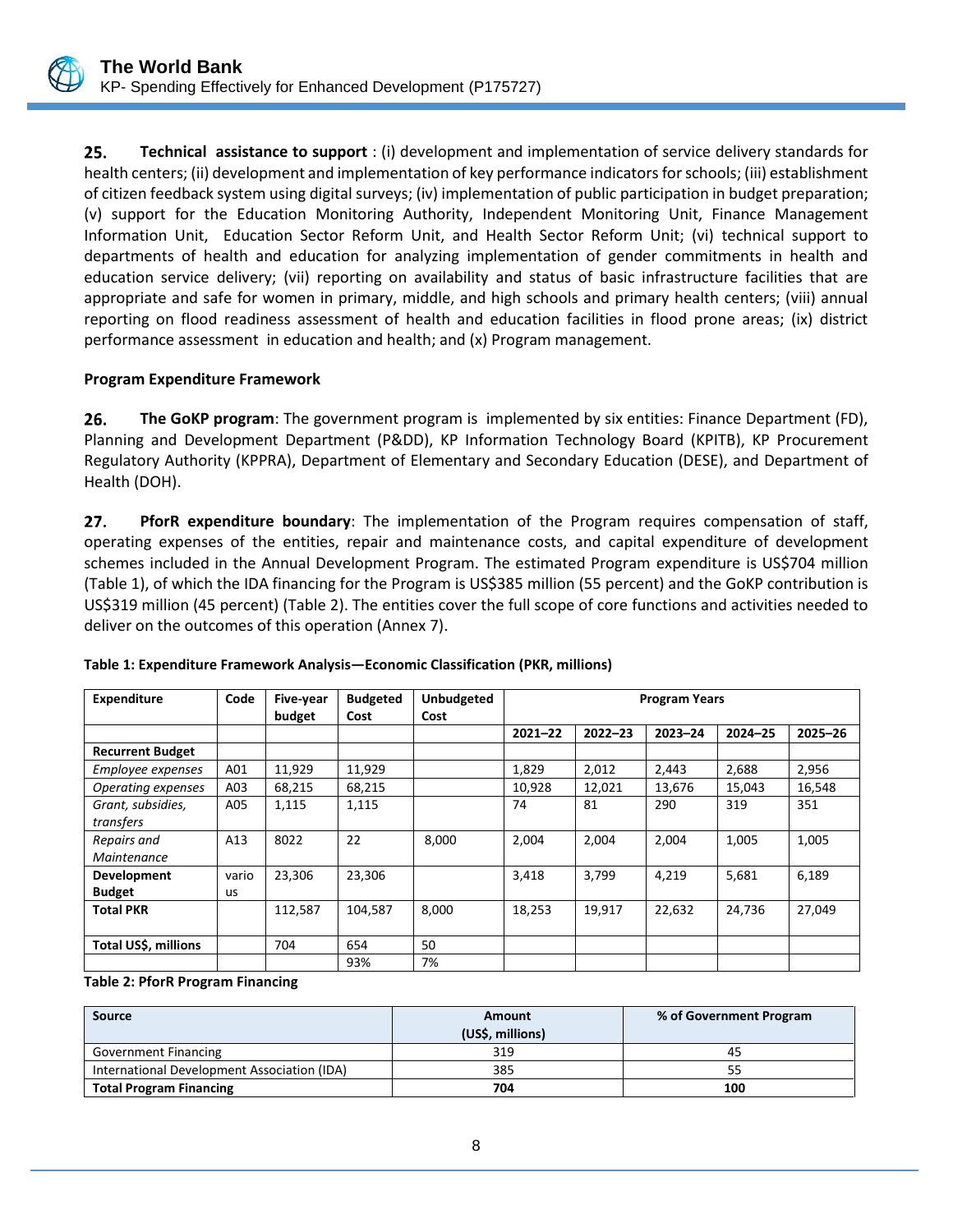**25. Technical assistance to support** : (i) development and implementation of service delivery standards for health centers; (ii) development and implementation of key performance indicators for schools; (iii) establishment of citizen feedback system using digital surveys; (iv) implementation of public participation in budget preparation; (v) support for the Education Monitoring Authority, Independent Monitoring Unit, Finance Management Information Unit, Education Sector Reform Unit, and Health Sector Reform Unit; (vi) technical support to departments of health and education for analyzing implementation of gender commitments in health and education service delivery; (vii) reporting on availability and status of basic infrastructure facilities that are appropriate and safe for women in primary, middle, and high schools and primary health centers; (viii) annual reporting on flood readiness assessment of health and education facilities in flood prone areas; (ix) district performance assessment in education and health; and (x) Program management.

**Program Expenditure Framework**

**26. The GoKP program**: The government program is implemented by six entities: Finance Department (FD), Planning and Development Department (P&DD), KP Information Technology Board (KPITB), KP Procurement Regulatory Authority (KPPRA), Department of Elementary and Secondary Education (DESE), and Department of Health (DOH).

**27. PforR expenditure boundary**: The implementation of the Program requires compensation of staff, operating expenses of the entities, repair and maintenance costs, and capital expenditure of development schemes included in the Annual Development Program. The estimated Program expenditure is US$704 million (Table 1), of which the IDA financing for the Program is US$385 million (55 percent) and the GoKP contribution is US$319 million (45 percent) (Table 2). The entities cover the full scope of core functions and activities needed to deliver on the outcomes of this operation (Annex 7).

**Table 1: Expenditure Framework Analysis—Economic Classification (PKR, millions)**

| Expenditure | Code | Five-year budget | Budgeted Cost | Unbudgeted Cost | Program Years | | | | |
|---|---|---|---|---|---|---|---|---|---|
| | | | | | 2021–22 | 2022–23 | 2023–24 | 2024–25 | 2025–26 |
| **Recurrent Budget** | | | | | | | | | |
| *Employee expenses* | A01 | 11,929 | 11,929 | | 1,829 | 2,012 | 2,443 | 2,688 | 2,956 |
| *Operating expenses* | A03 | 68,215 | 68,215 | | 10,928 | 12,021 | 13,676 | 15,043 | 16,548 |
| *Grant, subsidies, transfers* | A05 | 1,115 | 1,115 | | 74 | 81 | 290 | 319 | 351 |
| *Repairs and Maintenance* | A13 | 8022 | 22 | 8,000 | 2,004 | 2,004 | 2,004 | 1,005 | 1,005 |
| **Development Budget** | various | 23,306 | 23,306 | | 3,418 | 3,799 | 4,219 | 5,681 | 6,189 |
| **Total PKR** | | 112,587 | 104,587 | 8,000 | 18,253 | 19,917 | 22,632 | 24,736 | 27,049 |
| **Total US$, millions** | | 704 | 654 | 50 | | | | | |
| | | | 93% | 7% | | | | | |

**Table 2: PforR Program Financing**

| Source | Amount (US$, millions) | % of Government Program |
|---|---|---|
| Government Financing | 319 | 45 |
| International Development Association (IDA) | 385 | 55 |
| **Total Program Financing** | **704** | **100** |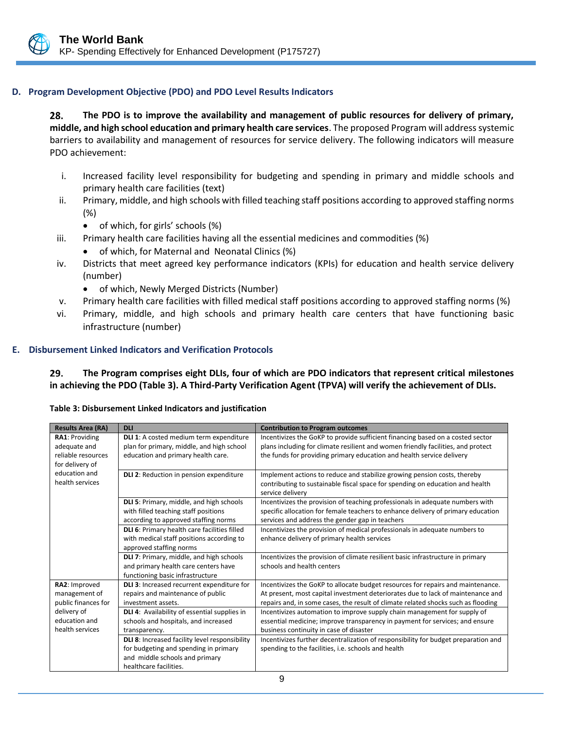## D. Program Development Objective (PDO) and PDO Level Results Indicators

**28. The PDO is to improve the availability and management of public resources for delivery of primary, middle, and high school education and primary health care services**. The proposed Program will address systemic barriers to availability and management of resources for service delivery. The following indicators will measure PDO achievement:

i. Increased facility level responsibility for budgeting and spending in primary and middle schools and primary health care facilities (text)
ii. Primary, middle, and high schools with filled teaching staff positions according to approved staffing norms (%)
   - of which, for girls' schools (%)
iii. Primary health care facilities having all the essential medicines and commodities (%)
   - of which, for Maternal and Neonatal Clinics (%)
iv. Districts that meet agreed key performance indicators (KPIs) for education and health service delivery (number)
   - of which, Newly Merged Districts (Number)
v. Primary health care facilities with filled medical staff positions according to approved staffing norms (%)
vi. Primary, middle, and high schools and primary health care centers that have functioning basic infrastructure (number)

## E. Disbursement Linked Indicators and Verification Protocols

**29. The Program comprises eight DLIs, four of which are PDO indicators that represent critical milestones in achieving the PDO (Table 3). A Third-Party Verification Agent (TPVA) will verify the achievement of DLIs.**

**Table 3: Disbursement Linked Indicators and justification**

| Results Area (RA) | DLI | Contribution to Program outcomes |
|---|---|---|
| **RA1**: Providing adequate and reliable resources for delivery of education and health services | **DLI 1**: A costed medium term expenditure plan for primary, middle, and high school education and primary health care. | Incentivizes the GoKP to provide sufficient financing based on a costed sector plans including for climate resilient and women friendly facilities, and protect the funds for providing primary education and health service delivery |
| | **DLI 2**: Reduction in pension expenditure | Implement actions to reduce and stabilize growing pension costs, thereby contributing to sustainable fiscal space for spending on education and health service delivery |
| | **DLI 5**: Primary, middle, and high schools with filled teaching staff positions according to approved staffing norms | Incentivizes the provision of teaching professionals in adequate numbers with specific allocation for female teachers to enhance delivery of primary education services and address the gender gap in teachers |
| | **DLI 6**: Primary health care facilities filled with medical staff positions according to approved staffing norms | Incentivizes the provision of medical professionals in adequate numbers to enhance delivery of primary health services |
| | **DLI 7**: Primary, middle, and high schools and primary health care centers have functioning basic infrastructure | Incentivizes the provision of climate resilient basic infrastructure in primary schools and health centers |
| **RA2**: Improved management of public finances for delivery of education and health services | **DLI 3**: Increased recurrent expenditure for repairs and maintenance of public investment assets. | Incentivizes the GoKP to allocate budget resources for repairs and maintenance. At present, most capital investment deteriorates due to lack of maintenance and repairs and, in some cases, the result of climate related shocks such as flooding |
| | **DLI 4**: Availability of essential supplies in schools and hospitals, and increased transparency. | Incentivizes automation to improve supply chain management for supply of essential medicine; improve transparency in payment for services; and ensure business continuity in case of disaster |
| | **DLI 8**: Increased facility level responsibility for budgeting and spending in primary and middle schools and primary healthcare facilities. | Incentivizes further decentralization of responsibility for budget preparation and spending to the facilities, i.e. schools and health |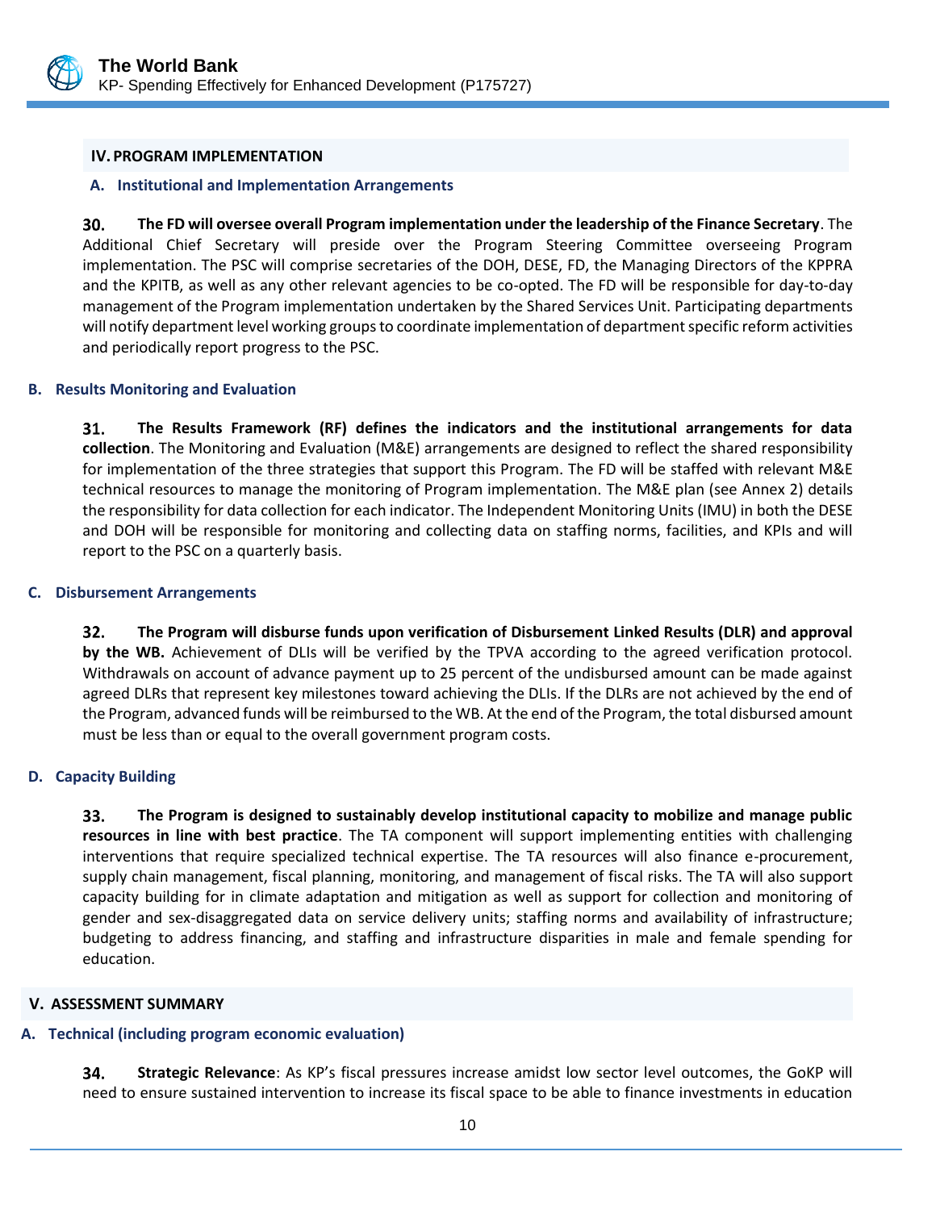## IV. PROGRAM IMPLEMENTATION

### A. Institutional and Implementation Arrangements

30. **The FD will oversee overall Program implementation under the leadership of the Finance Secretary**. The Additional Chief Secretary will preside over the Program Steering Committee overseeing Program implementation. The PSC will comprise secretaries of the DOH, DESE, FD, the Managing Directors of the KPPRA and the KPITB, as well as any other relevant agencies to be co-opted. The FD will be responsible for day-to-day management of the Program implementation undertaken by the Shared Services Unit. Participating departments will notify department level working groups to coordinate implementation of department specific reform activities and periodically report progress to the PSC.

### B. Results Monitoring and Evaluation

31. **The Results Framework (RF) defines the indicators and the institutional arrangements for data collection**. The Monitoring and Evaluation (M&E) arrangements are designed to reflect the shared responsibility for implementation of the three strategies that support this Program. The FD will be staffed with relevant M&E technical resources to manage the monitoring of Program implementation. The M&E plan (see Annex 2) details the responsibility for data collection for each indicator. The Independent Monitoring Units (IMU) in both the DESE and DOH will be responsible for monitoring and collecting data on staffing norms, facilities, and KPIs and will report to the PSC on a quarterly basis.

### C. Disbursement Arrangements

32. **The Program will disburse funds upon verification of Disbursement Linked Results (DLR) and approval by the WB.** Achievement of DLIs will be verified by the TPVA according to the agreed verification protocol. Withdrawals on account of advance payment up to 25 percent of the undisbursed amount can be made against agreed DLRs that represent key milestones toward achieving the DLIs. If the DLRs are not achieved by the end of the Program, advanced funds will be reimbursed to the WB. At the end of the Program, the total disbursed amount must be less than or equal to the overall government program costs.

### D. Capacity Building

33. **The Program is designed to sustainably develop institutional capacity to mobilize and manage public resources in line with best practice**. The TA component will support implementing entities with challenging interventions that require specialized technical expertise. The TA resources will also finance e-procurement, supply chain management, fiscal planning, monitoring, and management of fiscal risks. The TA will also support capacity building for in climate adaptation and mitigation as well as support for collection and monitoring of gender and sex-disaggregated data on service delivery units; staffing norms and availability of infrastructure; budgeting to address financing, and staffing and infrastructure disparities in male and female spending for education.

## V. ASSESSMENT SUMMARY

### A. Technical (including program economic evaluation)

34. **Strategic Relevance**: As KP's fiscal pressures increase amidst low sector level outcomes, the GoKP will need to ensure sustained intervention to increase its fiscal space to be able to finance investments in education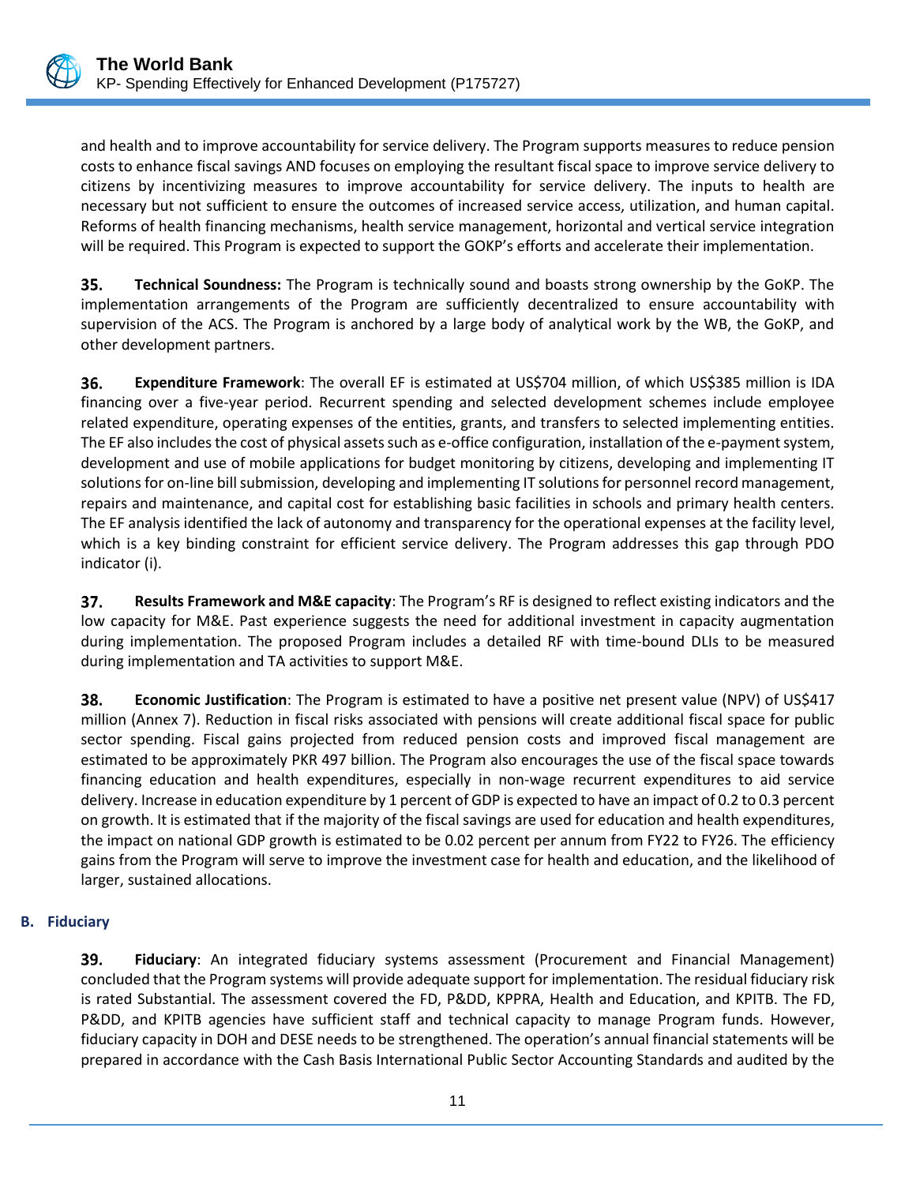and health and to improve accountability for service delivery. The Program supports measures to reduce pension costs to enhance fiscal savings AND focuses on employing the resultant fiscal space to improve service delivery to citizens by incentivizing measures to improve accountability for service delivery. The inputs to health are necessary but not sufficient to ensure the outcomes of increased service access, utilization, and human capital. Reforms of health financing mechanisms, health service management, horizontal and vertical service integration will be required. This Program is expected to support the GOKP's efforts and accelerate their implementation.

**35. Technical Soundness:** The Program is technically sound and boasts strong ownership by the GoKP. The implementation arrangements of the Program are sufficiently decentralized to ensure accountability with supervision of the ACS. The Program is anchored by a large body of analytical work by the WB, the GoKP, and other development partners.

**36. Expenditure Framework**: The overall EF is estimated at US$704 million, of which US$385 million is IDA financing over a five-year period. Recurrent spending and selected development schemes include employee related expenditure, operating expenses of the entities, grants, and transfers to selected implementing entities. The EF also includes the cost of physical assets such as e-office configuration, installation of the e-payment system, development and use of mobile applications for budget monitoring by citizens, developing and implementing IT solutions for on-line bill submission, developing and implementing IT solutions for personnel record management, repairs and maintenance, and capital cost for establishing basic facilities in schools and primary health centers. The EF analysis identified the lack of autonomy and transparency for the operational expenses at the facility level, which is a key binding constraint for efficient service delivery. The Program addresses this gap through PDO indicator (i).

**37. Results Framework and M&E capacity**: The Program's RF is designed to reflect existing indicators and the low capacity for M&E. Past experience suggests the need for additional investment in capacity augmentation during implementation. The proposed Program includes a detailed RF with time-bound DLIs to be measured during implementation and TA activities to support M&E.

**38. Economic Justification**: The Program is estimated to have a positive net present value (NPV) of US$417 million (Annex 7). Reduction in fiscal risks associated with pensions will create additional fiscal space for public sector spending. Fiscal gains projected from reduced pension costs and improved fiscal management are estimated to be approximately PKR 497 billion. The Program also encourages the use of the fiscal space towards financing education and health expenditures, especially in non-wage recurrent expenditures to aid service delivery. Increase in education expenditure by 1 percent of GDP is expected to have an impact of 0.2 to 0.3 percent on growth. It is estimated that if the majority of the fiscal savings are used for education and health expenditures, the impact on national GDP growth is estimated to be 0.02 percent per annum from FY22 to FY26. The efficiency gains from the Program will serve to improve the investment case for health and education, and the likelihood of larger, sustained allocations.

## B. Fiduciary

**39. Fiduciary**: An integrated fiduciary systems assessment (Procurement and Financial Management) concluded that the Program systems will provide adequate support for implementation. The residual fiduciary risk is rated Substantial. The assessment covered the FD, P&DD, KPPRA, Health and Education, and KPITB. The FD, P&DD, and KPITB agencies have sufficient staff and technical capacity to manage Program funds. However, fiduciary capacity in DOH and DESE needs to be strengthened. The operation's annual financial statements will be prepared in accordance with the Cash Basis International Public Sector Accounting Standards and audited by the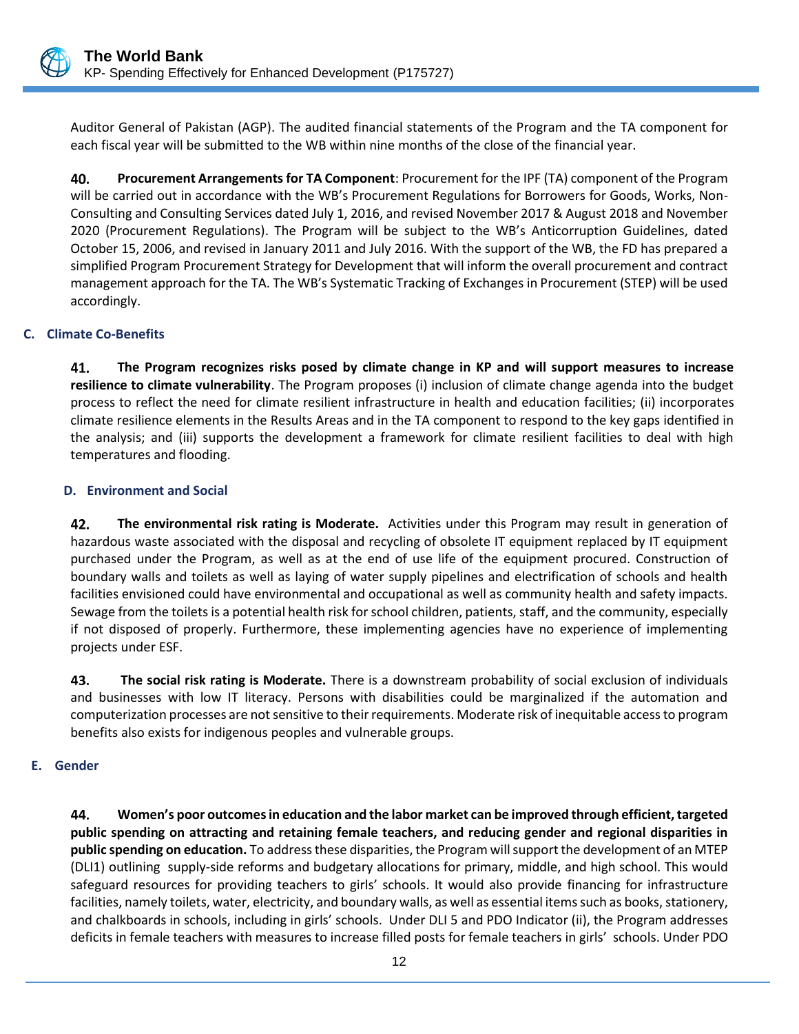Auditor General of Pakistan (AGP). The audited financial statements of the Program and the TA component for each fiscal year will be submitted to the WB within nine months of the close of the financial year.

40. **Procurement Arrangements for TA Component**: Procurement for the IPF (TA) component of the Program will be carried out in accordance with the WB's Procurement Regulations for Borrowers for Goods, Works, Non-Consulting and Consulting Services dated July 1, 2016, and revised November 2017 & August 2018 and November 2020 (Procurement Regulations). The Program will be subject to the WB's Anticorruption Guidelines, dated October 15, 2006, and revised in January 2011 and July 2016. With the support of the WB, the FD has prepared a simplified Program Procurement Strategy for Development that will inform the overall procurement and contract management approach for the TA. The WB's Systematic Tracking of Exchanges in Procurement (STEP) will be used accordingly.

### C. Climate Co-Benefits

41. **The Program recognizes risks posed by climate change in KP and will support measures to increase resilience to climate vulnerability**. The Program proposes (i) inclusion of climate change agenda into the budget process to reflect the need for climate resilient infrastructure in health and education facilities; (ii) incorporates climate resilience elements in the Results Areas and in the TA component to respond to the key gaps identified in the analysis; and (iii) supports the development a framework for climate resilient facilities to deal with high temperatures and flooding.

### D. Environment and Social

42. **The environmental risk rating is Moderate.** Activities under this Program may result in generation of hazardous waste associated with the disposal and recycling of obsolete IT equipment replaced by IT equipment purchased under the Program, as well as at the end of use life of the equipment procured. Construction of boundary walls and toilets as well as laying of water supply pipelines and electrification of schools and health facilities envisioned could have environmental and occupational as well as community health and safety impacts. Sewage from the toilets is a potential health risk for school children, patients, staff, and the community, especially if not disposed of properly. Furthermore, these implementing agencies have no experience of implementing projects under ESF.

43. **The social risk rating is Moderate.** There is a downstream probability of social exclusion of individuals and businesses with low IT literacy. Persons with disabilities could be marginalized if the automation and computerization processes are not sensitive to their requirements. Moderate risk of inequitable access to program benefits also exists for indigenous peoples and vulnerable groups.

### E. Gender

44. **Women's poor outcomes in education and the labor market can be improved through efficient, targeted public spending on attracting and retaining female teachers, and reducing gender and regional disparities in public spending on education.** To address these disparities, the Program will support the development of an MTEP (DLI1) outlining supply-side reforms and budgetary allocations for primary, middle, and high school. This would safeguard resources for providing teachers to girls' schools. It would also provide financing for infrastructure facilities, namely toilets, water, electricity, and boundary walls, as well as essential items such as books, stationery, and chalkboards in schools, including in girls' schools. Under DLI 5 and PDO Indicator (ii), the Program addresses deficits in female teachers with measures to increase filled posts for female teachers in girls' schools. Under PDO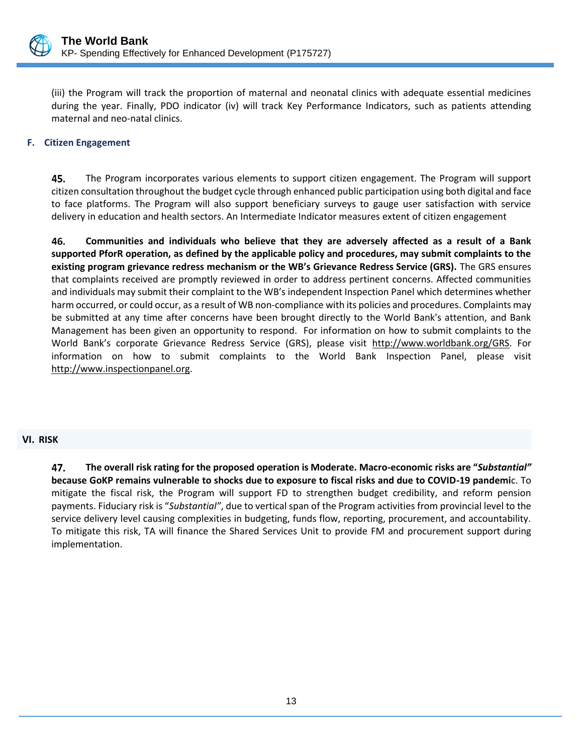(iii) the Program will track the proportion of maternal and neonatal clinics with adequate essential medicines during the year. Finally, PDO indicator (iv) will track Key Performance Indicators, such as patients attending maternal and neo-natal clinics.

### F. Citizen Engagement

45. The Program incorporates various elements to support citizen engagement. The Program will support citizen consultation throughout the budget cycle through enhanced public participation using both digital and face to face platforms. The Program will also support beneficiary surveys to gauge user satisfaction with service delivery in education and health sectors. An Intermediate Indicator measures extent of citizen engagement

46. **Communities and individuals who believe that they are adversely affected as a result of a Bank supported PforR operation, as defined by the applicable policy and procedures, may submit complaints to the existing program grievance redress mechanism or the WB's Grievance Redress Service (GRS).** The GRS ensures that complaints received are promptly reviewed in order to address pertinent concerns. Affected communities and individuals may submit their complaint to the WB's independent Inspection Panel which determines whether harm occurred, or could occur, as a result of WB non-compliance with its policies and procedures. Complaints may be submitted at any time after concerns have been brought directly to the World Bank's attention, and Bank Management has been given an opportunity to respond. For information on how to submit complaints to the World Bank's corporate Grievance Redress Service (GRS), please visit http://www.worldbank.org/GRS. For information on how to submit complaints to the World Bank Inspection Panel, please visit http://www.inspectionpanel.org.

## VI. RISK

47. **The overall risk rating for the proposed operation is Moderate. Macro-economic risks are "*Substantial"* because GoKP remains vulnerable to shocks due to exposure to fiscal risks and due to COVID-19 pandemi**c. To mitigate the fiscal risk, the Program will support FD to strengthen budget credibility, and reform pension payments. Fiduciary risk is "*Substantial"*, due to vertical span of the Program activities from provincial level to the service delivery level causing complexities in budgeting, funds flow, reporting, procurement, and accountability. To mitigate this risk, TA will finance the Shared Services Unit to provide FM and procurement support during implementation.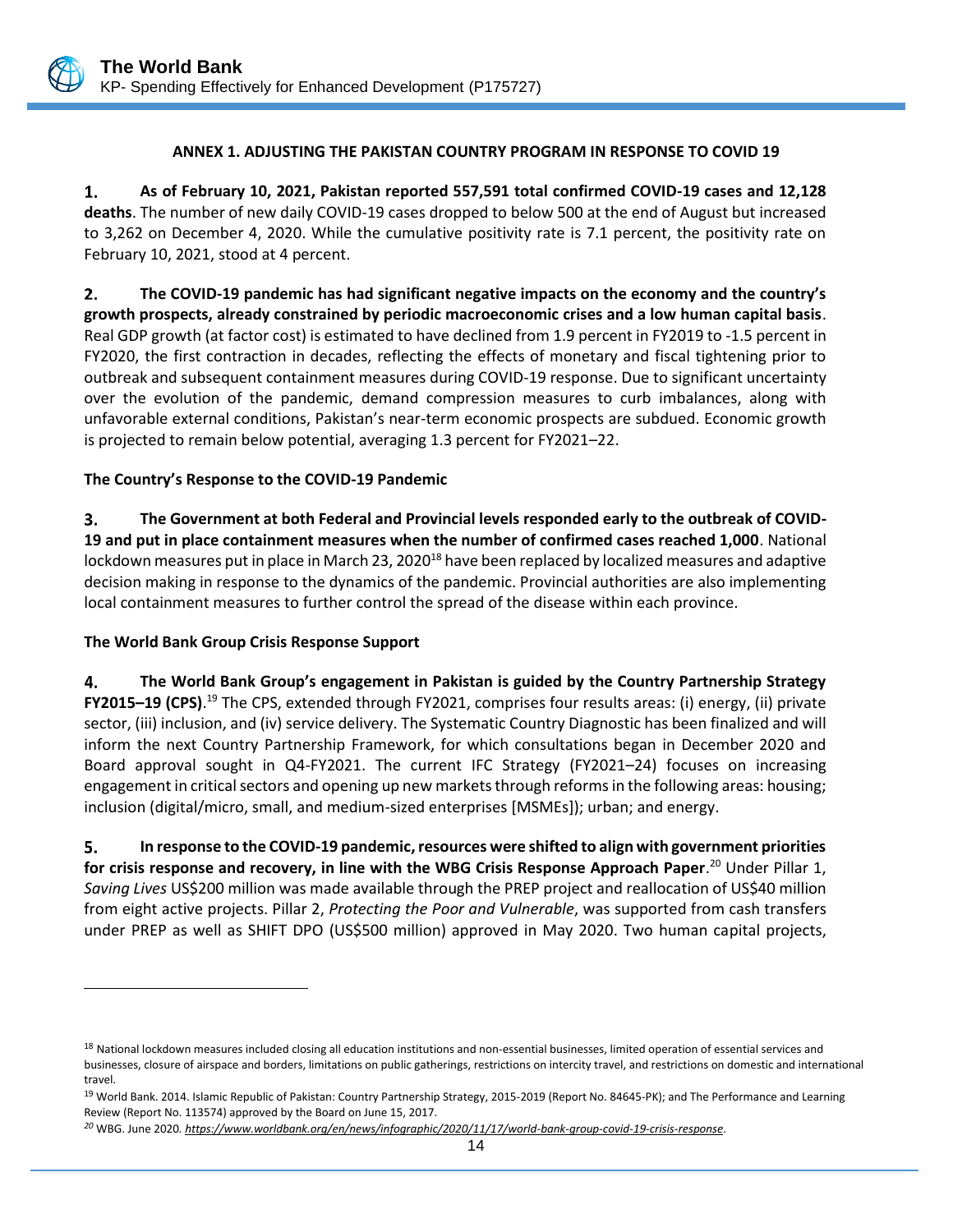## ANNEX 1. ADJUSTING THE PAKISTAN COUNTRY PROGRAM IN RESPONSE TO COVID 19

1. **As of February 10, 2021, Pakistan reported 557,591 total confirmed COVID-19 cases and 12,128 deaths**. The number of new daily COVID-19 cases dropped to below 500 at the end of August but increased to 3,262 on December 4, 2020. While the cumulative positivity rate is 7.1 percent, the positivity rate on February 10, 2021, stood at 4 percent.

2. **The COVID-19 pandemic has had significant negative impacts on the economy and the country's growth prospects, already constrained by periodic macroeconomic crises and a low human capital basis**. Real GDP growth (at factor cost) is estimated to have declined from 1.9 percent in FY2019 to -1.5 percent in FY2020, the first contraction in decades, reflecting the effects of monetary and fiscal tightening prior to outbreak and subsequent containment measures during COVID-19 response. Due to significant uncertainty over the evolution of the pandemic, demand compression measures to curb imbalances, along with unfavorable external conditions, Pakistan's near-term economic prospects are subdued. Economic growth is projected to remain below potential, averaging 1.3 percent for FY2021–22.

### The Country's Response to the COVID-19 Pandemic

3. **The Government at both Federal and Provincial levels responded early to the outbreak of COVID-19 and put in place containment measures when the number of confirmed cases reached 1,000**. National lockdown measures put in place in March 23, 2020[18] have been replaced by localized measures and adaptive decision making in response to the dynamics of the pandemic. Provincial authorities are also implementing local containment measures to further control the spread of the disease within each province.

### The World Bank Group Crisis Response Support

4. **The World Bank Group's engagement in Pakistan is guided by the Country Partnership Strategy FY2015–19 (CPS)**.[19] The CPS, extended through FY2021, comprises four results areas: (i) energy, (ii) private sector, (iii) inclusion, and (iv) service delivery. The Systematic Country Diagnostic has been finalized and will inform the next Country Partnership Framework, for which consultations began in December 2020 and Board approval sought in Q4-FY2021. The current IFC Strategy (FY2021–24) focuses on increasing engagement in critical sectors and opening up new markets through reforms in the following areas: housing; inclusion (digital/micro, small, and medium-sized enterprises [MSMEs]); urban; and energy.

5. **In response to the COVID-19 pandemic, resources were shifted to align with government priorities for crisis response and recovery, in line with the WBG Crisis Response Approach Paper**.[20] Under Pillar 1, *Saving Lives* US$200 million was made available through the PREP project and reallocation of US$40 million from eight active projects. Pillar 2, *Protecting the Poor and Vulnerable*, was supported from cash transfers under PREP as well as SHIFT DPO (US$500 million) approved in May 2020. Two human capital projects,

---

[18] National lockdown measures included closing all education institutions and non-essential businesses, limited operation of essential services and businesses, closure of airspace and borders, limitations on public gatherings, restrictions on intercity travel, and restrictions on domestic and international travel.

[19] World Bank. 2014. Islamic Republic of Pakistan: Country Partnership Strategy, 2015-2019 (Report No. 84645-PK); and The Performance and Learning Review (Report No. 113574) approved by the Board on June 15, 2017.

[20] WBG. June 2020. *https://www.worldbank.org/en/news/infographic/2020/11/17/world-bank-group-covid-19-crisis-response*.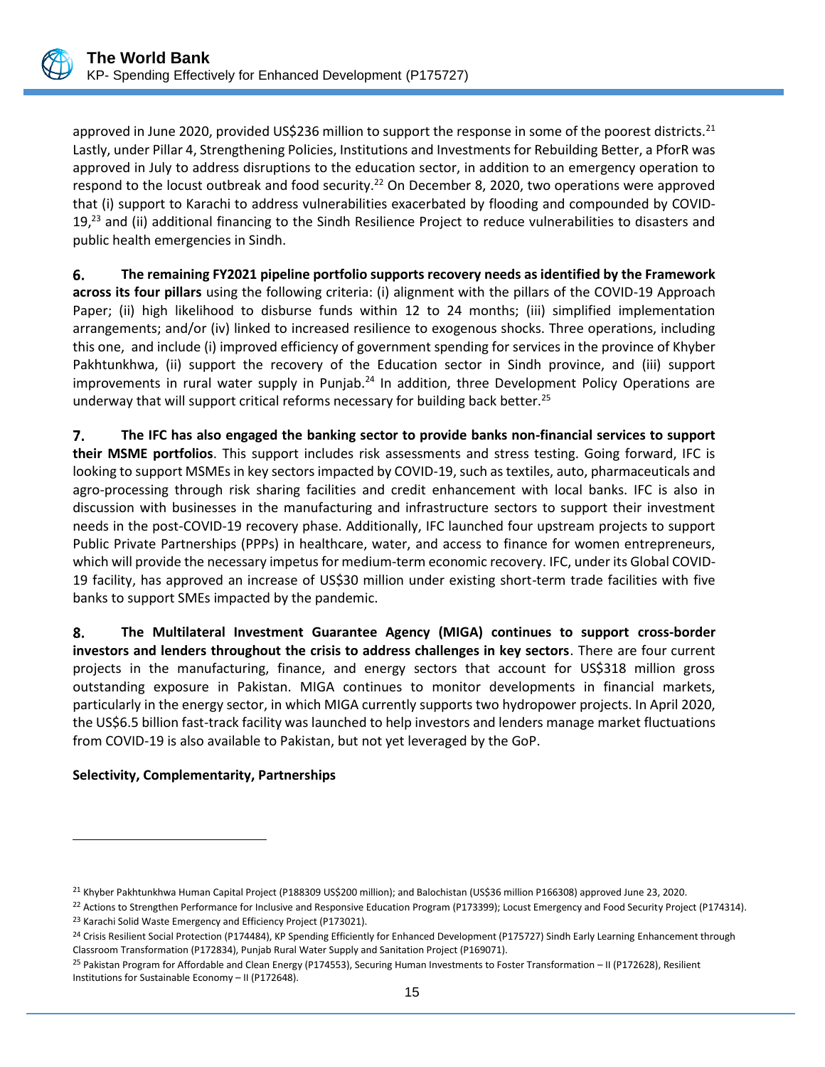approved in June 2020, provided US$236 million to support the response in some of the poorest districts.[21] Lastly, under Pillar 4, Strengthening Policies, Institutions and Investments for Rebuilding Better, a PforR was approved in July to address disruptions to the education sector, in addition to an emergency operation to respond to the locust outbreak and food security.[22] On December 8, 2020, two operations were approved that (i) support to Karachi to address vulnerabilities exacerbated by flooding and compounded by COVID-19,[23] and (ii) additional financing to the Sindh Resilience Project to reduce vulnerabilities to disasters and public health emergencies in Sindh.

6. **The remaining FY2021 pipeline portfolio supports recovery needs as identified by the Framework across its four pillars** using the following criteria: (i) alignment with the pillars of the COVID-19 Approach Paper; (ii) high likelihood to disburse funds within 12 to 24 months; (iii) simplified implementation arrangements; and/or (iv) linked to increased resilience to exogenous shocks. Three operations, including this one, and include (i) improved efficiency of government spending for services in the province of Khyber Pakhtunkhwa, (ii) support the recovery of the Education sector in Sindh province, and (iii) support improvements in rural water supply in Punjab.[24] In addition, three Development Policy Operations are underway that will support critical reforms necessary for building back better.[25]

7. **The IFC has also engaged the banking sector to provide banks non-financial services to support their MSME portfolios**. This support includes risk assessments and stress testing. Going forward, IFC is looking to support MSMEs in key sectors impacted by COVID-19, such as textiles, auto, pharmaceuticals and agro-processing through risk sharing facilities and credit enhancement with local banks. IFC is also in discussion with businesses in the manufacturing and infrastructure sectors to support their investment needs in the post-COVID-19 recovery phase. Additionally, IFC launched four upstream projects to support Public Private Partnerships (PPPs) in healthcare, water, and access to finance for women entrepreneurs, which will provide the necessary impetus for medium-term economic recovery. IFC, under its Global COVID-19 facility, has approved an increase of US$30 million under existing short-term trade facilities with five banks to support SMEs impacted by the pandemic.

8. **The Multilateral Investment Guarantee Agency (MIGA) continues to support cross-border investors and lenders throughout the crisis to address challenges in key sectors**. There are four current projects in the manufacturing, finance, and energy sectors that account for US$318 million gross outstanding exposure in Pakistan. MIGA continues to monitor developments in financial markets, particularly in the energy sector, in which MIGA currently supports two hydropower projects. In April 2020, the US$6.5 billion fast-track facility was launched to help investors and lenders manage market fluctuations from COVID-19 is also available to Pakistan, but not yet leveraged by the GoP.

**Selectivity, Complementarity, Partnerships**

---

[21] Khyber Pakhtunkhwa Human Capital Project (P188309 US$200 million); and Balochistan (US$36 million P166308) approved June 23, 2020.

[22] Actions to Strengthen Performance for Inclusive and Responsive Education Program (P173399); Locust Emergency and Food Security Project (P174314).

[23] Karachi Solid Waste Emergency and Efficiency Project (P173021).

[24] Crisis Resilient Social Protection (P174484), KP Spending Efficiently for Enhanced Development (P175727) Sindh Early Learning Enhancement through Classroom Transformation (P172834), Punjab Rural Water Supply and Sanitation Project (P169071).

[25] Pakistan Program for Affordable and Clean Energy (P174553), Securing Human Investments to Foster Transformation – II (P172628), Resilient Institutions for Sustainable Economy – II (P172648).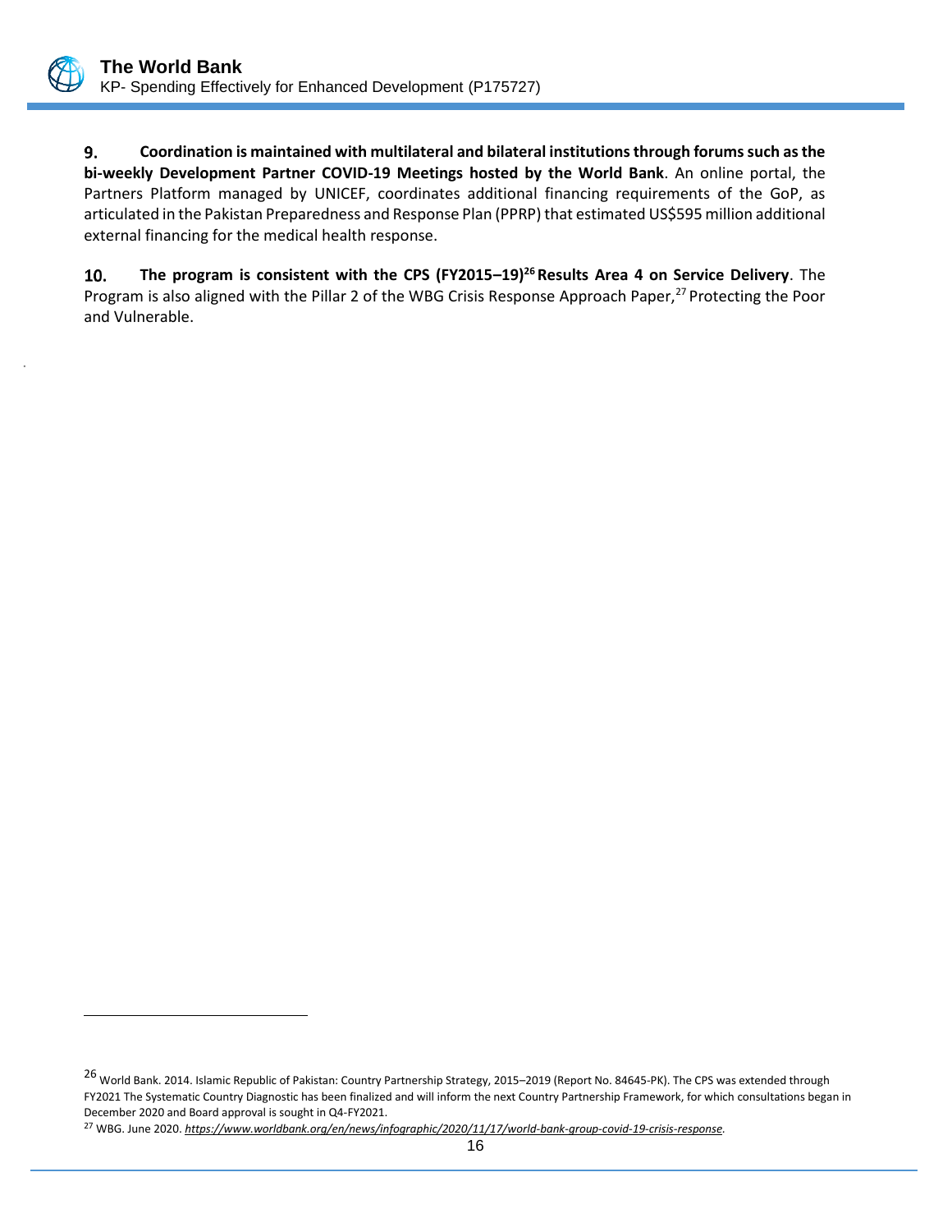9. **Coordination is maintained with multilateral and bilateral institutions through forums such as the bi-weekly Development Partner COVID-19 Meetings hosted by the World Bank**. An online portal, the Partners Platform managed by UNICEF, coordinates additional financing requirements of the GoP, as articulated in the Pakistan Preparedness and Response Plan (PPRP) that estimated US$595 million additional external financing for the medical health response.

10. **The program is consistent with the CPS (FY2015–19)[26] Results Area 4 on Service Delivery**. The Program is also aligned with the Pillar 2 of the WBG Crisis Response Approach Paper,[27] Protecting the Poor and Vulnerable.

---

[26] World Bank. 2014. Islamic Republic of Pakistan: Country Partnership Strategy, 2015–2019 (Report No. 84645-PK). The CPS was extended through FY2021 The Systematic Country Diagnostic has been finalized and will inform the next Country Partnership Framework, for which consultations began in December 2020 and Board approval is sought in Q4-FY2021.

[27] WBG. June 2020. *https://www.worldbank.org/en/news/infographic/2020/11/17/world-bank-group-covid-19-crisis-response*.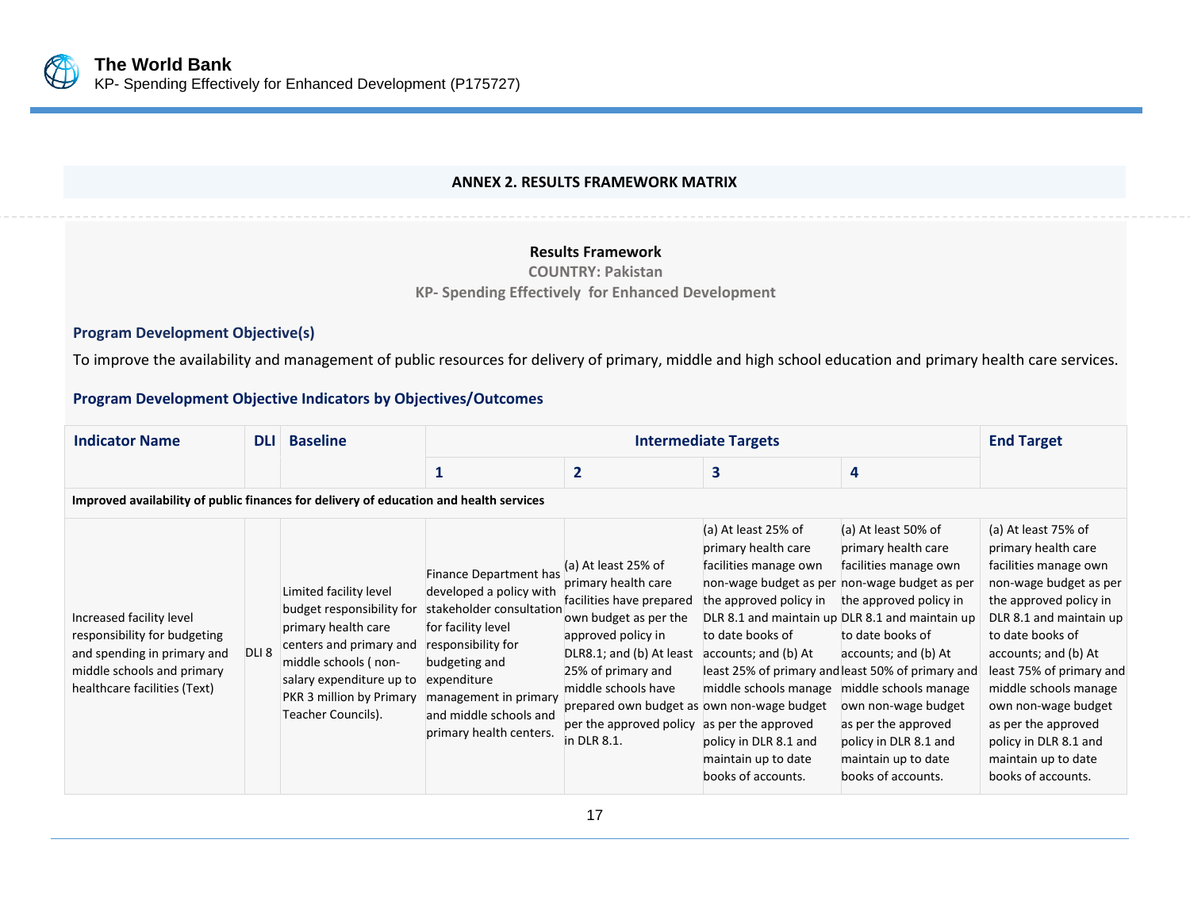## ANNEX 2. RESULTS FRAMEWORK MATRIX

**Results Framework**

**COUNTRY: Pakistan**

**KP- Spending Effectively for Enhanced Development**

### Program Development Objective(s)

To improve the availability and management of public resources for delivery of primary, middle and high school education and primary health care services.

### Program Development Objective Indicators by Objectives/Outcomes

| Indicator Name | DLI | Baseline | Intermediate Targets | | | | End Target |
|---|---|---|---|---|---|---|---|
| | | | 1 | 2 | 3 | 4 | |
| **Improved availability of public finances for delivery of education and health services** | | | | | | | |
| Increased facility level responsibility for budgeting and spending in primary and middle schools and primary healthcare facilities (Text) | DLI 8 | Limited facility level budget responsibility for primary health care centers and primary and middle schools ( non-salary expenditure up to PKR 3 million by Primary Teacher Councils). | Finance Department has developed a policy with stakeholder consultation for facility level responsibility for budgeting and expenditure management in primary and middle schools and primary health centers. | (a) At least 25% of primary health care facilities have prepared own budget as per the approved policy in DLR8.1; and (b) At least 25% of primary and middle schools have prepared own budget as per the approved policy in DLR 8.1. | (a) At least 25% of primary health care facilities manage own non-wage budget as per the approved policy in DLR 8.1 and maintain up to date books of accounts; and (b) At least 25% of primary and middle schools manage own non-wage budget as per the approved policy in DLR 8.1 and maintain up to date books of accounts. | (a) At least 50% of primary health care facilities manage own non-wage budget as per the approved policy in DLR 8.1 and maintain up to date books of accounts; and (b) At least 50% of primary and middle schools manage own non-wage budget as per the approved policy in DLR 8.1 and maintain up to date books of accounts. | (a) At least 75% of primary health care facilities manage own non-wage budget as per the approved policy in DLR 8.1 and maintain up to date books of accounts; and (b) At least 75% of primary and middle schools manage own non-wage budget as per the approved policy in DLR 8.1 and maintain up to date books of accounts. |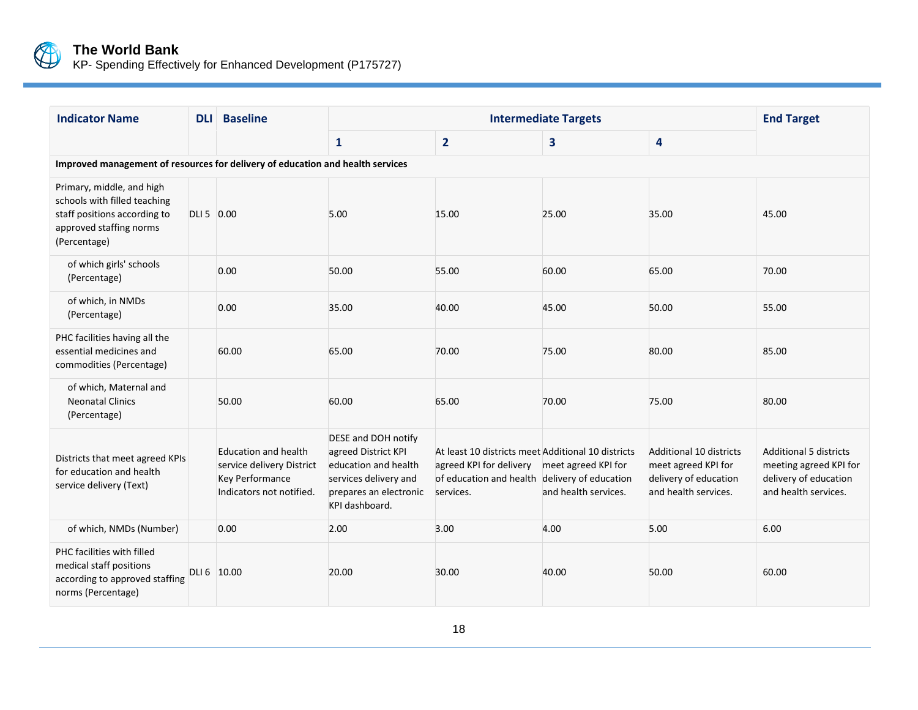| Indicator Name | DLI | Baseline | Intermediate Targets | | | | End Target |
|---|---|---|---|---|---|---|---|
| | | | 1 | 2 | 3 | 4 | |
| **Improved management of resources for delivery of education and health services** | | | | | | | |
| Primary, middle, and high schools with filled teaching staff positions according to approved staffing norms (Percentage) | DLI 5 | 0.00 | 5.00 | 15.00 | 25.00 | 35.00 | 45.00 |
| of which girls' schools (Percentage) | | 0.00 | 50.00 | 55.00 | 60.00 | 65.00 | 70.00 |
| of which, in NMDs (Percentage) | | 0.00 | 35.00 | 40.00 | 45.00 | 50.00 | 55.00 |
| PHC facilities having all the essential medicines and commodities (Percentage) | | 60.00 | 65.00 | 70.00 | 75.00 | 80.00 | 85.00 |
| of which, Maternal and Neonatal Clinics (Percentage) | | 50.00 | 60.00 | 65.00 | 70.00 | 75.00 | 80.00 |
| Districts that meet agreed KPIs for education and health service delivery (Text) | | Education and health service delivery District Key Performance Indicators not notified. | DESE and DOH notify agreed District KPI education and health services delivery and prepares an electronic KPI dashboard. | At least 10 districts meet agreed KPI for delivery of education and health services. | Additional 10 districts meet agreed KPI for delivery of education and health services. | Additional 10 districts meet agreed KPI for delivery of education and health services. | Additional 5 districts meeting agreed KPI for delivery of education and health services. |
| of which, NMDs (Number) | | 0.00 | 2.00 | 3.00 | 4.00 | 5.00 | 6.00 |
| PHC facilities with filled medical staff positions according to approved staffing norms (Percentage) | DLI 6 | 10.00 | 20.00 | 30.00 | 40.00 | 50.00 | 60.00 |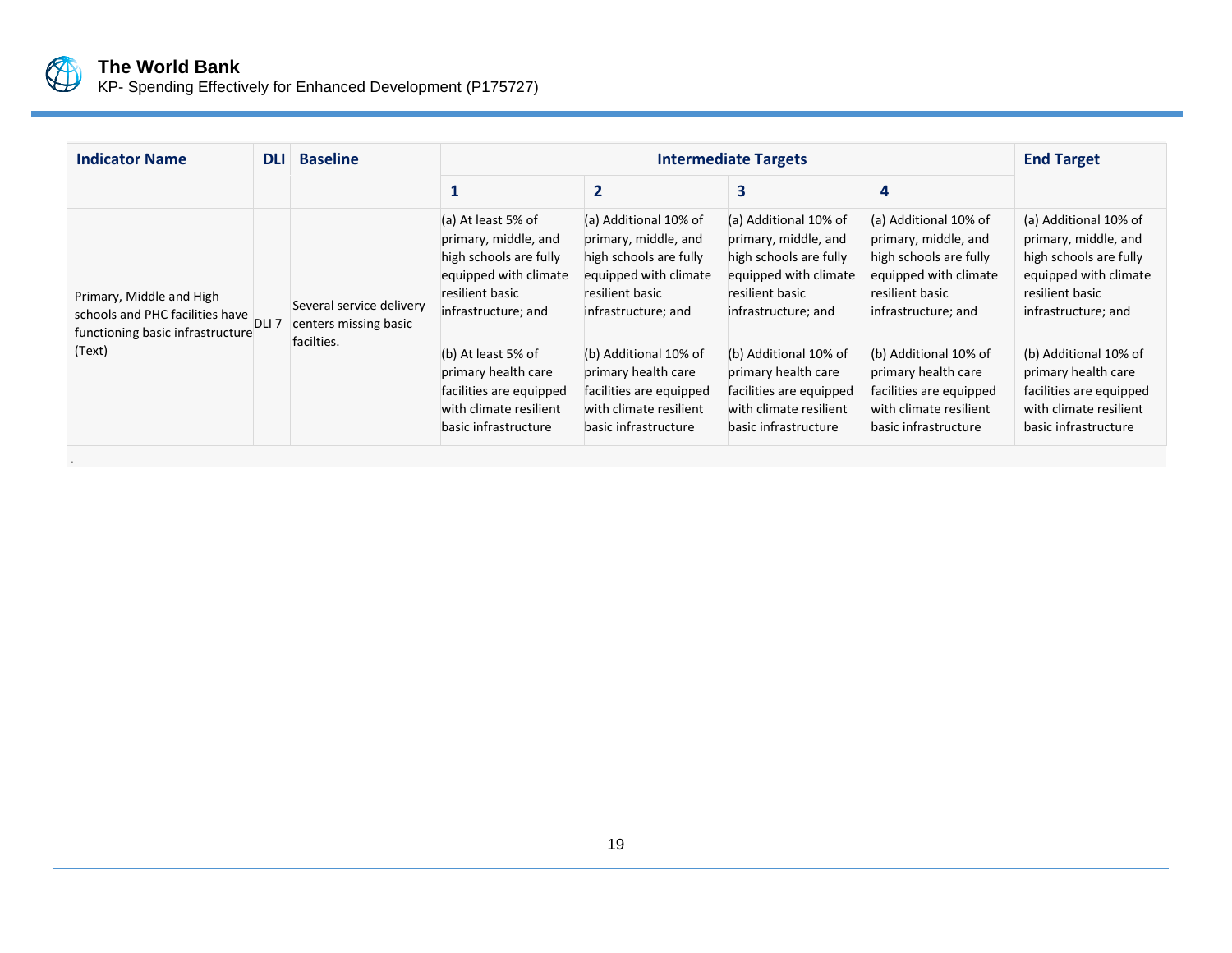| Indicator Name | DLI | Baseline | Intermediate Targets | | | | End Target |
|---|---|---|---|---|---|---|---|
| | | | 1 | 2 | 3 | 4 | |
| Primary, Middle and High schools and PHC facilities have functioning basic infrastructure (Text) | DLI 7 | Several service delivery centers missing basic facilties. | (a) At least 5% of primary, middle, and high schools are fully equipped with climate resilient basic infrastructure; and<br><br>(b) At least 5% of primary health care facilities are equipped with climate resilient basic infrastructure | (a) Additional 10% of primary, middle, and high schools are fully equipped with climate resilient basic infrastructure; and<br><br>(b) Additional 10% of primary health care facilities are equipped with climate resilient basic infrastructure | (a) Additional 10% of primary, middle, and high schools are fully equipped with climate resilient basic infrastructure; and<br><br>(b) Additional 10% of primary health care facilities are equipped with climate resilient basic infrastructure | (a) Additional 10% of primary, middle, and high schools are fully equipped with climate resilient basic infrastructure; and<br><br>(b) Additional 10% of primary health care facilities are equipped with climate resilient basic infrastructure | (a) Additional 10% of primary, middle, and high schools are fully equipped with climate resilient basic infrastructure; and<br><br>(b) Additional 10% of primary health care facilities are equipped with climate resilient basic infrastructure |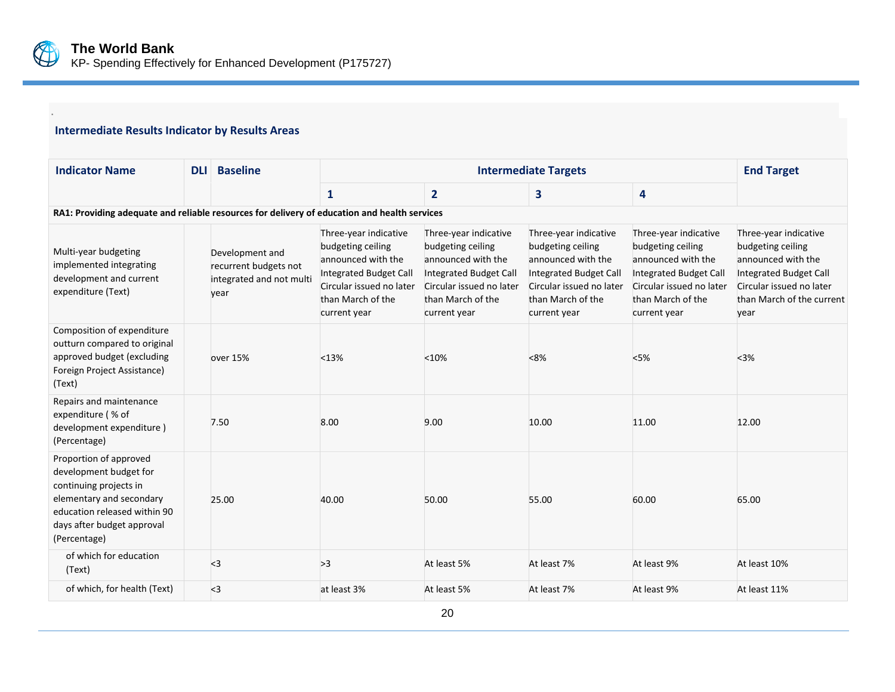### Intermediate Results Indicator by Results Areas

| Indicator Name | DLI | Baseline | Intermediate Targets | | | | End Target |
|---|---|---|---|---|---|---|---|
| | | | 1 | 2 | 3 | 4 | |
| **RA1: Providing adequate and reliable resources for delivery of education and health services** | | | | | | | |
| Multi-year budgeting implemented integrating development and current expenditure (Text) | | Development and recurrent budgets not integrated and not multi year | Three-year indicative budgeting ceiling announced with the Integrated Budget Call Circular issued no later than March of the current year | Three-year indicative budgeting ceiling announced with the Integrated Budget Call Circular issued no later than March of the current year | Three-year indicative budgeting ceiling announced with the Integrated Budget Call Circular issued no later than March of the current year | Three-year indicative budgeting ceiling announced with the Integrated Budget Call Circular issued no later than March of the current year | Three-year indicative budgeting ceiling announced with the Integrated Budget Call Circular issued no later than March of the current year |
| Composition of expenditure outturn compared to original approved budget (excluding Foreign Project Assistance) (Text) | | over 15% | <13% | <10% | <8% | <5% | <3% |
| Repairs and maintenance expenditure ( % of development expenditure ) (Percentage) | | 7.50 | 8.00 | 9.00 | 10.00 | 11.00 | 12.00 |
| Proportion of approved development budget for continuing projects in elementary and secondary education released within 90 days after budget approval (Percentage) | | 25.00 | 40.00 | 50.00 | 55.00 | 60.00 | 65.00 |
| of which for education (Text) | | <3 | >3 | At least 5% | At least 7% | At least 9% | At least 10% |
| of which, for health (Text) | | <3 | at least 3% | At least 5% | At least 7% | At least 9% | At least 11% |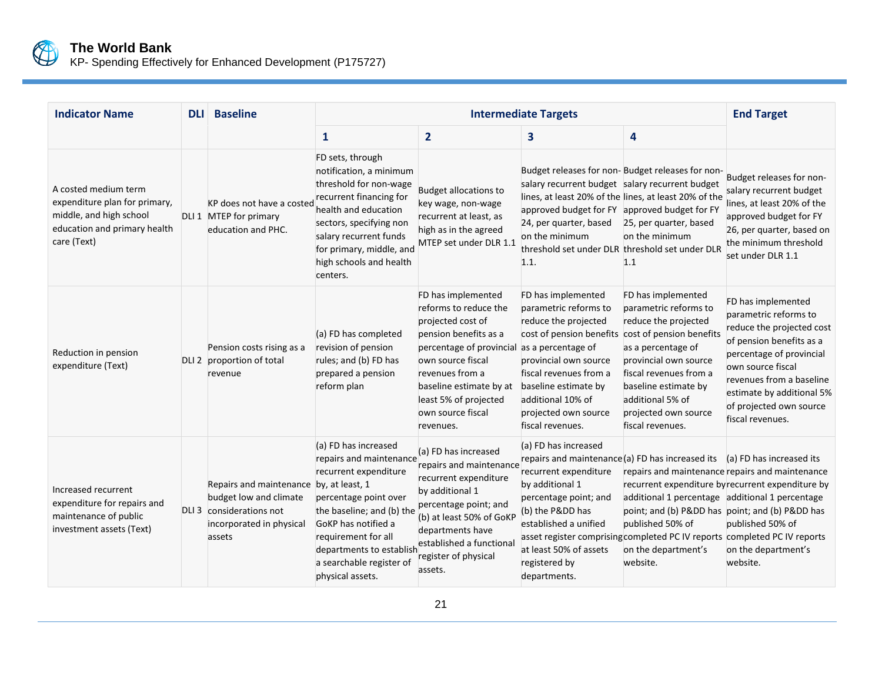| Indicator Name | DLI | Baseline | Intermediate Targets | | | | End Target |
|---|---|---|---|---|---|---|---|
| | | | 1 | 2 | 3 | 4 | |
| A costed medium term expenditure plan for primary, middle, and high school education and primary health care (Text) | DLI 1 | KP does not have a costed MTEP for primary education and PHC. | FD sets, through notification, a minimum threshold for non-wage recurrent financing for health and education sectors, specifying non salary recurrent funds for primary, middle, and high schools and health centers. | Budget allocations to key wage, non-wage recurrent at least, as high as in the agreed MTEP set under DLR 1.1 | Budget releases for non-salary recurrent budget lines, at least 20% of the approved budget for FY 24, per quarter, based on the minimum threshold set under DLR 1.1. | Budget releases for non-salary recurrent budget lines, at least 20% of the approved budget for FY 25, per quarter, based on the minimum threshold set under DLR 1.1 | Budget releases for non-salary recurrent budget lines, at least 20% of the approved budget for FY 26, per quarter, based on the minimum threshold set under DLR 1.1 |
| Reduction in pension expenditure (Text) | DLI 2 | Pension costs rising as a proportion of total revenue | (a) FD has completed revision of pension rules; and (b) FD has prepared a pension reform plan | FD has implemented reforms to reduce the projected cost of pension benefits as a percentage of provincial own source fiscal revenues from a baseline estimate by at least 5% of projected own source fiscal revenues. | FD has implemented parametric reforms to reduce the projected cost of pension benefits as a percentage of provincial own source fiscal revenues from a baseline estimate by additional 10% of projected own source fiscal revenues. | FD has implemented parametric reforms to reduce the projected cost of pension benefits as a percentage of provincial own source fiscal revenues from a baseline estimate by additional 5% of projected own source fiscal revenues. | FD has implemented parametric reforms to reduce the projected cost of pension benefits as a percentage of provincial own source fiscal revenues from a baseline estimate by additional 5% of projected own source fiscal revenues. |
| Increased recurrent expenditure for repairs and maintenance of public investment assets (Text) | DLI 3 | Repairs and maintenance budget low and climate considerations not incorporated in physical assets | (a) FD has increased repairs and maintenance recurrent expenditure by, at least, 1 percentage point over the baseline; and (b) the GoKP has notified a requirement for all departments to establish a searchable register of physical assets. | (a) FD has increased repairs and maintenance recurrent expenditure by additional 1 percentage point; and (b) at least 50% of GoKP departments have established a functional register of physical assets. | (a) FD has increased repairs and maintenance recurrent expenditure by additional 1 percentage point; and (b) the P&DD has established a unified asset register comprising at least 50% of assets registered by departments. | (a) FD has increased its repairs and maintenance recurrent expenditure by additional 1 percentage point; and (b) P&DD has published 50% of completed PC IV reports on the department's website. | (a) FD has increased its repairs and maintenance recurrent expenditure by additional 1 percentage point; and (b) P&DD has published 50% of completed PC IV reports on the department's website. |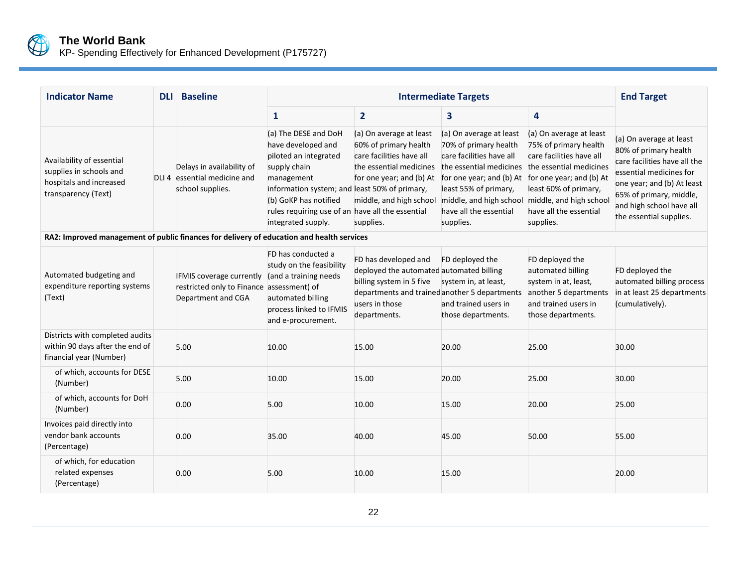| Indicator Name | DLI | Baseline | Intermediate Targets | | | | End Target |
|---|---|---|---|---|---|---|---|
| | | | 1 | 2 | 3 | 4 | |
| Availability of essential supplies in schools and hospitals and increased transparency (Text) | DLI 4 | Delays in availability of essential medicine and school supplies. | (a) The DESE and DoH have developed and piloted an integrated supply chain management information system; and (b) GoKP has notified rules requiring use of an integrated supply. | (a) On average at least 60% of primary health care facilities have all the essential medicines for one year; and (b) At least 50% of primary, middle, and high school have all the essential supplies. | (a) On average at least 70% of primary health care facilities have all the essential medicines for one year; and (b) At least 55% of primary, middle, and high school have all the essential supplies. | (a) On average at least 75% of primary health care facilities have all the essential medicines for one year; and (b) At least 60% of primary, middle, and high school have all the essential supplies. | (a) On average at least 80% of primary health care facilities have all the essential medicines for one year; and (b) At least 65% of primary, middle, and high school have all the essential supplies. |
| **RA2: Improved management of public finances for delivery of education and health services** | | | | | | | |
| Automated budgeting and expenditure reporting systems (Text) | | IFMIS coverage currently restricted only to Finance Department and CGA | FD has conducted a study on the feasibility (and a training needs assessment) of automated billing process linked to IFMIS and e-procurement. | FD has developed and deployed the automated billing system in 5 five departments and trained users in those departments. | FD deployed the automated billing system in, at least, another 5 departments and trained users in those departments. | FD deployed the automated billing system in at, least, another 5 departments and trained users in those departments. | FD deployed the automated billing process in at least 25 departments (cumulatively). |
| Districts with completed audits within 90 days after the end of financial year (Number) | | 5.00 | 10.00 | 15.00 | 20.00 | 25.00 | 30.00 |
| of which, accounts for DESE (Number) | | 5.00 | 10.00 | 15.00 | 20.00 | 25.00 | 30.00 |
| of which, accounts for DoH (Number) | | 0.00 | 5.00 | 10.00 | 15.00 | 20.00 | 25.00 |
| Invoices paid directly into vendor bank accounts (Percentage) | | 0.00 | 35.00 | 40.00 | 45.00 | 50.00 | 55.00 |
| of which, for education related expenses (Percentage) | | 0.00 | 5.00 | 10.00 | 15.00 | | 20.00 |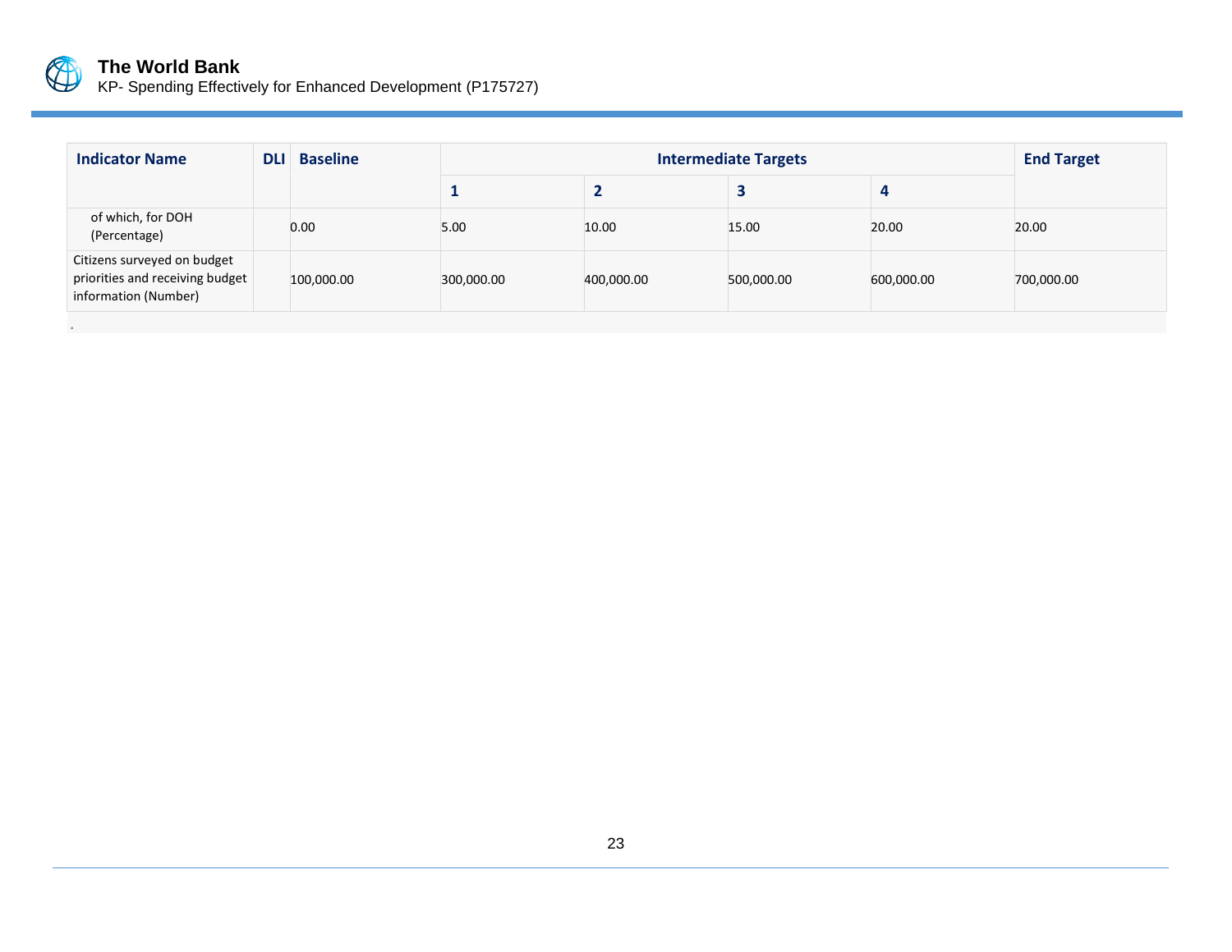| Indicator Name | DLI | Baseline | Intermediate Targets | | | | End Target |
|---|---|---|---|---|---|---|---|
| | | | 1 | 2 | 3 | 4 | |
| of which, for DOH (Percentage) | | 0.00 | 5.00 | 10.00 | 15.00 | 20.00 | 20.00 |
| Citizens surveyed on budget priorities and receiving budget information (Number) | | 100,000.00 | 300,000.00 | 400,000.00 | 500,000.00 | 600,000.00 | 700,000.00 |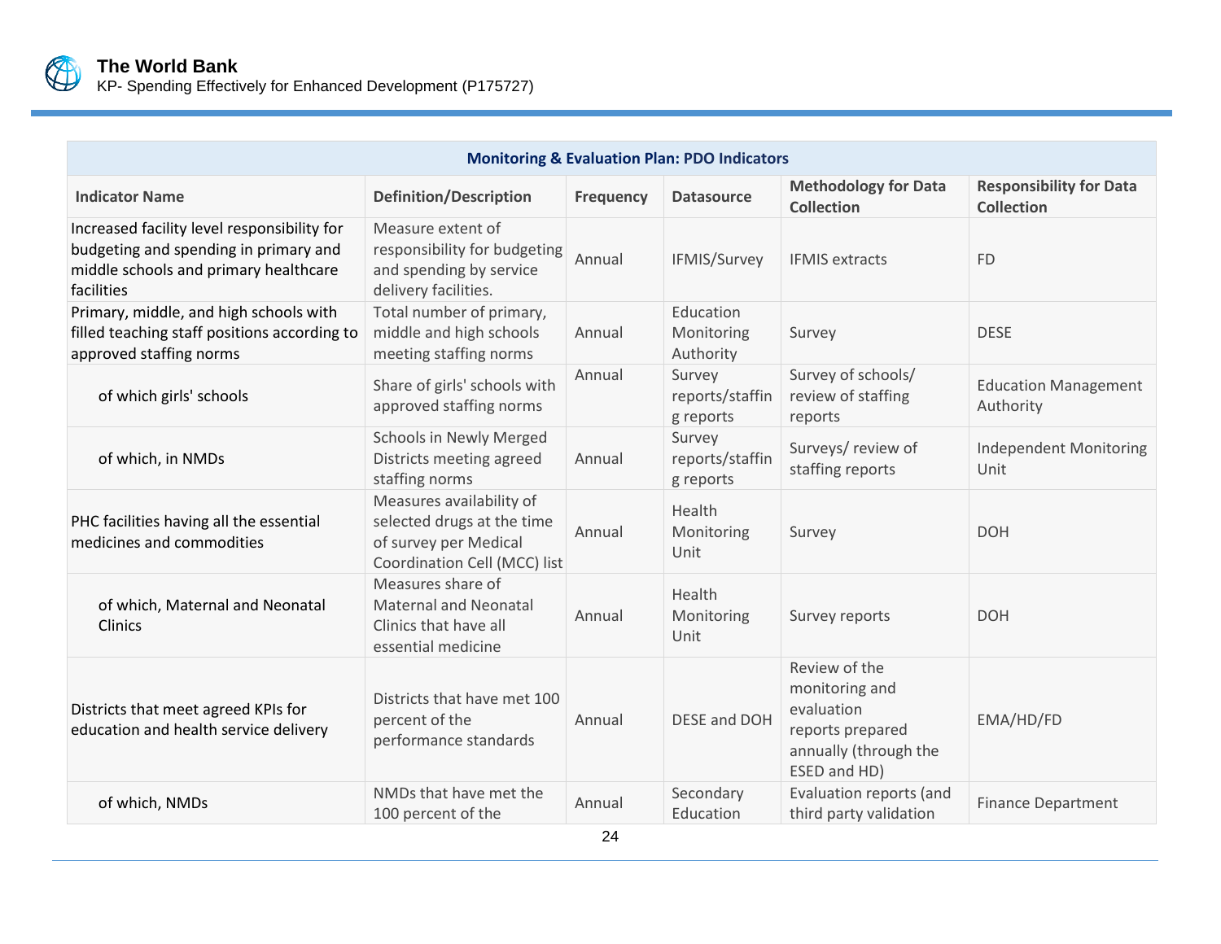| Monitoring & Evaluation Plan: PDO Indicators | | | | | |
|---|---|---|---|---|---|
| **Indicator Name** | **Definition/Description** | **Frequency** | **Datasource** | **Methodology for Data Collection** | **Responsibility for Data Collection** |
| Increased facility level responsibility for budgeting and spending in primary and middle schools and primary healthcare facilities | Measure extent of responsibility for budgeting and spending by service delivery facilities. | Annual | IFMIS/Survey | IFMIS extracts | FD |
| Primary, middle, and high schools with filled teaching staff positions according to approved staffing norms | Total number of primary, middle and high schools meeting staffing norms | Annual | Education Monitoring Authority | Survey | DESE |
| of which girls' schools | Share of girls' schools with approved staffing norms | Annual | Survey reports/staffing reports | Survey of schools/ review of staffing reports | Education Management Authority |
| of which, in NMDs | Schools in Newly Merged Districts meeting agreed staffing norms | Annual | Survey reports/staffing reports | Surveys/ review of staffing reports | Independent Monitoring Unit |
| PHC facilities having all the essential medicines and commodities | Measures availability of selected drugs at the time of survey per Medical Coordination Cell (MCC) list | Annual | Health Monitoring Unit | Survey | DOH |
| of which, Maternal and Neonatal Clinics | Measures share of Maternal and Neonatal Clinics that have all essential medicine | Annual | Health Monitoring Unit | Survey reports | DOH |
| Districts that meet agreed KPIs for education and health service delivery | Districts that have met 100 percent of the performance standards | Annual | DESE and DOH | Review of the monitoring and evaluation reports prepared annually (through the ESED and HD) | EMA/HD/FD |
| of which, NMDs | NMDs that have met the 100 percent of the | Annual | Secondary Education | Evaluation reports (and third party validation | Finance Department |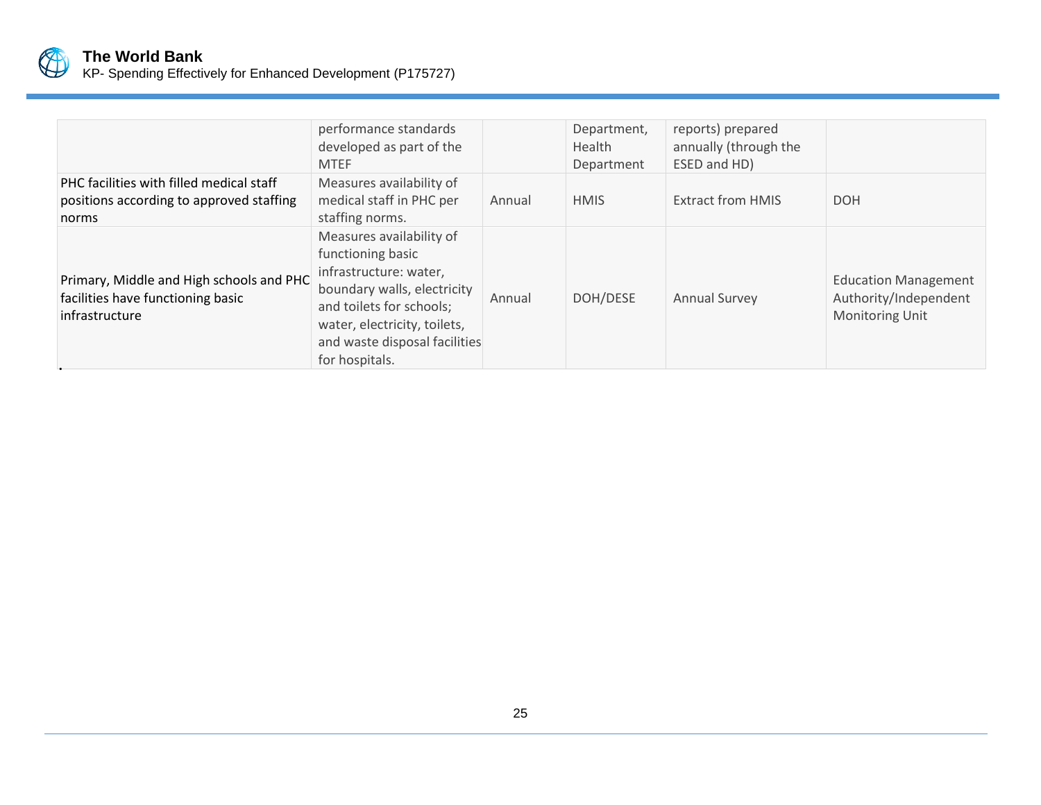|  | performance standards developed as part of the MTEF |  | Department, Health Department | reports) prepared annually (through the ESED and HD) |  |
|---|---|---|---|---|---|
| PHC facilities with filled medical staff positions according to approved staffing norms | Measures availability of medical staff in PHC per staffing norms. | Annual | HMIS | Extract from HMIS | DOH |
| Primary, Middle and High schools and PHC facilities have functioning basic infrastructure | Measures availability of functioning basic infrastructure: water, boundary walls, electricity and toilets for schools; water, electricity, toilets, and waste disposal facilities for hospitals. | Annual | DOH/DESE | Annual Survey | Education Management Authority/Independent Monitoring Unit |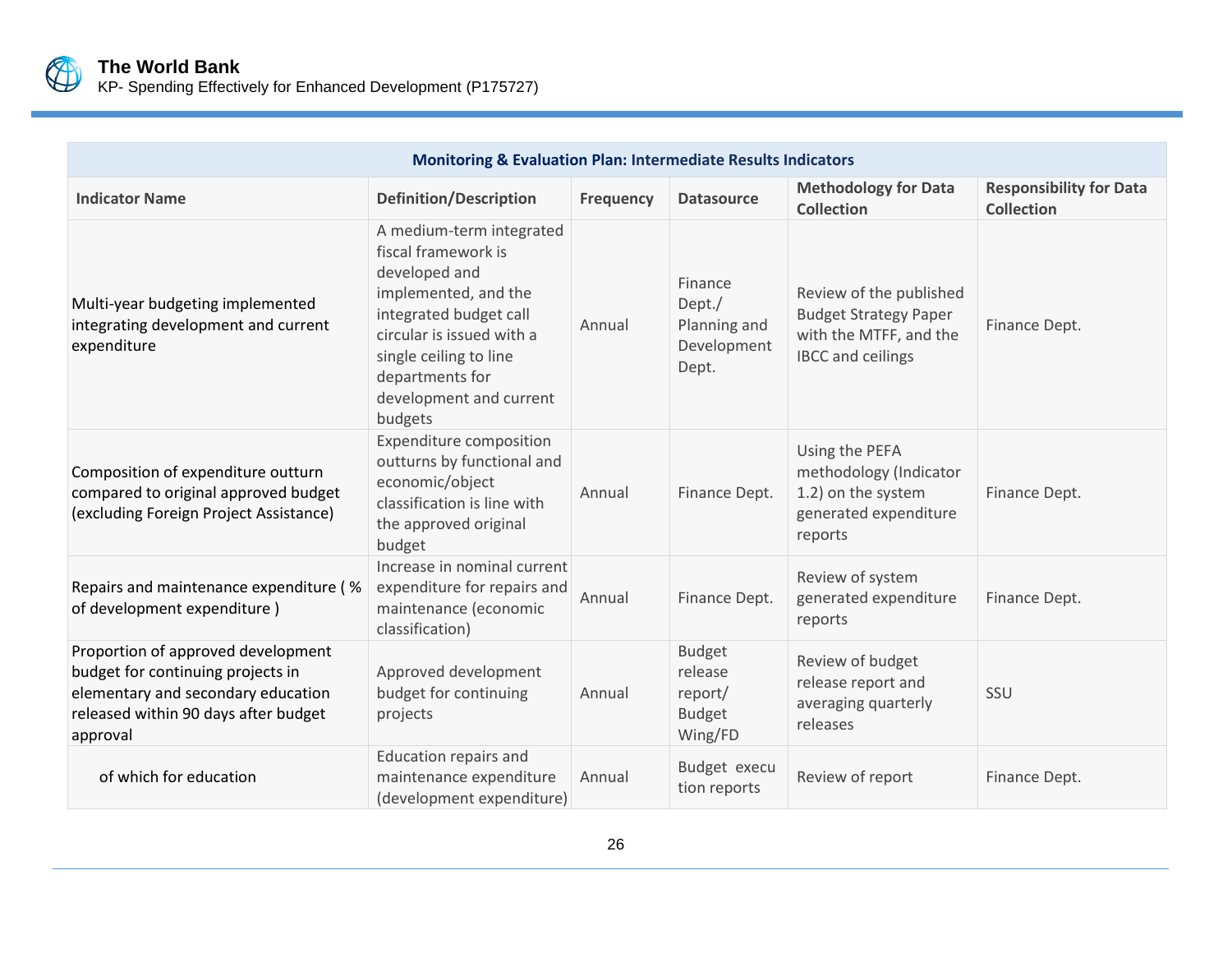| Monitoring & Evaluation Plan: Intermediate Results Indicators | | | | | |
|---|---|---|---|---|---|
| **Indicator Name** | **Definition/Description** | **Frequency** | **Datasource** | **Methodology for Data Collection** | **Responsibility for Data Collection** |
| Multi-year budgeting implemented integrating development and current expenditure | A medium-term integrated fiscal framework is developed and implemented, and the integrated budget call circular is issued with a single ceiling to line departments for development and current budgets | Annual | Finance Dept./ Planning and Development Dept. | Review of the published Budget Strategy Paper with the MTFF, and the IBCC and ceilings | Finance Dept. |
| Composition of expenditure outturn compared to original approved budget (excluding Foreign Project Assistance) | Expenditure composition outturns by functional and economic/object classification is line with the approved original budget | Annual | Finance Dept. | Using the PEFA methodology (Indicator 1.2) on the system generated expenditure reports | Finance Dept. |
| Repairs and maintenance expenditure ( % of development expenditure ) | Increase in nominal current expenditure for repairs and maintenance (economic classification) | Annual | Finance Dept. | Review of system generated expenditure reports | Finance Dept. |
| Proportion of approved development budget for continuing projects in elementary and secondary education released within 90 days after budget approval | Approved development budget for continuing projects | Annual | Budget release report/ Budget Wing/FD | Review of budget release report and averaging quarterly releases | SSU |
| of which for education | Education repairs and maintenance expenditure (development expenditure) | Annual | Budget execu tion reports | Review of report | Finance Dept. |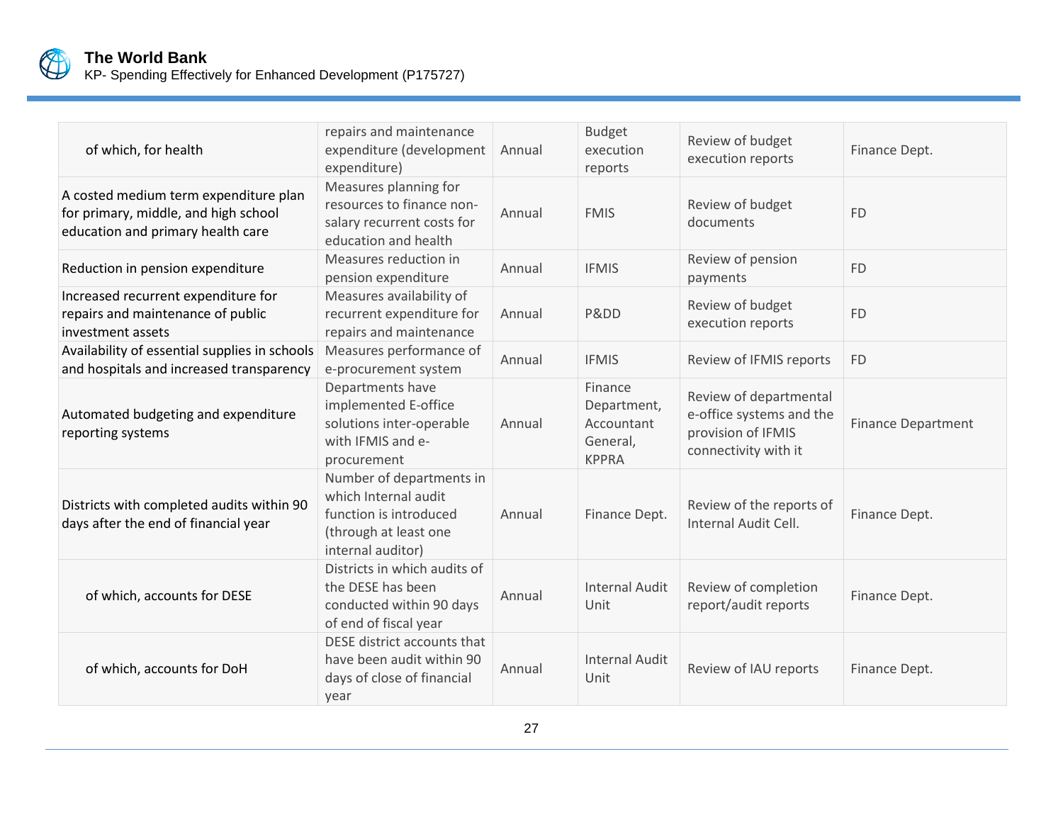| | | | | | |
|---|---|---|---|---|---|
| of which, for health | repairs and maintenance expenditure (development expenditure) | Annual | Budget execution reports | Review of budget execution reports | Finance Dept. |
| A costed medium term expenditure plan for primary, middle, and high school education and primary health care | Measures planning for resources to finance non-salary recurrent costs for education and health | Annual | FMIS | Review of budget documents | FD |
| Reduction in pension expenditure | Measures reduction in pension expenditure | Annual | IFMIS | Review of pension payments | FD |
| Increased recurrent expenditure for repairs and maintenance of public investment assets | Measures availability of recurrent expenditure for repairs and maintenance | Annual | P&DD | Review of budget execution reports | FD |
| Availability of essential supplies in schools and hospitals and increased transparency | Measures performance of e-procurement system | Annual | IFMIS | Review of IFMIS reports | FD |
| Automated budgeting and expenditure reporting systems | Departments have implemented E-office solutions inter-operable with IFMIS and e-procurement | Annual | Finance Department, Accountant General, KPPRA | Review of departmental e-office systems and the provision of IFMIS connectivity with it | Finance Department |
| Districts with completed audits within 90 days after the end of financial year | Number of departments in which Internal audit function is introduced (through at least one internal auditor) | Annual | Finance Dept. | Review of the reports of Internal Audit Cell. | Finance Dept. |
| of which, accounts for DESE | Districts in which audits of the DESE has been conducted within 90 days of end of fiscal year | Annual | Internal Audit Unit | Review of completion report/audit reports | Finance Dept. |
| of which, accounts for DoH | DESE district accounts that have been audit within 90 days of close of financial year | Annual | Internal Audit Unit | Review of IAU reports | Finance Dept. |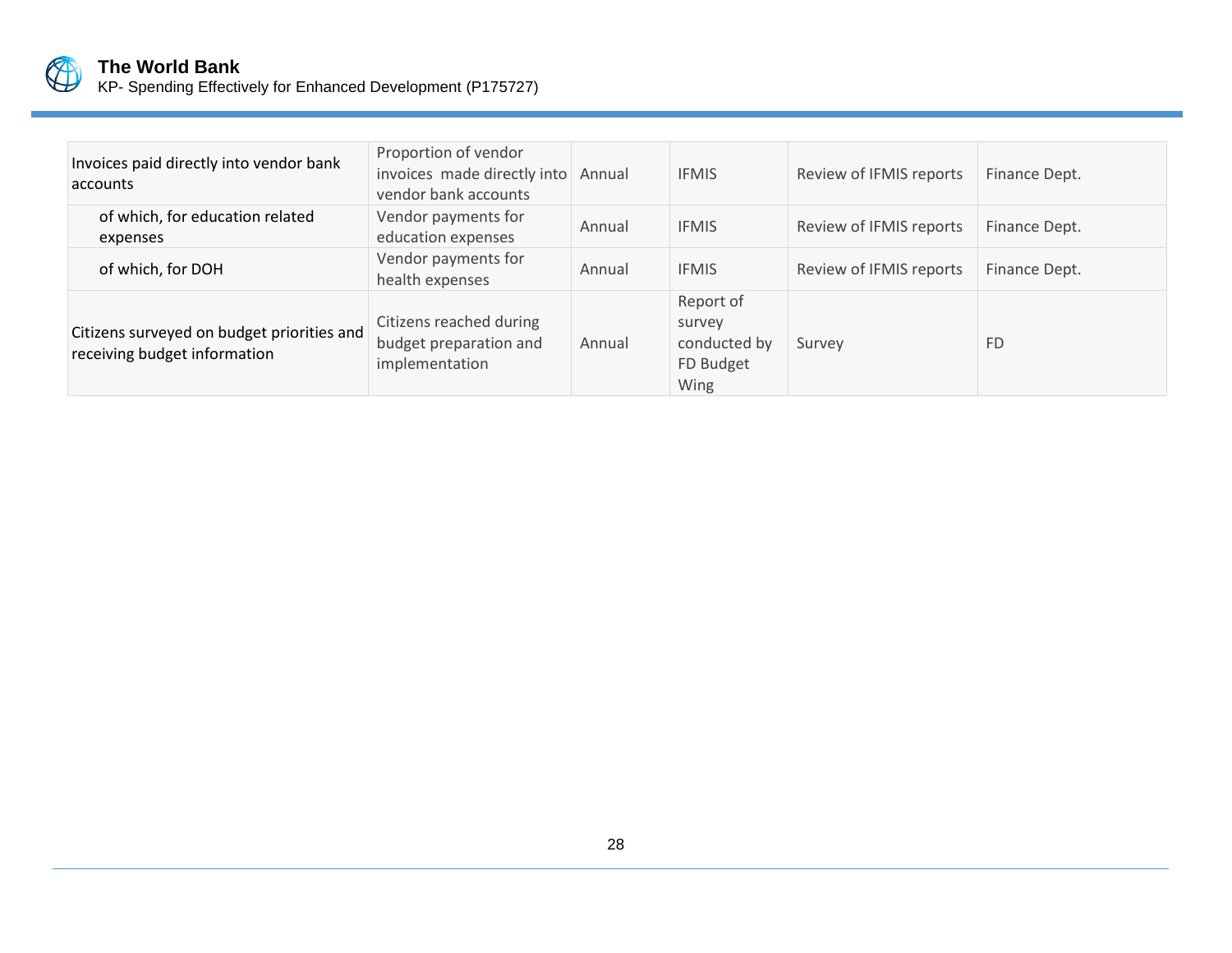| | | | | | |
|---|---|---|---|---|---|
| Invoices paid directly into vendor bank accounts | Proportion of vendor invoices made directly into vendor bank accounts | Annual | IFMIS | Review of IFMIS reports | Finance Dept. |
| of which, for education related expenses | Vendor payments for education expenses | Annual | IFMIS | Review of IFMIS reports | Finance Dept. |
| of which, for DOH | Vendor payments for health expenses | Annual | IFMIS | Review of IFMIS reports | Finance Dept. |
| Citizens surveyed on budget priorities and receiving budget information | Citizens reached during budget preparation and implementation | Annual | Report of survey conducted by FD Budget Wing | Survey | FD |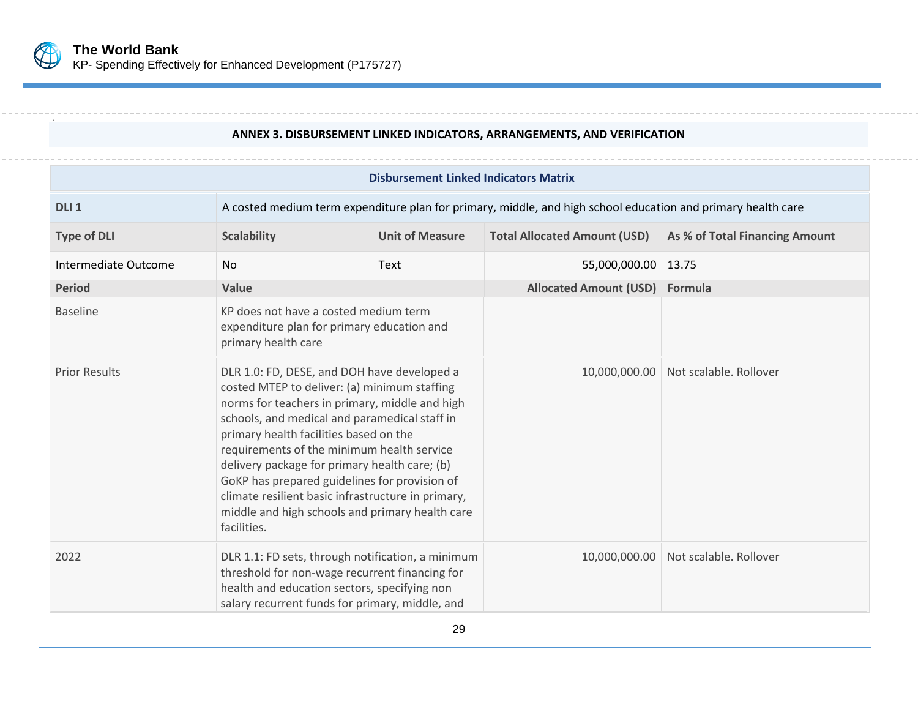## ANNEX 3. DISBURSEMENT LINKED INDICATORS, ARRANGEMENTS, AND VERIFICATION

| Disbursement Linked Indicators Matrix | | | | |
|---|---|---|---|---|
| **DLI 1** | A costed medium term expenditure plan for primary, middle, and high school education and primary health care | | | |
| **Type of DLI** | **Scalability** | **Unit of Measure** | **Total Allocated Amount (USD)** | **As % of Total Financing Amount** |
| Intermediate Outcome | No | Text | 55,000,000.00 | 13.75 |
| **Period** | **Value** | | **Allocated Amount (USD)** | **Formula** |
| Baseline | KP does not have a costed medium term expenditure plan for primary education and primary health care | | | |
| Prior Results | DLR 1.0: FD, DESE, and DOH have developed a costed MTEP to deliver: (a) minimum staffing norms for teachers in primary, middle and high schools, and medical and paramedical staff in primary health facilities based on the requirements of the minimum health service delivery package for primary health care; (b) GoKP has prepared guidelines for provision of climate resilient basic infrastructure in primary, middle and high schools and primary health care facilities. | | 10,000,000.00 | Not scalable. Rollover |
| 2022 | DLR 1.1: FD sets, through notification, a minimum threshold for non-wage recurrent financing for health and education sectors, specifying non salary recurrent funds for primary, middle, and | | 10,000,000.00 | Not scalable. Rollover |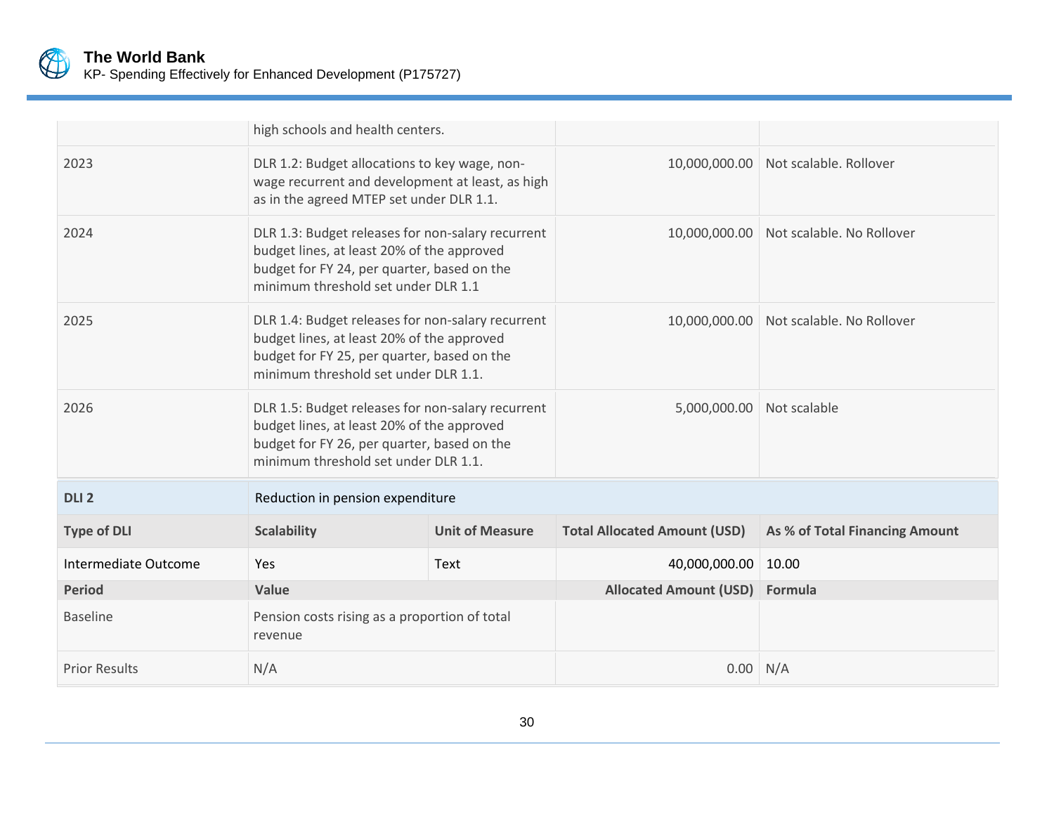| | | | |
|---|---|---|---|
| | high schools and health centers. | | |
| 2023 | DLR 1.2: Budget allocations to key wage, non-wage recurrent and development at least, as high as in the agreed MTEP set under DLR 1.1. | 10,000,000.00 | Not scalable. Rollover |
| 2024 | DLR 1.3: Budget releases for non-salary recurrent budget lines, at least 20% of the approved budget for FY 24, per quarter, based on the minimum threshold set under DLR 1.1 | 10,000,000.00 | Not scalable. No Rollover |
| 2025 | DLR 1.4: Budget releases for non-salary recurrent budget lines, at least 20% of the approved budget for FY 25, per quarter, based on the minimum threshold set under DLR 1.1. | 10,000,000.00 | Not scalable. No Rollover |
| 2026 | DLR 1.5: Budget releases for non-salary recurrent budget lines, at least 20% of the approved budget for FY 26, per quarter, based on the minimum threshold set under DLR 1.1. | 5,000,000.00 | Not scalable |

| **DLI 2** | Reduction in pension expenditure | | | |
|---|---|---|---|---|
| **Type of DLI** | **Scalability** | **Unit of Measure** | **Total Allocated Amount (USD)** | **As % of Total Financing Amount** |
| Intermediate Outcome | Yes | Text | 40,000,000.00 | 10.00 |
| **Period** | **Value** | | **Allocated Amount (USD)** | **Formula** |
| Baseline | Pension costs rising as a proportion of total revenue | | | |
| Prior Results | N/A | | 0.00 | N/A |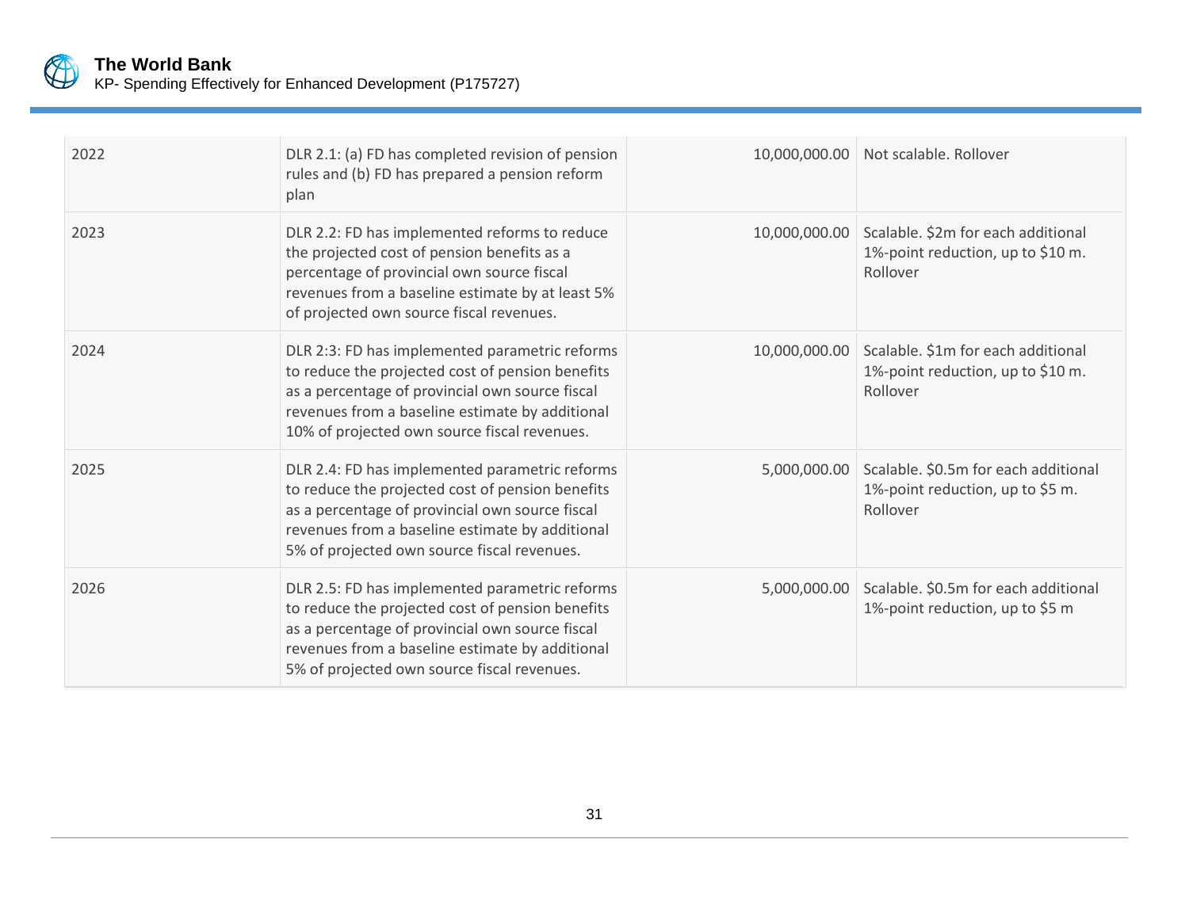| | | | |
|---|---|---|---|
| 2022 | DLR 2.1: (a) FD has completed revision of pension rules and (b) FD has prepared a pension reform plan | 10,000,000.00 | Not scalable. Rollover |
| 2023 | DLR 2.2: FD has implemented reforms to reduce the projected cost of pension benefits as a percentage of provincial own source fiscal revenues from a baseline estimate by at least 5% of projected own source fiscal revenues. | 10,000,000.00 | Scalable. $2m for each additional 1%-point reduction, up to $10 m. Rollover |
| 2024 | DLR 2:3: FD has implemented parametric reforms to reduce the projected cost of pension benefits as a percentage of provincial own source fiscal revenues from a baseline estimate by additional 10% of projected own source fiscal revenues. | 10,000,000.00 | Scalable. $1m for each additional 1%-point reduction, up to $10 m. Rollover |
| 2025 | DLR 2.4: FD has implemented parametric reforms to reduce the projected cost of pension benefits as a percentage of provincial own source fiscal revenues from a baseline estimate by additional 5% of projected own source fiscal revenues. | 5,000,000.00 | Scalable. $0.5m for each additional 1%-point reduction, up to $5 m. Rollover |
| 2026 | DLR 2.5: FD has implemented parametric reforms to reduce the projected cost of pension benefits as a percentage of provincial own source fiscal revenues from a baseline estimate by additional 5% of projected own source fiscal revenues. | 5,000,000.00 | Scalable. $0.5m for each additional 1%-point reduction, up to $5 m |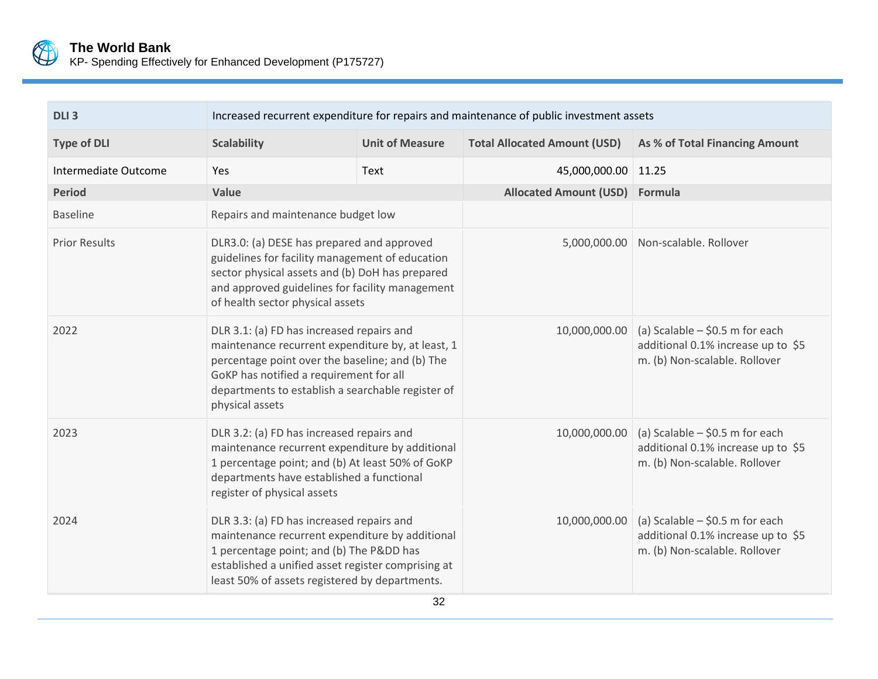| DLI 3 | Increased recurrent expenditure for repairs and maintenance of public investment assets | | | |
|---|---|---|---|---|
| **Type of DLI** | **Scalability** | **Unit of Measure** | **Total Allocated Amount (USD)** | **As % of Total Financing Amount** |
| Intermediate Outcome | Yes | Text | 45,000,000.00 | 11.25 |
| **Period** | **Value** | | **Allocated Amount (USD)** | **Formula** |
| Baseline | Repairs and maintenance budget low | | | |
| Prior Results | DLR3.0: (a) DESE has prepared and approved guidelines for facility management of education sector physical assets and (b) DoH has prepared and approved guidelines for facility management of health sector physical assets | | 5,000,000.00 | Non-scalable. Rollover |
| 2022 | DLR 3.1: (a) FD has increased repairs and maintenance recurrent expenditure by, at least, 1 percentage point over the baseline; and (b) The GoKP has notified a requirement for all departments to establish a searchable register of physical assets | | 10,000,000.00 | (a) Scalable – $0.5 m for each additional 0.1% increase up to $5 m. (b) Non-scalable. Rollover |
| 2023 | DLR 3.2: (a) FD has increased repairs and maintenance recurrent expenditure by additional 1 percentage point; and (b) At least 50% of GoKP departments have established a functional register of physical assets | | 10,000,000.00 | (a) Scalable – $0.5 m for each additional 0.1% increase up to $5 m. (b) Non-scalable. Rollover |
| 2024 | DLR 3.3: (a) FD has increased repairs and maintenance recurrent expenditure by additional 1 percentage point; and (b) The P&DD has established a unified asset register comprising at least 50% of assets registered by departments. | | 10,000,000.00 | (a) Scalable – $0.5 m for each additional 0.1% increase up to $5 m. (b) Non-scalable. Rollover |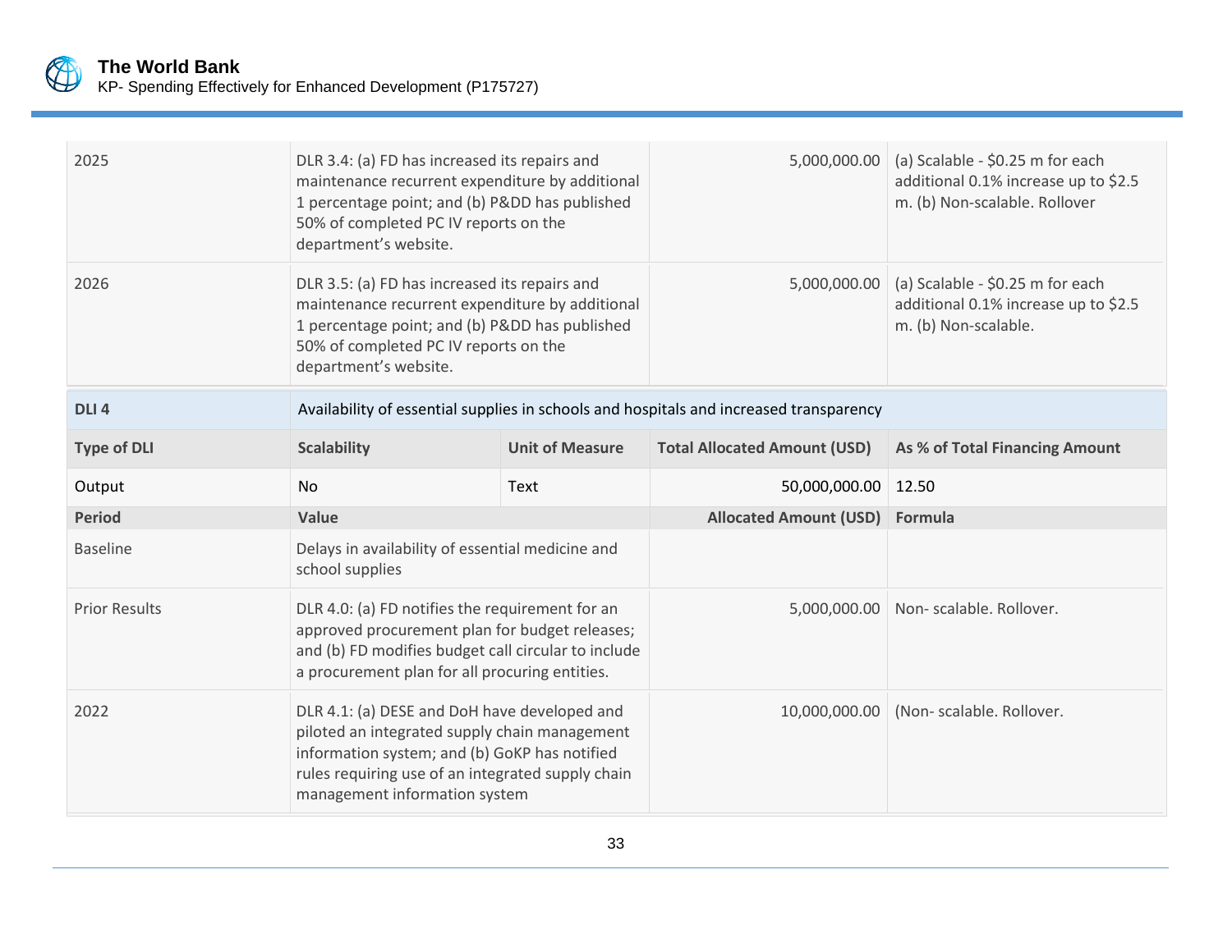| | | | | |
|---|---|---|---|---|
| 2025 | DLR 3.4: (a) FD has increased its repairs and maintenance recurrent expenditure by additional 1 percentage point; and (b) P&DD has published 50% of completed PC IV reports on the department's website. | | 5,000,000.00 | (a) Scalable - $0.25 m for each additional 0.1% increase up to $2.5 m. (b) Non-scalable. Rollover |
| 2026 | DLR 3.5: (a) FD has increased its repairs and maintenance recurrent expenditure by additional 1 percentage point; and (b) P&DD has published 50% of completed PC IV reports on the department's website. | | 5,000,000.00 | (a) Scalable - $0.25 m for each additional 0.1% increase up to $2.5 m. (b) Non-scalable. |

| **DLI 4** | Availability of essential supplies in schools and hospitals and increased transparency | | | |
|---|---|---|---|---|
| **Type of DLI** | **Scalability** | **Unit of Measure** | **Total Allocated Amount (USD)** | **As % of Total Financing Amount** |
| Output | No | Text | 50,000,000.00 | 12.50 |
| **Period** | **Value** | | **Allocated Amount (USD)** | **Formula** |
| Baseline | Delays in availability of essential medicine and school supplies | | | |
| Prior Results | DLR 4.0: (a) FD notifies the requirement for an approved procurement plan for budget releases; and (b) FD modifies budget call circular to include a procurement plan for all procuring entities. | | 5,000,000.00 | Non- scalable. Rollover. |
| 2022 | DLR 4.1: (a) DESE and DoH have developed and piloted an integrated supply chain management information system; and (b) GoKP has notified rules requiring use of an integrated supply chain management information system | | 10,000,000.00 | (Non- scalable. Rollover. |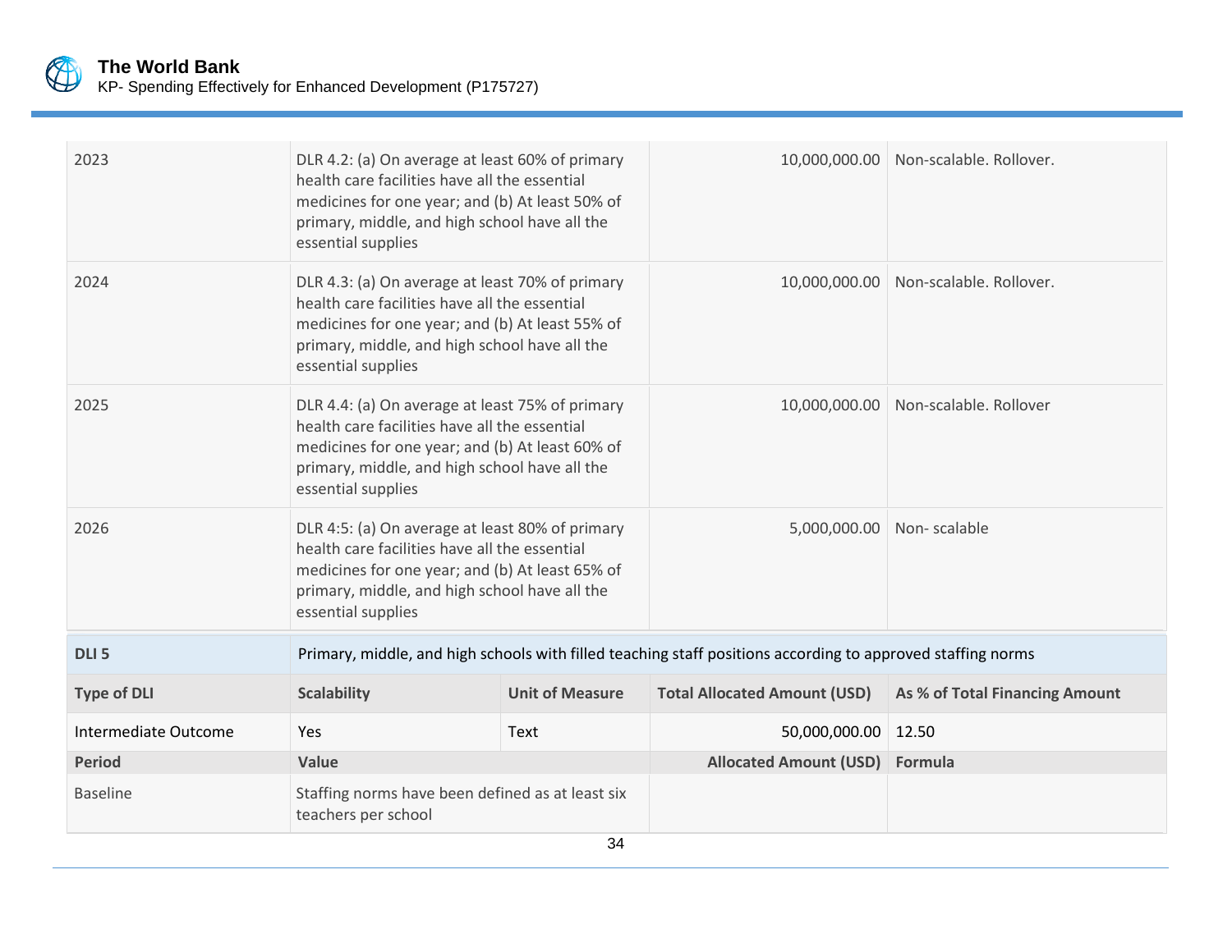| | | | | |
|---|---|---|---|---|
| 2023 | DLR 4.2: (a) On average at least 60% of primary health care facilities have all the essential medicines for one year; and (b) At least 50% of primary, middle, and high school have all the essential supplies | | 10,000,000.00 | Non-scalable. Rollover. |
| 2024 | DLR 4.3: (a) On average at least 70% of primary health care facilities have all the essential medicines for one year; and (b) At least 55% of primary, middle, and high school have all the essential supplies | | 10,000,000.00 | Non-scalable. Rollover. |
| 2025 | DLR 4.4: (a) On average at least 75% of primary health care facilities have all the essential medicines for one year; and (b) At least 60% of primary, middle, and high school have all the essential supplies | | 10,000,000.00 | Non-scalable. Rollover |
| 2026 | DLR 4:5: (a) On average at least 80% of primary health care facilities have all the essential medicines for one year; and (b) At least 65% of primary, middle, and high school have all the essential supplies | | 5,000,000.00 | Non- scalable |

| **DLI 5** | Primary, middle, and high schools with filled teaching staff positions according to approved staffing norms | | | |
|---|---|---|---|---|
| **Type of DLI** | **Scalability** | **Unit of Measure** | **Total Allocated Amount (USD)** | **As % of Total Financing Amount** |
| Intermediate Outcome | Yes | Text | 50,000,000.00 | 12.50 |
| **Period** | **Value** | | **Allocated Amount (USD)** | **Formula** |
| Baseline | Staffing norms have been defined as at least six teachers per school | | | |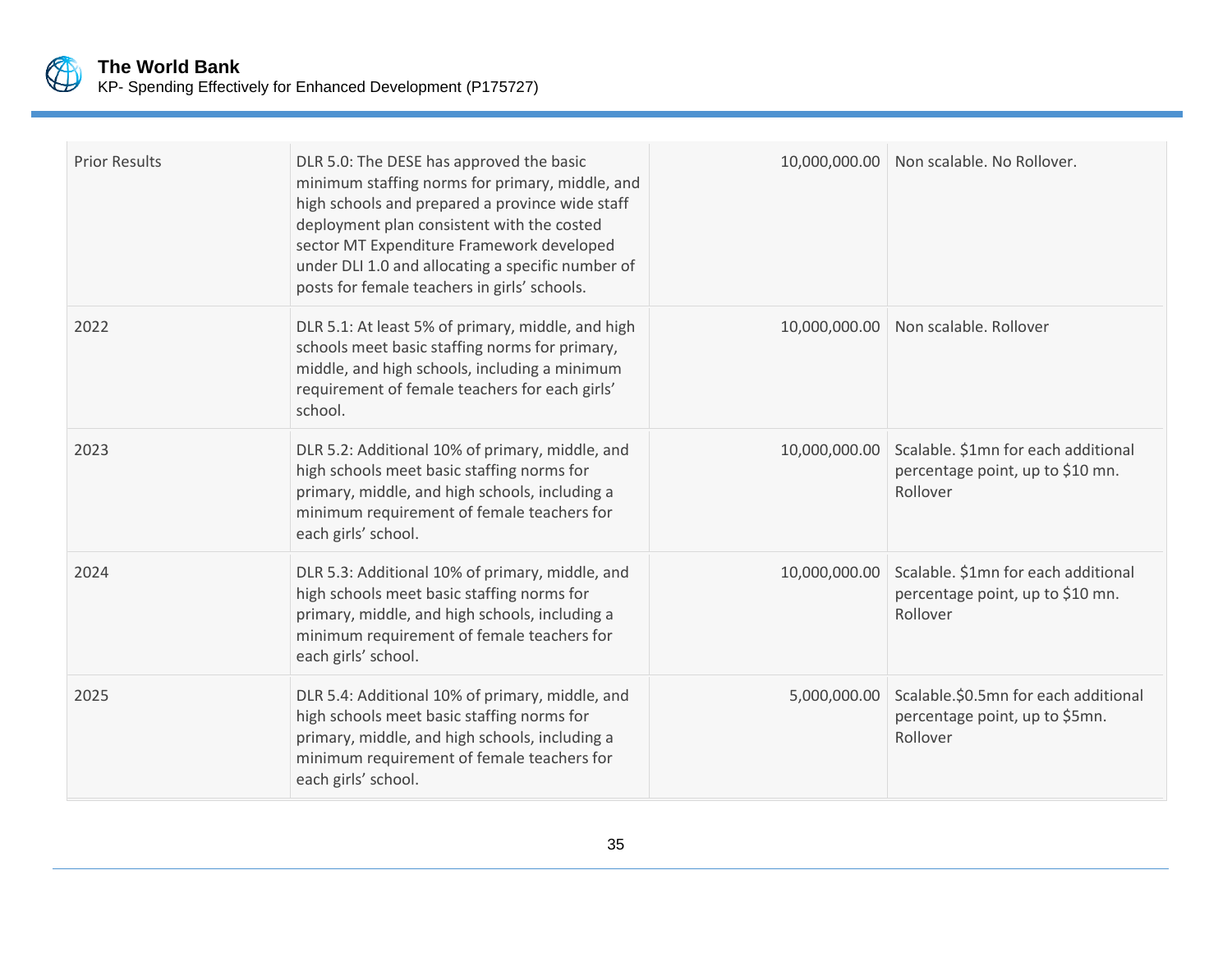| | | | |
|---|---|---|---|
| Prior Results | DLR 5.0: The DESE has approved the basic minimum staffing norms for primary, middle, and high schools and prepared a province wide staff deployment plan consistent with the costed sector MT Expenditure Framework developed under DLI 1.0 and allocating a specific number of posts for female teachers in girls' schools. | 10,000,000.00 | Non scalable. No Rollover. |
| 2022 | DLR 5.1: At least 5% of primary, middle, and high schools meet basic staffing norms for primary, middle, and high schools, including a minimum requirement of female teachers for each girls' school. | 10,000,000.00 | Non scalable. Rollover |
| 2023 | DLR 5.2: Additional 10% of primary, middle, and high schools meet basic staffing norms for primary, middle, and high schools, including a minimum requirement of female teachers for each girls' school. | 10,000,000.00 | Scalable. $1mn for each additional percentage point, up to $10 mn. Rollover |
| 2024 | DLR 5.3: Additional 10% of primary, middle, and high schools meet basic staffing norms for primary, middle, and high schools, including a minimum requirement of female teachers for each girls' school. | 10,000,000.00 | Scalable. $1mn for each additional percentage point, up to $10 mn. Rollover |
| 2025 | DLR 5.4: Additional 10% of primary, middle, and high schools meet basic staffing norms for primary, middle, and high schools, including a minimum requirement of female teachers for each girls' school. | 5,000,000.00 | Scalable.$0.5mn for each additional percentage point, up to $5mn. Rollover |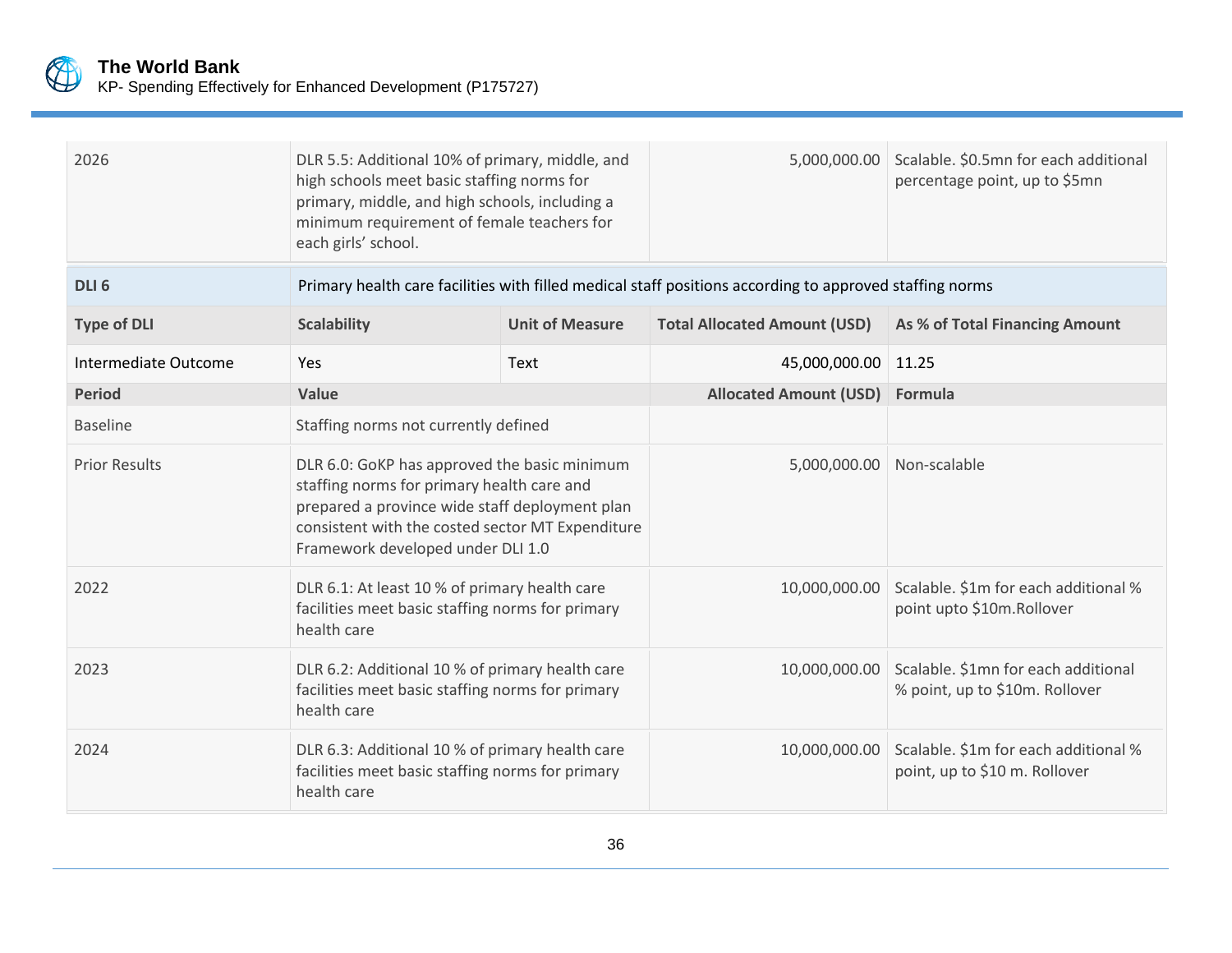| | | | | |
|---|---|---|---|---|
| 2026 | DLR 5.5: Additional 10% of primary, middle, and high schools meet basic staffing norms for primary, middle, and high schools, including a minimum requirement of female teachers for each girls' school. | | 5,000,000.00 | Scalable. $0.5mn for each additional percentage point, up to $5mn |

| **DLI 6** | Primary health care facilities with filled medical staff positions according to approved staffing norms | | | |
|---|---|---|---|---|
| **Type of DLI** | **Scalability** | **Unit of Measure** | **Total Allocated Amount (USD)** | **As % of Total Financing Amount** |
| Intermediate Outcome | Yes | Text | 45,000,000.00 | 11.25 |
| **Period** | **Value** | | **Allocated Amount (USD)** | **Formula** |
| Baseline | Staffing norms not currently defined | | | |
| Prior Results | DLR 6.0: GoKP has approved the basic minimum staffing norms for primary health care and prepared a province wide staff deployment plan consistent with the costed sector MT Expenditure Framework developed under DLI 1.0 | | 5,000,000.00 | Non-scalable |
| 2022 | DLR 6.1: At least 10 % of primary health care facilities meet basic staffing norms for primary health care | | 10,000,000.00 | Scalable. $1m for each additional % point upto $10m.Rollover |
| 2023 | DLR 6.2: Additional 10 % of primary health care facilities meet basic staffing norms for primary health care | | 10,000,000.00 | Scalable. $1mn for each additional % point, up to $10m. Rollover |
| 2024 | DLR 6.3: Additional 10 % of primary health care facilities meet basic staffing norms for primary health care | | 10,000,000.00 | Scalable. $1m for each additional % point, up to $10 m. Rollover |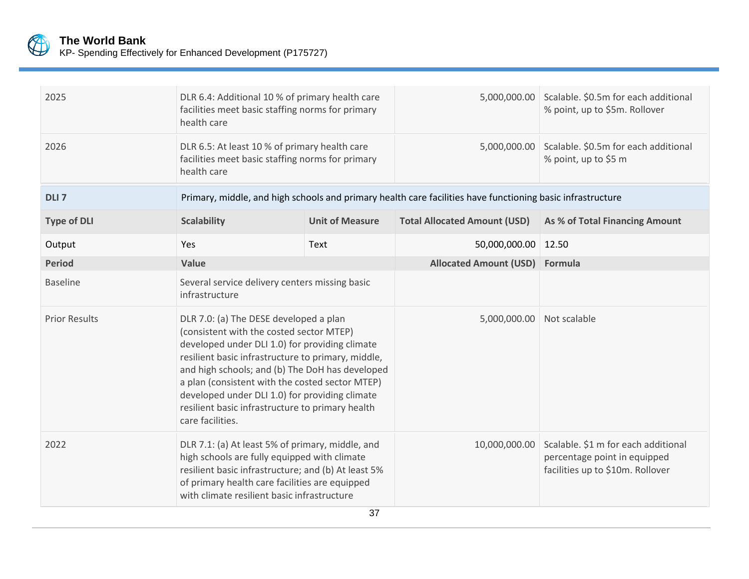| | | | | |
|---|---|---|---|---|
| 2025 | DLR 6.4: Additional 10 % of primary health care facilities meet basic staffing norms for primary health care | | 5,000,000.00 | Scalable. $0.5m for each additional % point, up to $5m. Rollover |
| 2026 | DLR 6.5: At least 10 % of primary health care facilities meet basic staffing norms for primary health care | | 5,000,000.00 | Scalable. $0.5m for each additional % point, up to $5 m |

| **DLI 7** | Primary, middle, and high schools and primary health care facilities have functioning basic infrastructure | | | |
|---|---|---|---|---|
| **Type of DLI** | **Scalability** | **Unit of Measure** | **Total Allocated Amount (USD)** | **As % of Total Financing Amount** |
| Output | Yes | Text | 50,000,000.00 | 12.50 |
| **Period** | **Value** | | **Allocated Amount (USD)** | **Formula** |
| Baseline | Several service delivery centers missing basic infrastructure | | | |
| Prior Results | DLR 7.0: (a) The DESE developed a plan (consistent with the costed sector MTEP) developed under DLI 1.0) for providing climate resilient basic infrastructure to primary, middle, and high schools; and (b) The DoH has developed a plan (consistent with the costed sector MTEP) developed under DLI 1.0) for providing climate resilient basic infrastructure to primary health care facilities. | | 5,000,000.00 | Not scalable |
| 2022 | DLR 7.1: (a) At least 5% of primary, middle, and high schools are fully equipped with climate resilient basic infrastructure; and (b) At least 5% of primary health care facilities are equipped with climate resilient basic infrastructure | | 10,000,000.00 | Scalable. $1 m for each additional percentage point in equipped facilities up to $10m. Rollover |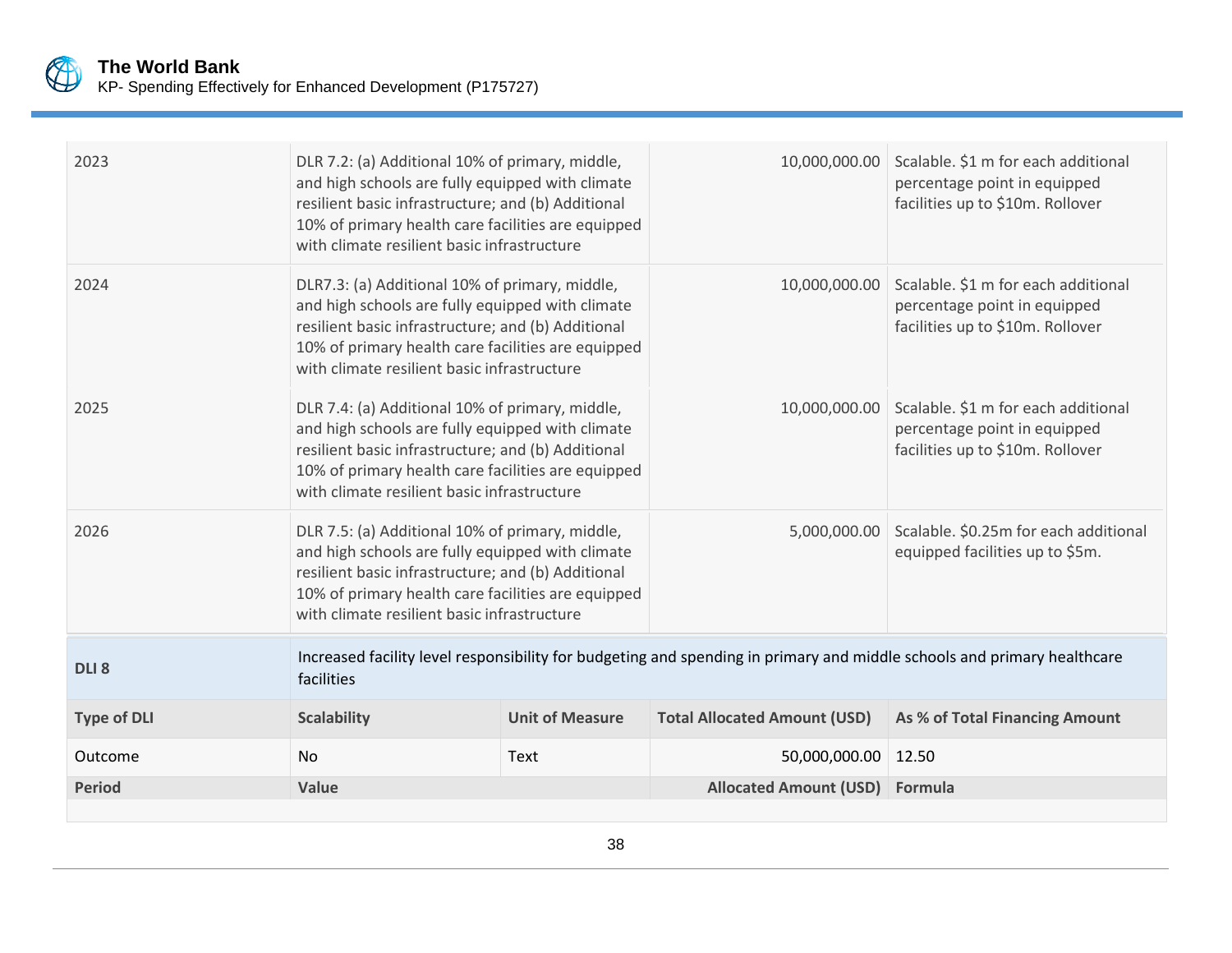| Period | Value | | Allocated Amount (USD) | Formula |
|---|---|---|---|---|
| 2023 | DLR 7.2: (a) Additional 10% of primary, middle, and high schools are fully equipped with climate resilient basic infrastructure; and (b) Additional 10% of primary health care facilities are equipped with climate resilient basic infrastructure | | 10,000,000.00 | Scalable. $1 m for each additional percentage point in equipped facilities up to $10m. Rollover |
| 2024 | DLR7.3: (a) Additional 10% of primary, middle, and high schools are fully equipped with climate resilient basic infrastructure; and (b) Additional 10% of primary health care facilities are equipped with climate resilient basic infrastructure | | 10,000,000.00 | Scalable. $1 m for each additional percentage point in equipped facilities up to $10m. Rollover |
| 2025 | DLR 7.4: (a) Additional 10% of primary, middle, and high schools are fully equipped with climate resilient basic infrastructure; and (b) Additional 10% of primary health care facilities are equipped with climate resilient basic infrastructure | | 10,000,000.00 | Scalable. $1 m for each additional percentage point in equipped facilities up to $10m. Rollover |
| 2026 | DLR 7.5: (a) Additional 10% of primary, middle, and high schools are fully equipped with climate resilient basic infrastructure; and (b) Additional 10% of primary health care facilities are equipped with climate resilient basic infrastructure | | 5,000,000.00 | Scalable. $0.25m for each additional equipped facilities up to $5m. |

| **DLI 8** | Increased facility level responsibility for budgeting and spending in primary and middle schools and primary healthcare facilities | | | |
|---|---|---|---|---|
| **Type of DLI** | **Scalability** | **Unit of Measure** | **Total Allocated Amount (USD)** | **As % of Total Financing Amount** |
| Outcome | No | Text | 50,000,000.00 | 12.50 |
| **Period** | **Value** | | **Allocated Amount (USD)** | **Formula** |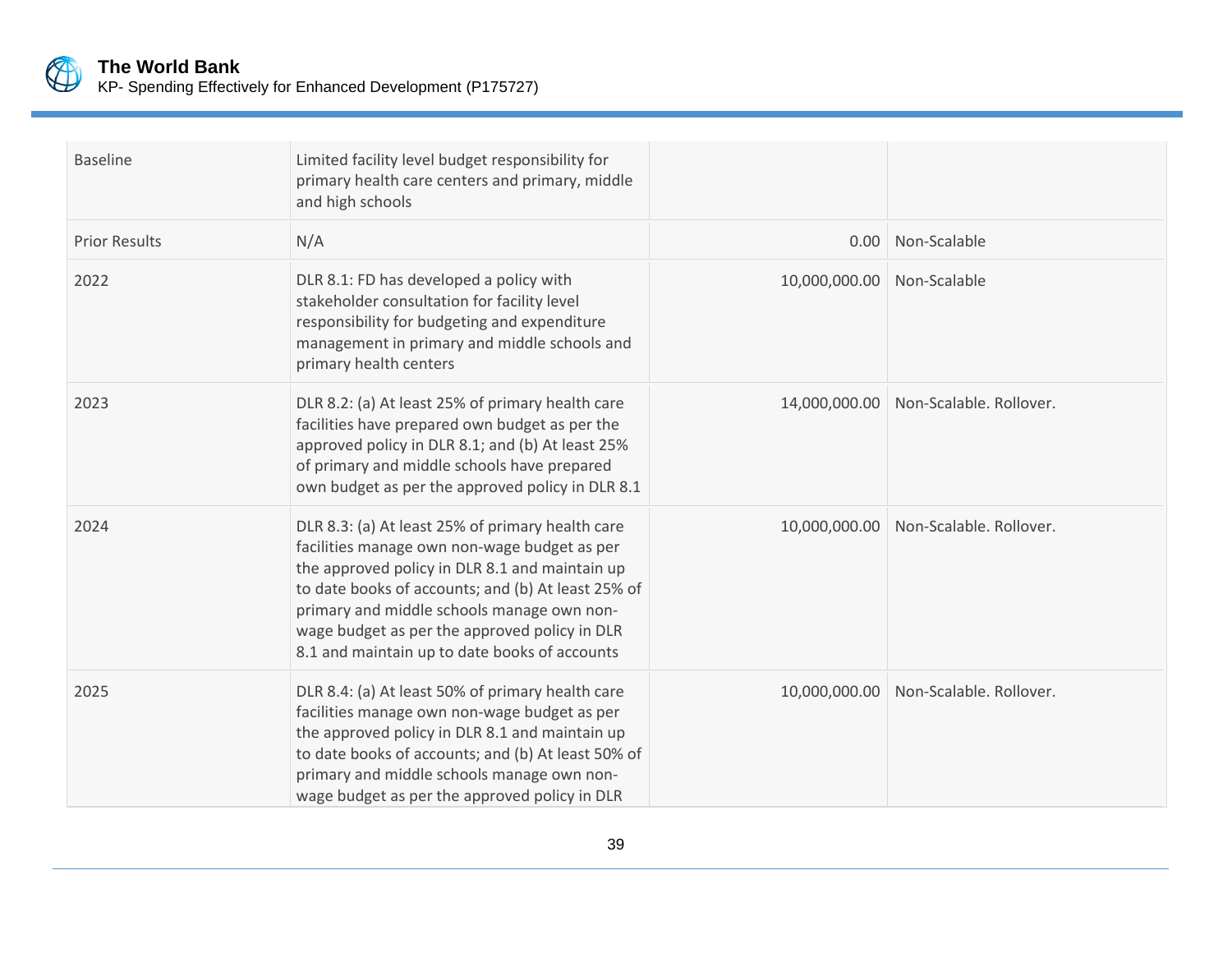| | | | |
|---|---|---|---|
| Baseline | Limited facility level budget responsibility for primary health care centers and primary, middle and high schools | | |
| Prior Results | N/A | 0.00 | Non-Scalable |
| 2022 | DLR 8.1: FD has developed a policy with stakeholder consultation for facility level responsibility for budgeting and expenditure management in primary and middle schools and primary health centers | 10,000,000.00 | Non-Scalable |
| 2023 | DLR 8.2: (a) At least 25% of primary health care facilities have prepared own budget as per the approved policy in DLR 8.1; and (b) At least 25% of primary and middle schools have prepared own budget as per the approved policy in DLR 8.1 | 14,000,000.00 | Non-Scalable. Rollover. |
| 2024 | DLR 8.3: (a) At least 25% of primary health care facilities manage own non-wage budget as per the approved policy in DLR 8.1 and maintain up to date books of accounts; and (b) At least 25% of primary and middle schools manage own non-wage budget as per the approved policy in DLR 8.1 and maintain up to date books of accounts | 10,000,000.00 | Non-Scalable. Rollover. |
| 2025 | DLR 8.4: (a) At least 50% of primary health care facilities manage own non-wage budget as per the approved policy in DLR 8.1 and maintain up to date books of accounts; and (b) At least 50% of primary and middle schools manage own non-wage budget as per the approved policy in DLR | 10,000,000.00 | Non-Scalable. Rollover. |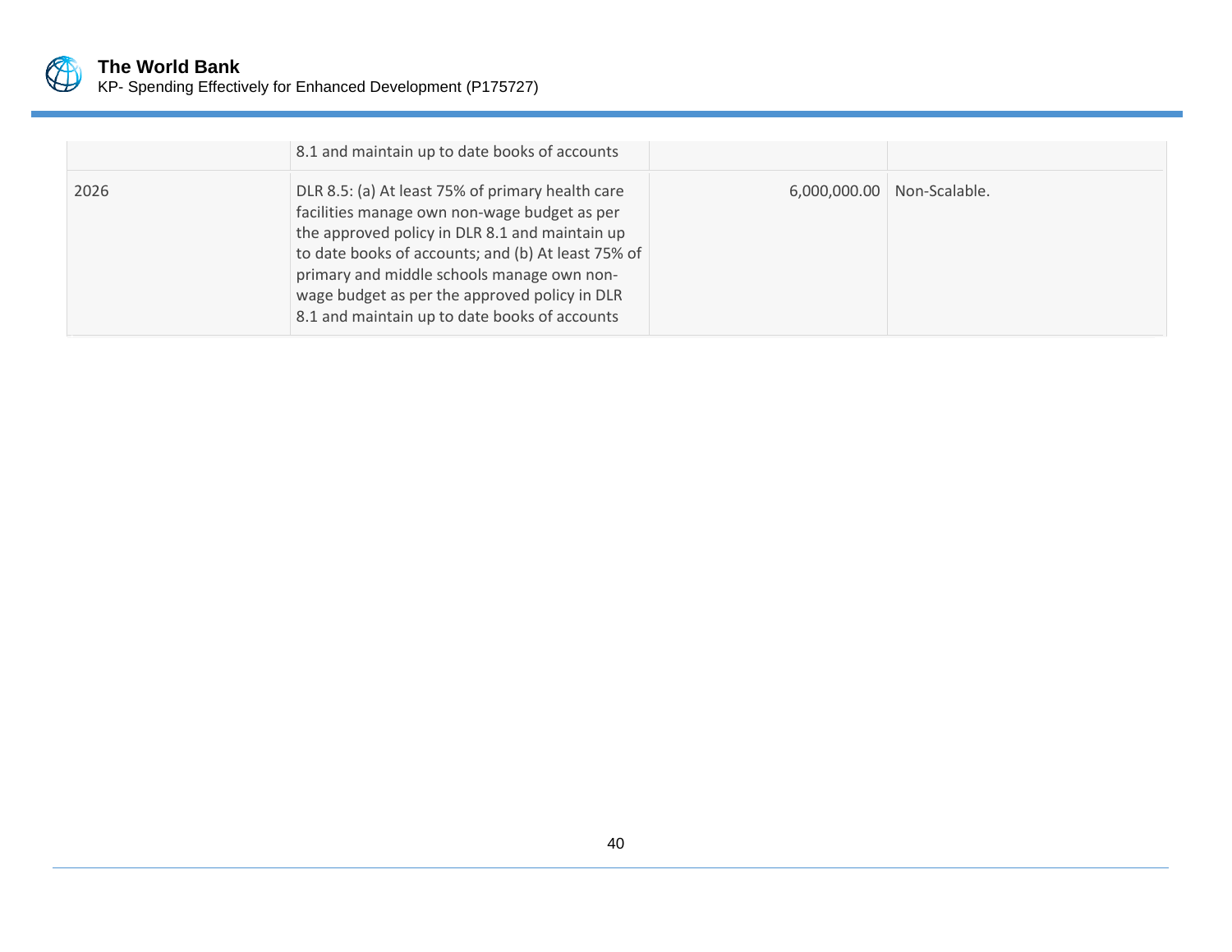| | | | |
|---|---|---|---|
| | 8.1 and maintain up to date books of accounts | | |
| 2026 | DLR 8.5: (a) At least 75% of primary health care facilities manage own non-wage budget as per the approved policy in DLR 8.1 and maintain up to date books of accounts; and (b) At least 75% of primary and middle schools manage own non-wage budget as per the approved policy in DLR 8.1 and maintain up to date books of accounts | 6,000,000.00 | Non-Scalable. |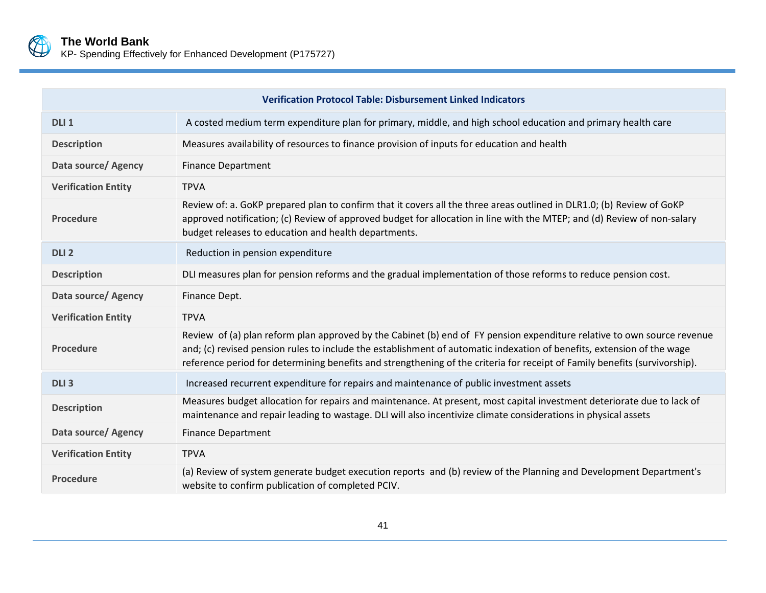| Verification Protocol Table: Disbursement Linked Indicators | |
|---|---|
| **DLI 1** | A costed medium term expenditure plan for primary, middle, and high school education and primary health care |
| **Description** | Measures availability of resources to finance provision of inputs for education and health |
| **Data source/ Agency** | Finance Department |
| **Verification Entity** | TPVA |
| **Procedure** | Review of: a. GoKP prepared plan to confirm that it covers all the three areas outlined in DLR1.0; (b) Review of GoKP approved notification; (c) Review of approved budget for allocation in line with the MTEP; and (d) Review of non-salary budget releases to education and health departments. |
| **DLI 2** | Reduction in pension expenditure |
| **Description** | DLI measures plan for pension reforms and the gradual implementation of those reforms to reduce pension cost. |
| **Data source/ Agency** | Finance Dept. |
| **Verification Entity** | TPVA |
| **Procedure** | Review of (a) plan reform plan approved by the Cabinet (b) end of FY pension expenditure relative to own source revenue and; (c) revised pension rules to include the establishment of automatic indexation of benefits, extension of the wage reference period for determining benefits and strengthening of the criteria for receipt of Family benefits (survivorship). |
| **DLI 3** | Increased recurrent expenditure for repairs and maintenance of public investment assets |
| **Description** | Measures budget allocation for repairs and maintenance. At present, most capital investment deteriorate due to lack of maintenance and repair leading to wastage. DLI will also incentivize climate considerations in physical assets |
| **Data source/ Agency** | Finance Department |
| **Verification Entity** | TPVA |
| **Procedure** | (a) Review of system generate budget execution reports and (b) review of the Planning and Development Department's website to confirm publication of completed PCIV. |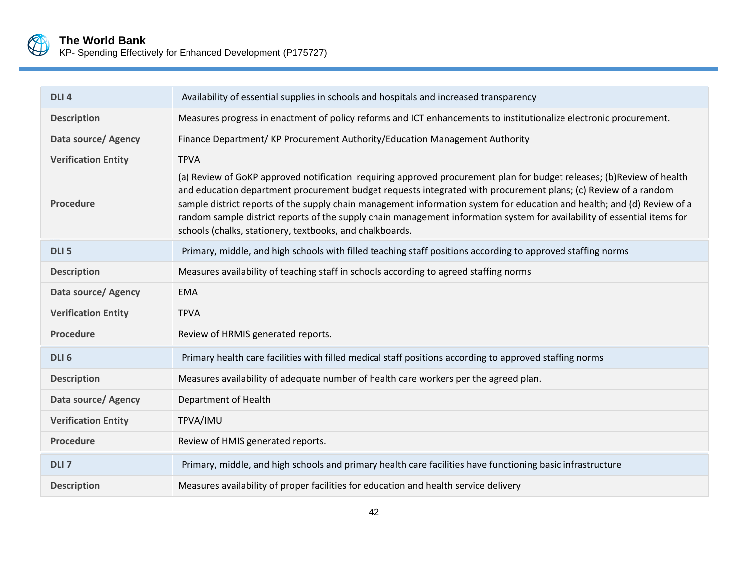| DLI 4 | Availability of essential supplies in schools and hospitals and increased transparency |
|---|---|
| **Description** | Measures progress in enactment of policy reforms and ICT enhancements to institutionalize electronic procurement. |
| **Data source/ Agency** | Finance Department/ KP Procurement Authority/Education Management Authority |
| **Verification Entity** | TPVA |
| **Procedure** | (a) Review of GoKP approved notification requiring approved procurement plan for budget releases; (b)Review of health and education department procurement budget requests integrated with procurement plans; (c) Review of a random sample district reports of the supply chain management information system for education and health; and (d) Review of a random sample district reports of the supply chain management information system for availability of essential items for schools (chalks, stationery, textbooks, and chalkboards. |

| DLI 5 | Primary, middle, and high schools with filled teaching staff positions according to approved staffing norms |
|---|---|
| **Description** | Measures availability of teaching staff in schools according to agreed staffing norms |
| **Data source/ Agency** | EMA |
| **Verification Entity** | TPVA |
| **Procedure** | Review of HRMIS generated reports. |

| DLI 6 | Primary health care facilities with filled medical staff positions according to approved staffing norms |
|---|---|
| **Description** | Measures availability of adequate number of health care workers per the agreed plan. |
| **Data source/ Agency** | Department of Health |
| **Verification Entity** | TPVA/IMU |
| **Procedure** | Review of HMIS generated reports. |

| DLI 7 | Primary, middle, and high schools and primary health care facilities have functioning basic infrastructure |
|---|---|
| **Description** | Measures availability of proper facilities for education and health service delivery |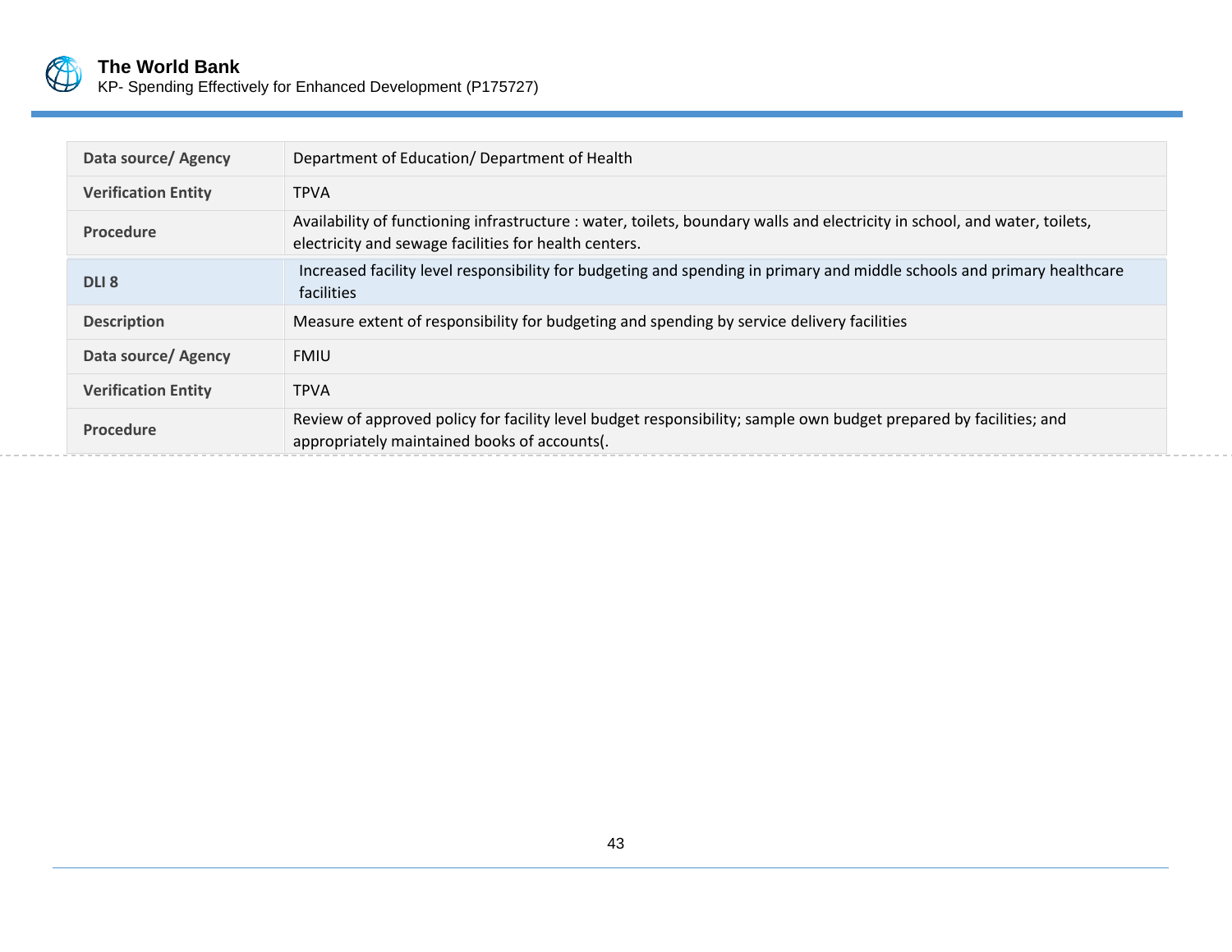| | |
|---|---|
| **Data source/ Agency** | Department of Education/ Department of Health |
| **Verification Entity** | TPVA |
| **Procedure** | Availability of functioning infrastructure : water, toilets, boundary walls and electricity in school, and water, toilets, electricity and sewage facilities for health centers. |

| | |
|---|---|
| **DLI 8** | Increased facility level responsibility for budgeting and spending in primary and middle schools and primary healthcare facilities |
| **Description** | Measure extent of responsibility for budgeting and spending by service delivery facilities |
| **Data source/ Agency** | FMIU |
| **Verification Entity** | TPVA |
| **Procedure** | Review of approved policy for facility level budget responsibility; sample own budget prepared by facilities; and appropriately maintained books of accounts(. |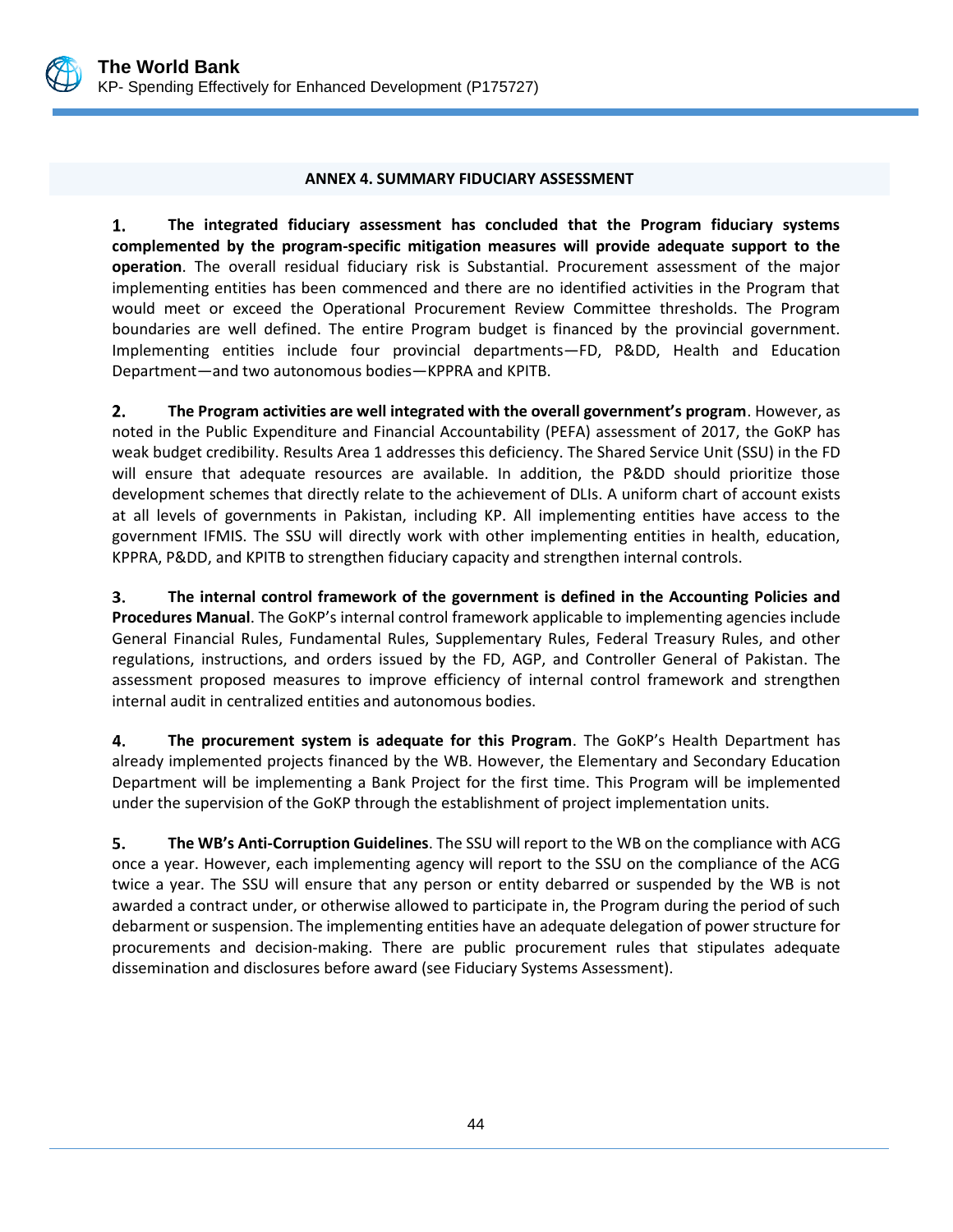## ANNEX 4. SUMMARY FIDUCIARY ASSESSMENT

1. **The integrated fiduciary assessment has concluded that the Program fiduciary systems complemented by the program-specific mitigation measures will provide adequate support to the operation**. The overall residual fiduciary risk is Substantial. Procurement assessment of the major implementing entities has been commenced and there are no identified activities in the Program that would meet or exceed the Operational Procurement Review Committee thresholds. The Program boundaries are well defined. The entire Program budget is financed by the provincial government. Implementing entities include four provincial departments—FD, P&DD, Health and Education Department—and two autonomous bodies—KPPRA and KPITB.

2. **The Program activities are well integrated with the overall government's program**. However, as noted in the Public Expenditure and Financial Accountability (PEFA) assessment of 2017, the GoKP has weak budget credibility. Results Area 1 addresses this deficiency. The Shared Service Unit (SSU) in the FD will ensure that adequate resources are available. In addition, the P&DD should prioritize those development schemes that directly relate to the achievement of DLIs. A uniform chart of account exists at all levels of governments in Pakistan, including KP. All implementing entities have access to the government IFMIS. The SSU will directly work with other implementing entities in health, education, KPPRA, P&DD, and KPITB to strengthen fiduciary capacity and strengthen internal controls.

3. **The internal control framework of the government is defined in the Accounting Policies and Procedures Manual**. The GoKP's internal control framework applicable to implementing agencies include General Financial Rules, Fundamental Rules, Supplementary Rules, Federal Treasury Rules, and other regulations, instructions, and orders issued by the FD, AGP, and Controller General of Pakistan. The assessment proposed measures to improve efficiency of internal control framework and strengthen internal audit in centralized entities and autonomous bodies.

4. **The procurement system is adequate for this Program**. The GoKP's Health Department has already implemented projects financed by the WB. However, the Elementary and Secondary Education Department will be implementing a Bank Project for the first time. This Program will be implemented under the supervision of the GoKP through the establishment of project implementation units.

5. **The WB's Anti-Corruption Guidelines**. The SSU will report to the WB on the compliance with ACG once a year. However, each implementing agency will report to the SSU on the compliance of the ACG twice a year. The SSU will ensure that any person or entity debarred or suspended by the WB is not awarded a contract under, or otherwise allowed to participate in, the Program during the period of such debarment or suspension. The implementing entities have an adequate delegation of power structure for procurements and decision-making. There are public procurement rules that stipulates adequate dissemination and disclosures before award (see Fiduciary Systems Assessment).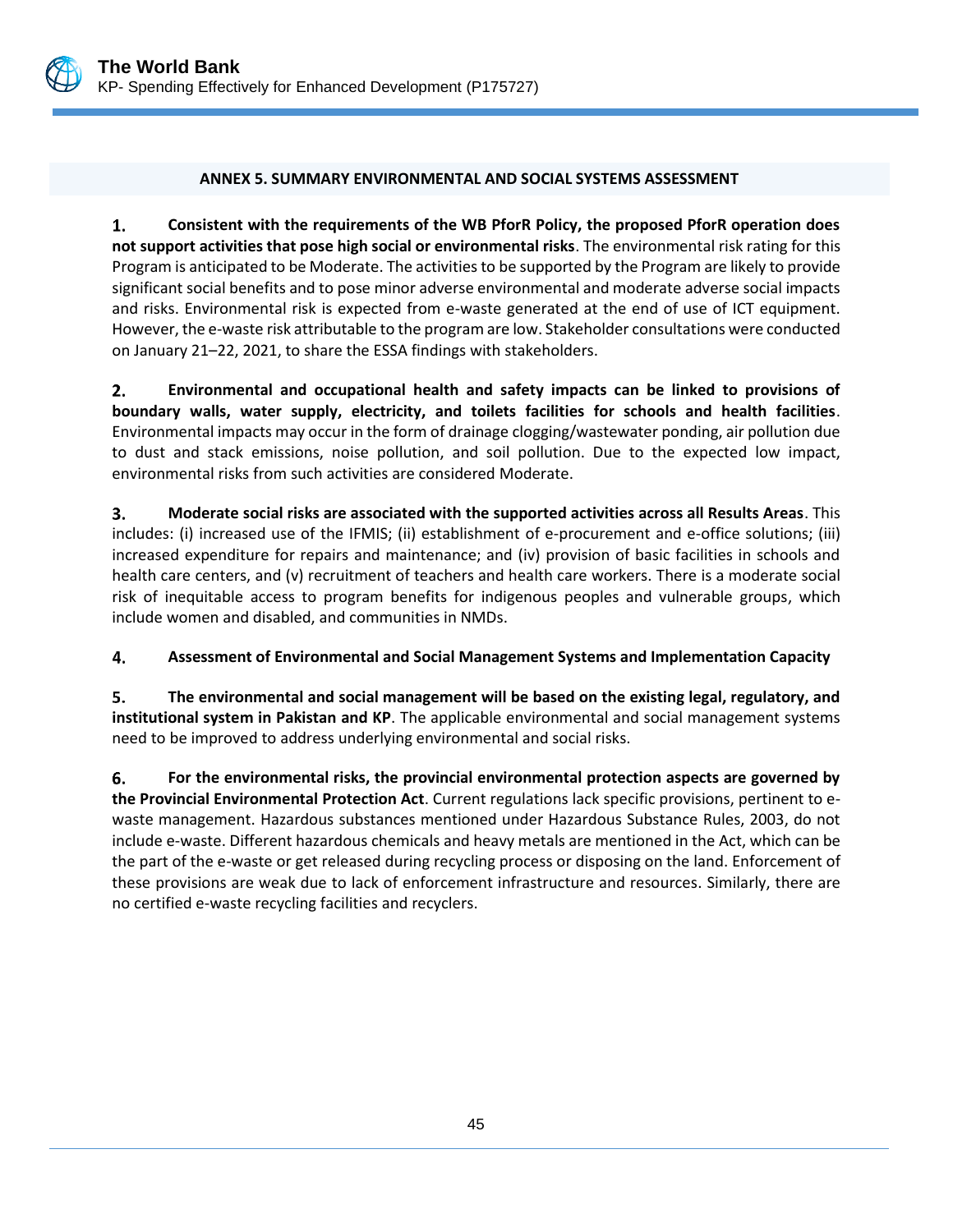## ANNEX 5. SUMMARY ENVIRONMENTAL AND SOCIAL SYSTEMS ASSESSMENT

1. **Consistent with the requirements of the WB PforR Policy, the proposed PforR operation does not support activities that pose high social or environmental risks**. The environmental risk rating for this Program is anticipated to be Moderate. The activities to be supported by the Program are likely to provide significant social benefits and to pose minor adverse environmental and moderate adverse social impacts and risks. Environmental risk is expected from e-waste generated at the end of use of ICT equipment. However, the e-waste risk attributable to the program are low. Stakeholder consultations were conducted on January 21–22, 2021, to share the ESSA findings with stakeholders.

2. **Environmental and occupational health and safety impacts can be linked to provisions of boundary walls, water supply, electricity, and toilets facilities for schools and health facilities**. Environmental impacts may occur in the form of drainage clogging/wastewater ponding, air pollution due to dust and stack emissions, noise pollution, and soil pollution. Due to the expected low impact, environmental risks from such activities are considered Moderate.

3. **Moderate social risks are associated with the supported activities across all Results Areas**. This includes: (i) increased use of the IFMIS; (ii) establishment of e-procurement and e-office solutions; (iii) increased expenditure for repairs and maintenance; and (iv) provision of basic facilities in schools and health care centers, and (v) recruitment of teachers and health care workers. There is a moderate social risk of inequitable access to program benefits for indigenous peoples and vulnerable groups, which include women and disabled, and communities in NMDs.

4. **Assessment of Environmental and Social Management Systems and Implementation Capacity**

5. **The environmental and social management will be based on the existing legal, regulatory, and institutional system in Pakistan and KP**. The applicable environmental and social management systems need to be improved to address underlying environmental and social risks.

6. **For the environmental risks, the provincial environmental protection aspects are governed by the Provincial Environmental Protection Act**. Current regulations lack specific provisions, pertinent to e-waste management. Hazardous substances mentioned under Hazardous Substance Rules, 2003, do not include e-waste. Different hazardous chemicals and heavy metals are mentioned in the Act, which can be the part of the e-waste or get released during recycling process or disposing on the land. Enforcement of these provisions are weak due to lack of enforcement infrastructure and resources. Similarly, there are no certified e-waste recycling facilities and recyclers.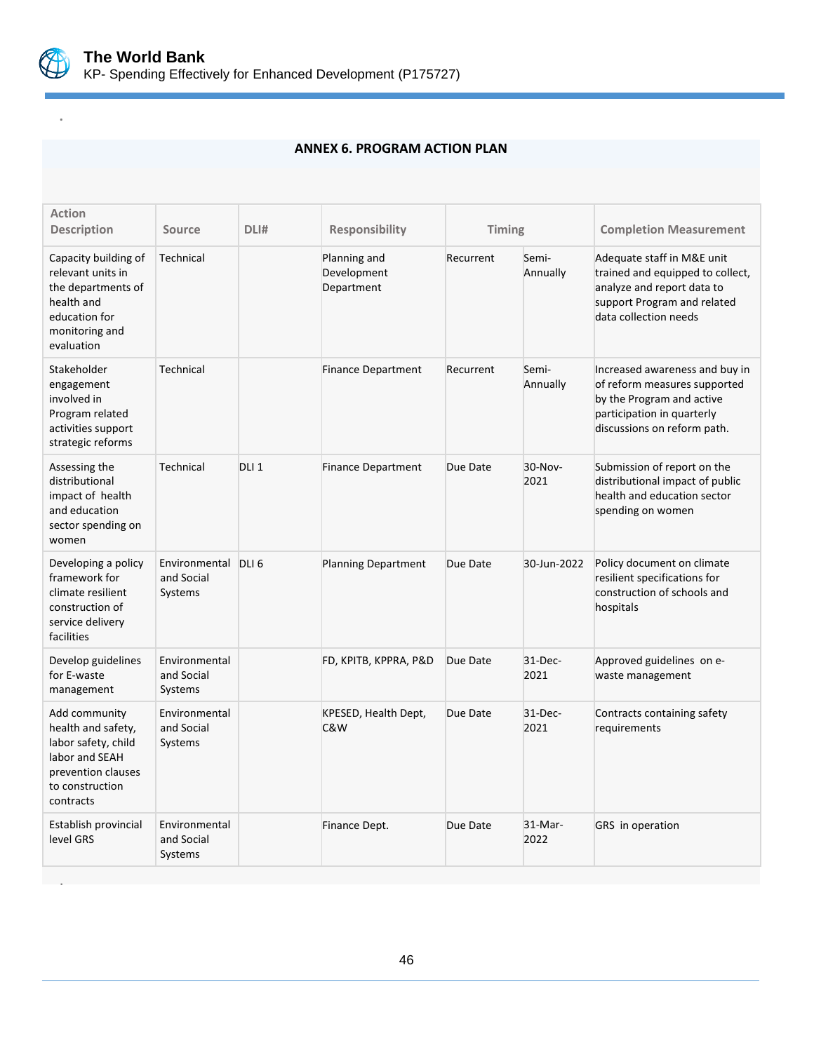## ANNEX 6. PROGRAM ACTION PLAN

| Action Description | Source | DLI# | Responsibility | Timing | | Completion Measurement |
|---|---|---|---|---|---|---|
| Capacity building of relevant units in the departments of health and education for monitoring and evaluation | Technical | | Planning and Development Department | Recurrent | Semi-Annually | Adequate staff in M&E unit trained and equipped to collect, analyze and report data to support Program and related data collection needs |
| Stakeholder engagement involved in Program related activities support strategic reforms | Technical | | Finance Department | Recurrent | Semi-Annually | Increased awareness and buy in of reform measures supported by the Program and active participation in quarterly discussions on reform path. |
| Assessing the distributional impact of health and education sector spending on women | Technical | DLI 1 | Finance Department | Due Date | 30-Nov-2021 | Submission of report on the distributional impact of public health and education sector spending on women |
| Developing a policy framework for climate resilient construction of service delivery facilities | Environmental and Social Systems | DLI 6 | Planning Department | Due Date | 30-Jun-2022 | Policy document on climate resilient specifications for construction of schools and hospitals |
| Develop guidelines for E-waste management | Environmental and Social Systems | | FD, KPITB, KPPRA, P&D | Due Date | 31-Dec-2021 | Approved guidelines on e-waste management |
| Add community health and safety, labor safety, child labor and SEAH prevention clauses to construction contracts | Environmental and Social Systems | | KPESED, Health Dept, C&W | Due Date | 31-Dec-2021 | Contracts containing safety requirements |
| Establish provincial level GRS | Environmental and Social Systems | | Finance Dept. | Due Date | 31-Mar-2022 | GRS in operation |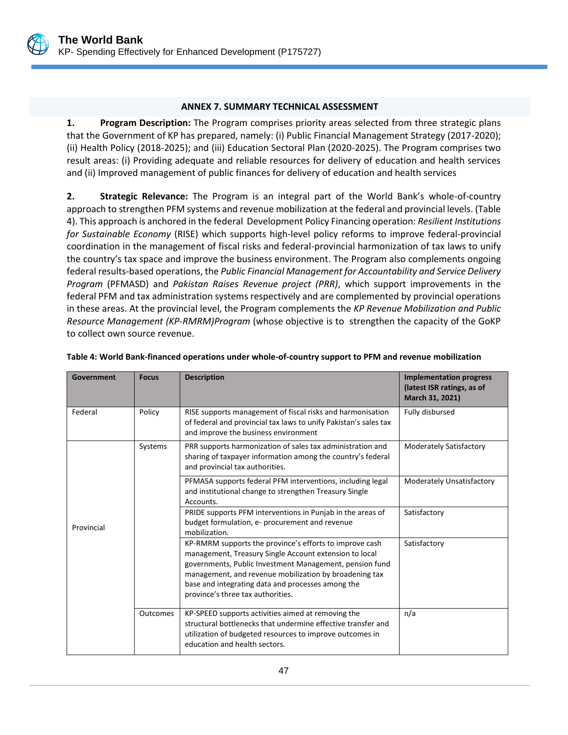## ANNEX 7. SUMMARY TECHNICAL ASSESSMENT

1. **Program Description:** The Program comprises priority areas selected from three strategic plans that the Government of KP has prepared, namely: (i) Public Financial Management Strategy (2017-2020); (ii) Health Policy (2018-2025); and (iii) Education Sectoral Plan (2020-2025). The Program comprises two result areas: (i) Providing adequate and reliable resources for delivery of education and health services and (ii) Improved management of public finances for delivery of education and health services

2. **Strategic Relevance:** The Program is an integral part of the World Bank's whole-of-country approach to strengthen PFM systems and revenue mobilization at the federal and provincial levels. (Table 4). This approach is anchored in the federal Development Policy Financing operation: *Resilient Institutions for Sustainable Economy* (RISE) which supports high-level policy reforms to improve federal-provincial coordination in the management of fiscal risks and federal-provincial harmonization of tax laws to unify the country's tax space and improve the business environment. The Program also complements ongoing federal results-based operations, the *Public Financial Management for Accountability and Service Delivery Program* (PFMASD) and *Pakistan Raises Revenue project (PRR)*, which support improvements in the federal PFM and tax administration systems respectively and are complemented by provincial operations in these areas. At the provincial level, the Program complements the *KP Revenue Mobilization and Public Resource Management (KP-RMRM)Program* (whose objective is to strengthen the capacity of the GoKP to collect own source revenue.

**Table 4: World Bank-financed operations under whole-of-country support to PFM and revenue mobilization**

| Government | Focus | Description | Implementation progress (latest ISR ratings, as of March 31, 2021) |
|---|---|---|---|
| Federal | Policy | RISE supports management of fiscal risks and harmonisation of federal and provincial tax laws to unify Pakistan's sales tax and improve the business environment | Fully disbursed |
| Provincial | Systems | PRR supports harmonization of sales tax administration and sharing of taxpayer information among the country's federal and provincial tax authorities. | Moderately Satisfactory |
| | | PFMASA supports federal PFM interventions, including legal and institutional change to strengthen Treasury Single Accounts. | Moderately Unsatisfactory |
| | | PRIDE supports PFM interventions in Punjab in the areas of budget formulation, e- procurement and revenue mobilization. | Satisfactory |
| | | KP-RMRM supports the province's efforts to improve cash management, Treasury Single Account extension to local governments, Public Investment Management, pension fund management, and revenue mobilization by broadening tax base and integrating data and processes among the province's three tax authorities. | Satisfactory |
| | Outcomes | KP-SPEED supports activities aimed at removing the structural bottlenecks that undermine effective transfer and utilization of budgeted resources to improve outcomes in education and health sectors. | n/a |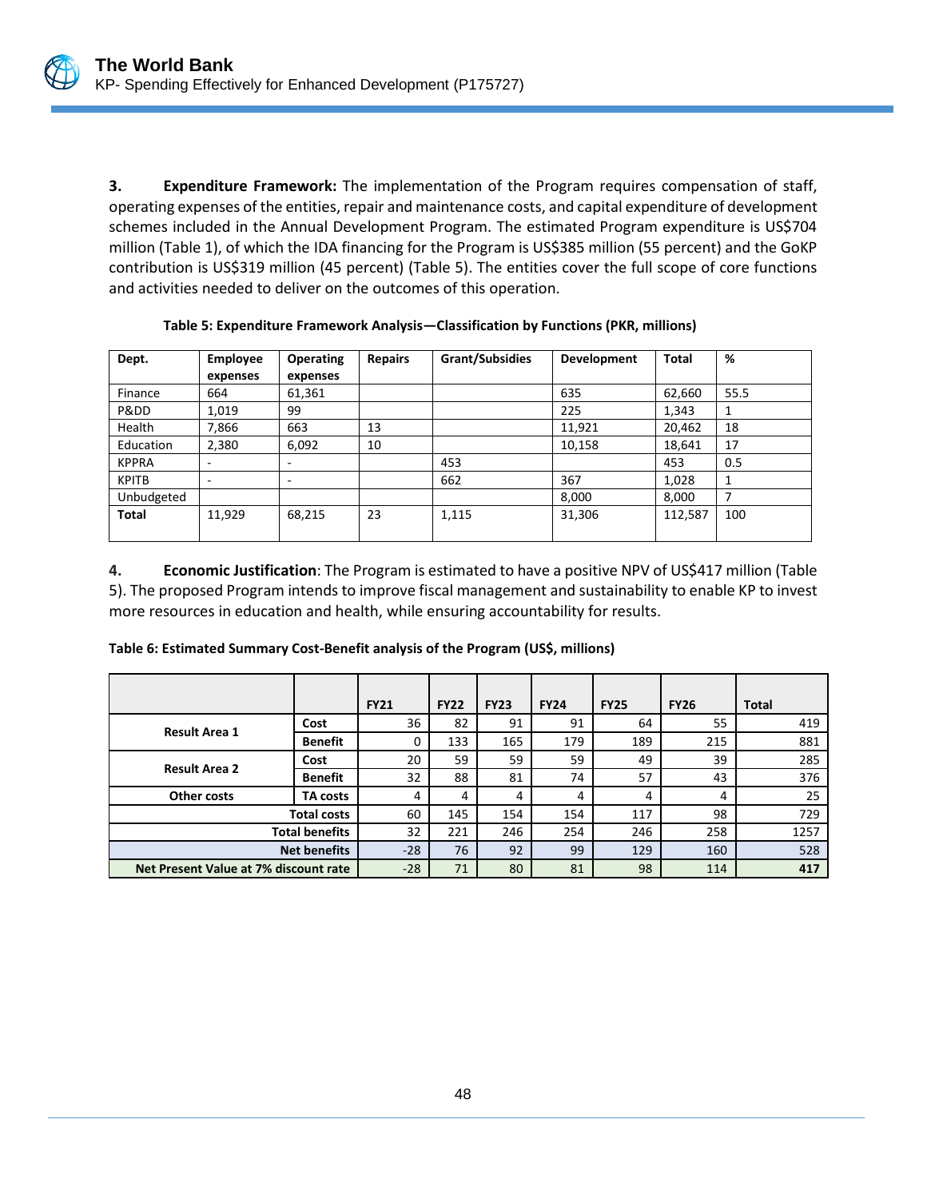**3. Expenditure Framework:** The implementation of the Program requires compensation of staff, operating expenses of the entities, repair and maintenance costs, and capital expenditure of development schemes included in the Annual Development Program. The estimated Program expenditure is US$704 million (Table 1), of which the IDA financing for the Program is US$385 million (55 percent) and the GoKP contribution is US$319 million (45 percent) (Table 5). The entities cover the full scope of core functions and activities needed to deliver on the outcomes of this operation.

**Table 5: Expenditure Framework Analysis—Classification by Functions (PKR, millions)**

| Dept. | Employee expenses | Operating expenses | Repairs | Grant/Subsidies | Development | Total | % |
|---|---|---|---|---|---|---|---|
| Finance | 664 | 61,361 | | | 635 | 62,660 | 55.5 |
| P&DD | 1,019 | 99 | | | 225 | 1,343 | 1 |
| Health | 7,866 | 663 | 13 | | 11,921 | 20,462 | 18 |
| Education | 2,380 | 6,092 | 10 | | 10,158 | 18,641 | 17 |
| KPPRA | - | - | | 453 | | 453 | 0.5 |
| KPITB | - | - | | 662 | 367 | 1,028 | 1 |
| Unbudgeted | | | | | 8,000 | 8,000 | 7 |
| **Total** | 11,929 | 68,215 | 23 | 1,115 | 31,306 | 112,587 | 100 |

**4. Economic Justification**: The Program is estimated to have a positive NPV of US$417 million (Table 5). The proposed Program intends to improve fiscal management and sustainability to enable KP to invest more resources in education and health, while ensuring accountability for results.

**Table 6: Estimated Summary Cost-Benefit analysis of the Program (US$, millions)**

| | | FY21 | FY22 | FY23 | FY24 | FY25 | FY26 | Total |
|---|---|---|---|---|---|---|---|---|
| **Result Area 1** | **Cost** | 36 | 82 | 91 | 91 | 64 | 55 | 419 |
| | **Benefit** | 0 | 133 | 165 | 179 | 189 | 215 | 881 |
| **Result Area 2** | **Cost** | 20 | 59 | 59 | 59 | 49 | 39 | 285 |
| | **Benefit** | 32 | 88 | 81 | 74 | 57 | 43 | 376 |
| **Other costs** | **TA costs** | 4 | 4 | 4 | 4 | 4 | 4 | 25 |
| | **Total costs** | 60 | 145 | 154 | 154 | 117 | 98 | 729 |
| | **Total benefits** | 32 | 221 | 246 | 254 | 246 | 258 | 1257 |
| | **Net benefits** | -28 | 76 | 92 | 99 | 129 | 160 | 528 |
| **Net Present Value at 7% discount rate** | | -28 | 71 | 80 | 81 | 98 | 114 | **417** |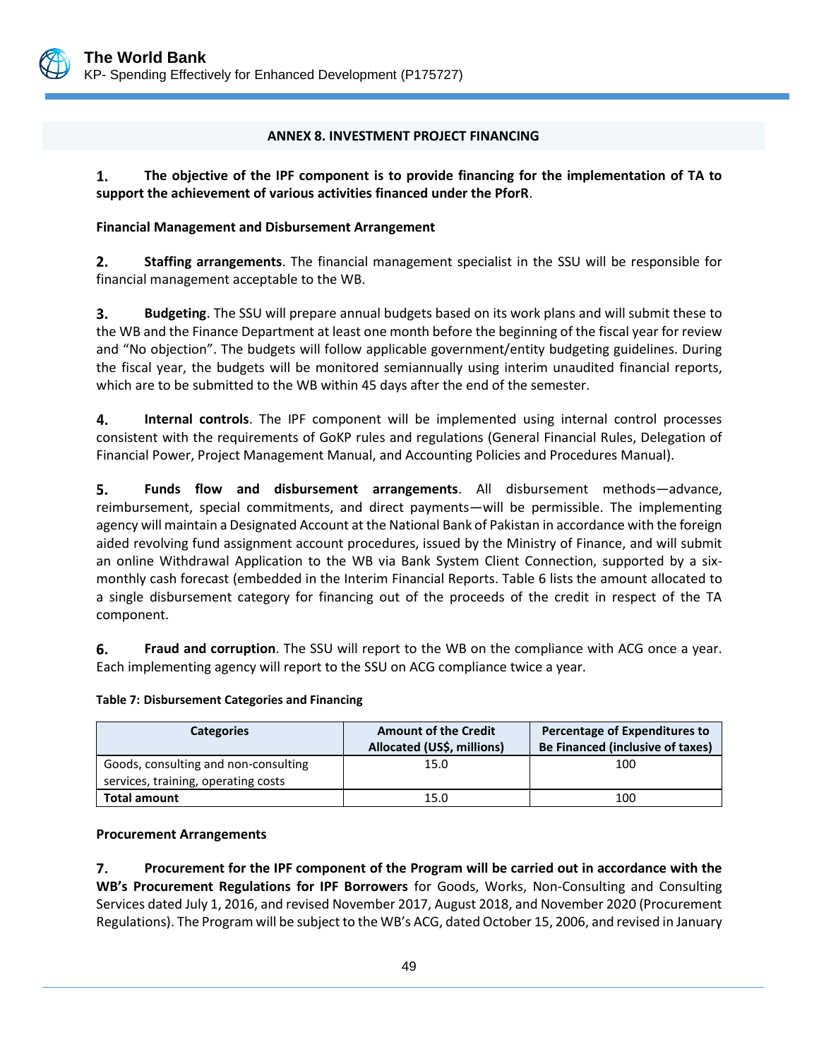## ANNEX 8. INVESTMENT PROJECT FINANCING

1. **The objective of the IPF component is to provide financing for the implementation of TA to support the achievement of various activities financed under the PforR**.

**Financial Management and Disbursement Arrangement**

2. **Staffing arrangements**. The financial management specialist in the SSU will be responsible for financial management acceptable to the WB.

3. **Budgeting**. The SSU will prepare annual budgets based on its work plans and will submit these to the WB and the Finance Department at least one month before the beginning of the fiscal year for review and "No objection". The budgets will follow applicable government/entity budgeting guidelines. During the fiscal year, the budgets will be monitored semiannually using interim unaudited financial reports, which are to be submitted to the WB within 45 days after the end of the semester.

4. **Internal controls**. The IPF component will be implemented using internal control processes consistent with the requirements of GoKP rules and regulations (General Financial Rules, Delegation of Financial Power, Project Management Manual, and Accounting Policies and Procedures Manual).

5. **Funds flow and disbursement arrangements**. All disbursement methods—advance, reimbursement, special commitments, and direct payments—will be permissible. The implementing agency will maintain a Designated Account at the National Bank of Pakistan in accordance with the foreign aided revolving fund assignment account procedures, issued by the Ministry of Finance, and will submit an online Withdrawal Application to the WB via Bank System Client Connection, supported by a six-monthly cash forecast (embedded in the Interim Financial Reports. Table 6 lists the amount allocated to a single disbursement category for financing out of the proceeds of the credit in respect of the TA component.

6. **Fraud and corruption**. The SSU will report to the WB on the compliance with ACG once a year. Each implementing agency will report to the SSU on ACG compliance twice a year.

**Table 7: Disbursement Categories and Financing**

| Categories | Amount of the Credit Allocated (US$, millions) | Percentage of Expenditures to Be Financed (inclusive of taxes) |
|---|---|---|
| Goods, consulting and non-consulting services, training, operating costs | 15.0 | 100 |
| **Total amount** | 15.0 | 100 |

**Procurement Arrangements**

7. **Procurement for the IPF component of the Program will be carried out in accordance with the WB's Procurement Regulations for IPF Borrowers** for Goods, Works, Non-Consulting and Consulting Services dated July 1, 2016, and revised November 2017, August 2018, and November 2020 (Procurement Regulations). The Program will be subject to the WB's ACG, dated October 15, 2006, and revised in January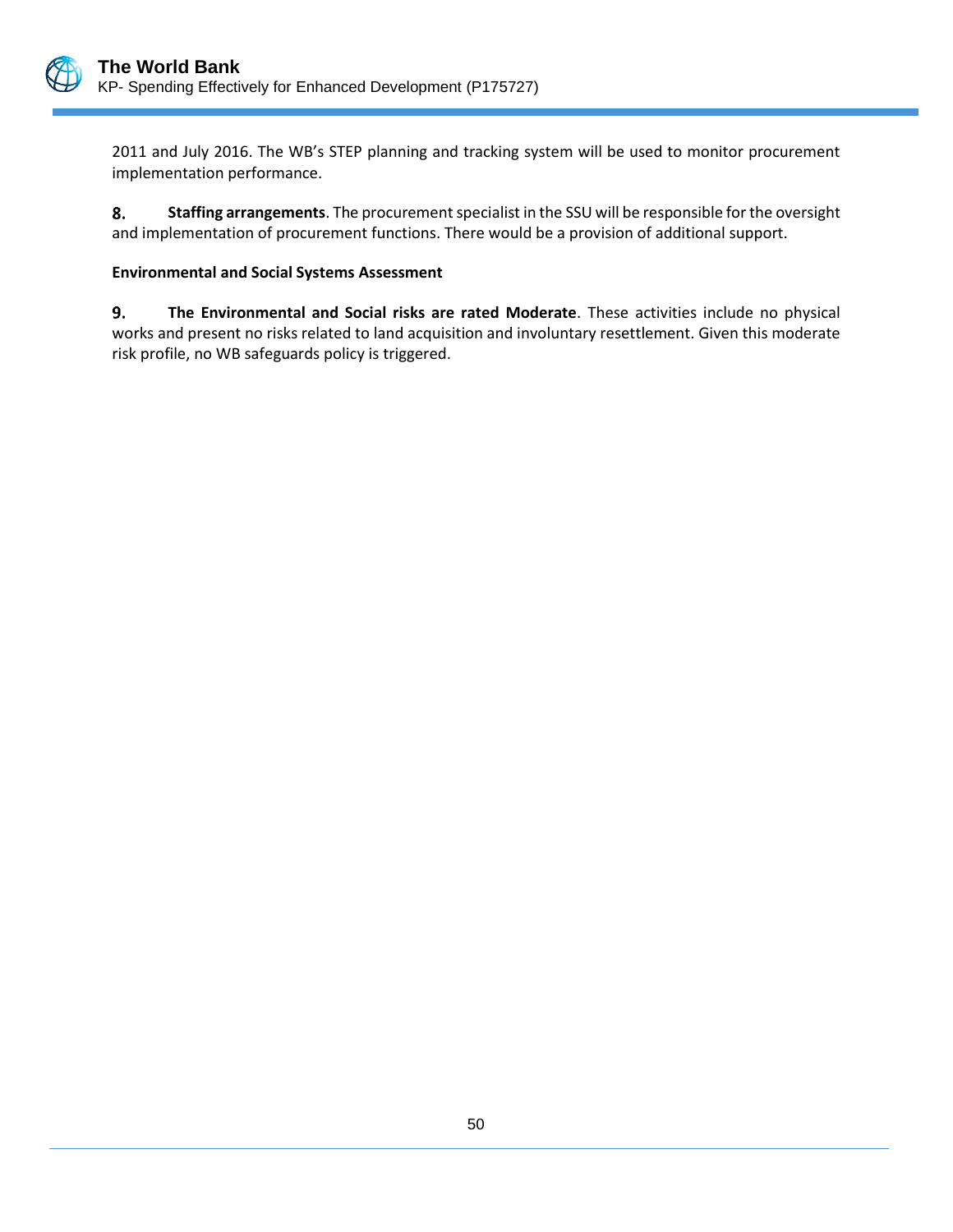2011 and July 2016. The WB's STEP planning and tracking system will be used to monitor procurement implementation performance.

8. **Staffing arrangements**. The procurement specialist in the SSU will be responsible for the oversight and implementation of procurement functions. There would be a provision of additional support.

**Environmental and Social Systems Assessment**

9. **The Environmental and Social risks are rated Moderate**. These activities include no physical works and present no risks related to land acquisition and involuntary resettlement. Given this moderate risk profile, no WB safeguards policy is triggered.